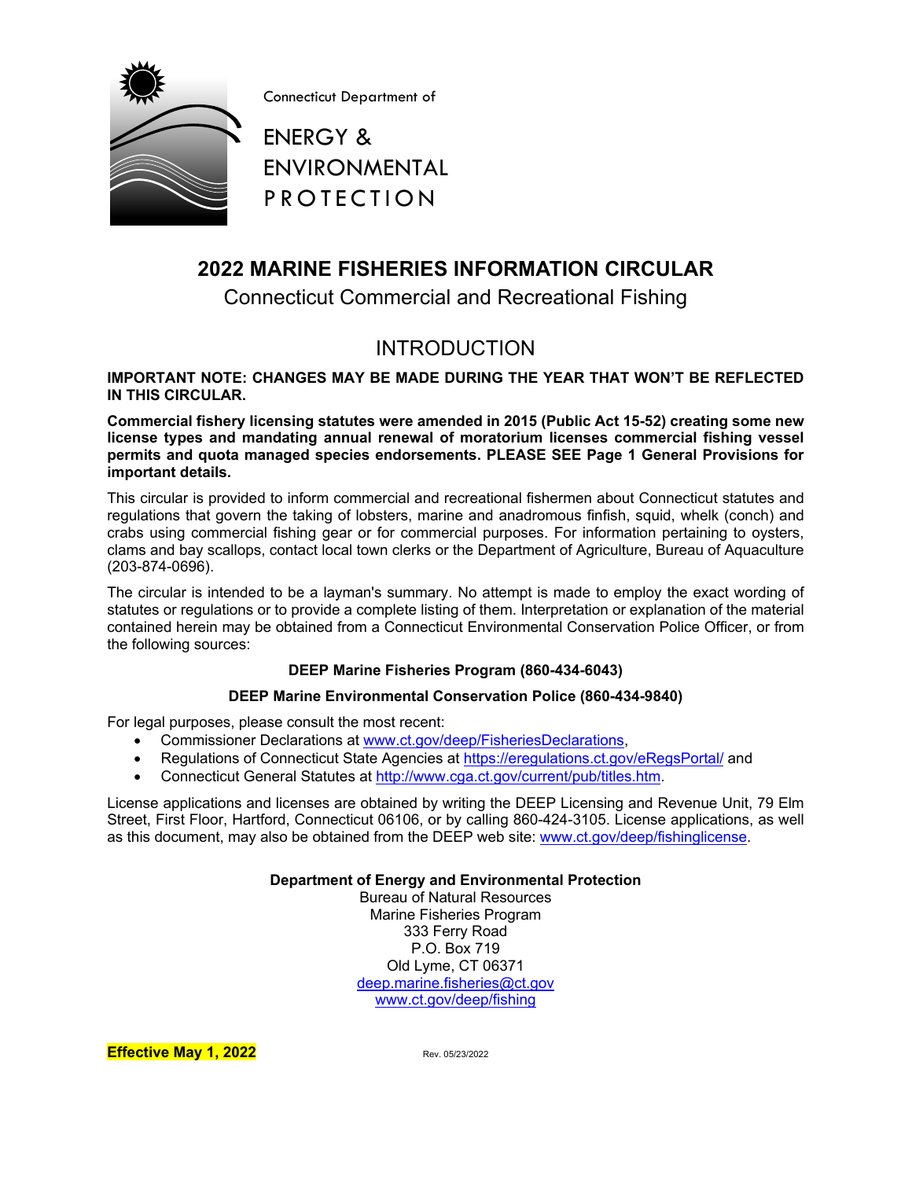Connecticut Department of

ENERGY &
ENVIRONMENTAL
PROTECTION

# 2022 MARINE FISHERIES INFORMATION CIRCULAR

Connecticut Commercial and Recreational Fishing

## INTRODUCTION

**IMPORTANT NOTE: CHANGES MAY BE MADE DURING THE YEAR THAT WON'T BE REFLECTED IN THIS CIRCULAR.**

**Commercial fishery licensing statutes were amended in 2015 (Public Act 15-52) creating some new license types and mandating annual renewal of moratorium licenses commercial fishing vessel permits and quota managed species endorsements. PLEASE SEE Page 1 General Provisions for important details.**

This circular is provided to inform commercial and recreational fishermen about Connecticut statutes and regulations that govern the taking of lobsters, marine and anadromous finfish, squid, whelk (conch) and crabs using commercial fishing gear or for commercial purposes. For information pertaining to oysters, clams and bay scallops, contact local town clerks or the Department of Agriculture, Bureau of Aquaculture (203-874-0696).

The circular is intended to be a layman's summary. No attempt is made to employ the exact wording of statutes or regulations or to provide a complete listing of them. Interpretation or explanation of the material contained herein may be obtained from a Connecticut Environmental Conservation Police Officer, or from the following sources:

**DEEP Marine Fisheries Program (860-434-6043)**

**DEEP Marine Environmental Conservation Police (860-434-9840)**

For legal purposes, please consult the most recent:

- Commissioner Declarations at www.ct.gov/deep/FisheriesDeclarations,
- Regulations of Connecticut State Agencies at https://eregulations.ct.gov/eRegsPortal/ and
- Connecticut General Statutes at http://www.cga.ct.gov/current/pub/titles.htm.

License applications and licenses are obtained by writing the DEEP Licensing and Revenue Unit, 79 Elm Street, First Floor, Hartford, Connecticut 06106, or by calling 860-424-3105. License applications, as well as this document, may also be obtained from the DEEP web site: www.ct.gov/deep/fishinglicense.

**Department of Energy and Environmental Protection**
Bureau of Natural Resources
Marine Fisheries Program
333 Ferry Road
P.O. Box 719
Old Lyme, CT 06371
deep.marine.fisheries@ct.gov
www.ct.gov/deep/fishing

**Effective May 1, 2022**

Rev. 05/23/2022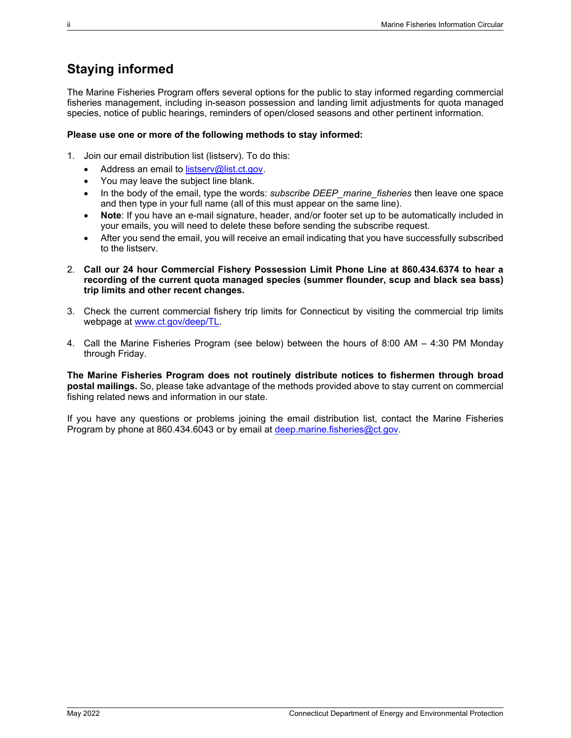## Staying informed

The Marine Fisheries Program offers several options for the public to stay informed regarding commercial fisheries management, including in-season possession and landing limit adjustments for quota managed species, notice of public hearings, reminders of open/closed seasons and other pertinent information.

**Please use one or more of the following methods to stay informed:**

1. Join our email distribution list (listserv). To do this:
   - Address an email to listserv@list.ct.gov.
   - You may leave the subject line blank.
   - In the body of the email, type the words: *subscribe DEEP_marine_fisheries* then leave one space and then type in your full name (all of this must appear on the same line).
   - **Note**: If you have an e-mail signature, header, and/or footer set up to be automatically included in your emails, you will need to delete these before sending the subscribe request.
   - After you send the email, you will receive an email indicating that you have successfully subscribed to the listserv.

2. **Call our 24 hour Commercial Fishery Possession Limit Phone Line at 860.434.6374 to hear a recording of the current quota managed species (summer flounder, scup and black sea bass) trip limits and other recent changes.**

3. Check the current commercial fishery trip limits for Connecticut by visiting the commercial trip limits webpage at www.ct.gov/deep/TL.

4. Call the Marine Fisheries Program (see below) between the hours of 8:00 AM – 4:30 PM Monday through Friday.

**The Marine Fisheries Program does not routinely distribute notices to fishermen through broad postal mailings.** So, please take advantage of the methods provided above to stay current on commercial fishing related news and information in our state.

If you have any questions or problems joining the email distribution list, contact the Marine Fisheries Program by phone at 860.434.6043 or by email at deep.marine.fisheries@ct.gov.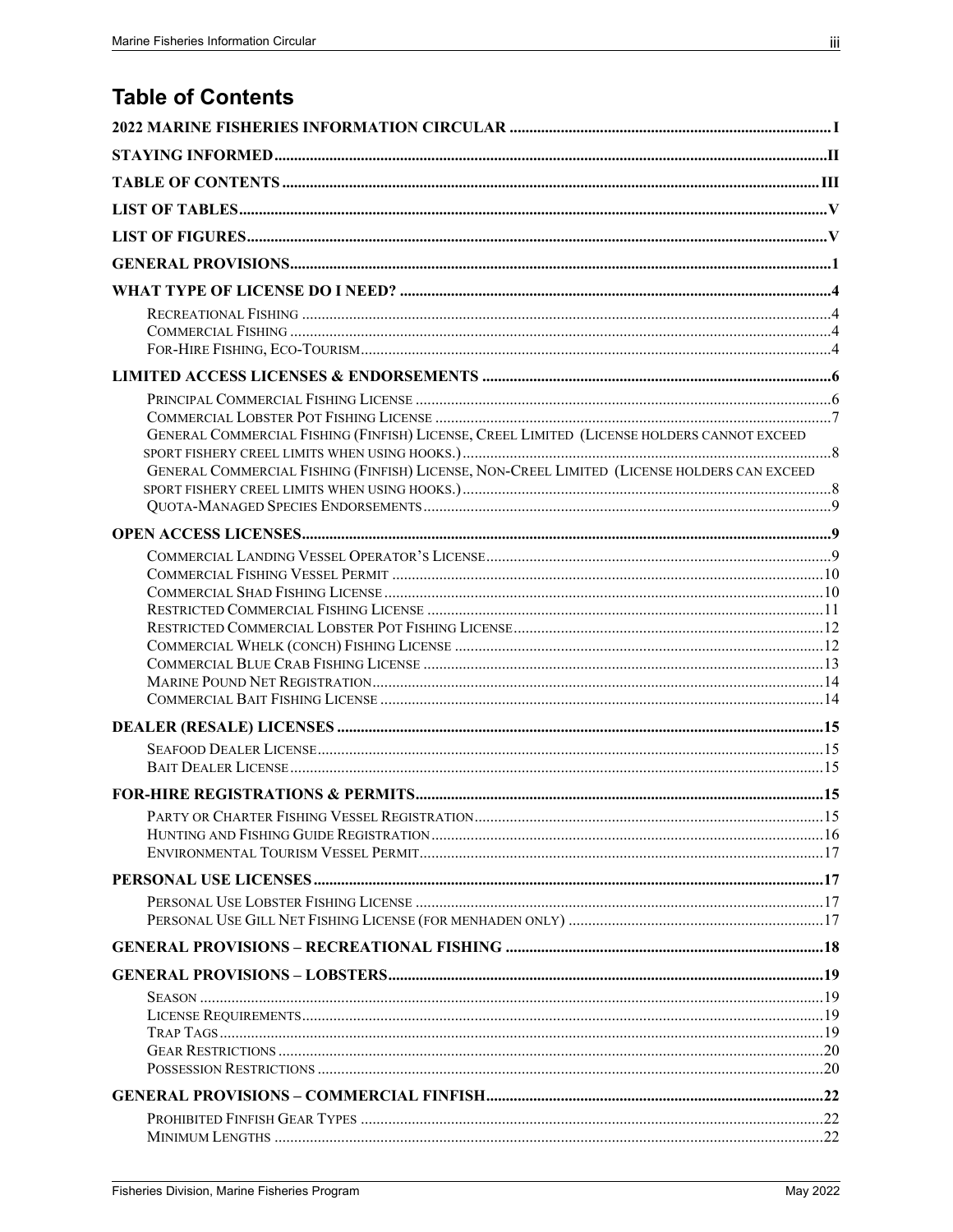# Table of Contents

2022 MARINE FISHERIES INFORMATION CIRCULAR ..... I

STAYING INFORMED ..... II

TABLE OF CONTENTS ..... III

LIST OF TABLES ..... V

LIST OF FIGURES ..... V

GENERAL PROVISIONS ..... 1

WHAT TYPE OF LICENSE DO I NEED? ..... 4

- Recreational Fishing ..... 4
- Commercial Fishing ..... 4
- For-Hire Fishing, Eco-Tourism ..... 4

LIMITED ACCESS LICENSES & ENDORSEMENTS ..... 6

- Principal Commercial Fishing License ..... 6
- Commercial Lobster Pot Fishing License ..... 7
- General Commercial Fishing (Finfish) License, Creel Limited (License holders cannot exceed sport fishery creel limits when using hooks.) ..... 8
- General Commercial Fishing (Finfish) License, Non-Creel Limited (License holders can exceed sport fishery creel limits when using hooks.) ..... 8
- Quota-Managed Species Endorsements ..... 9

OPEN ACCESS LICENSES ..... 9

- Commercial Landing Vessel Operator's License ..... 9
- Commercial Fishing Vessel Permit ..... 10
- Commercial Shad Fishing License ..... 10
- Restricted Commercial Fishing License ..... 11
- Restricted Commercial Lobster Pot Fishing License ..... 12
- Commercial Whelk (conch) Fishing License ..... 12
- Commercial Blue Crab Fishing License ..... 13
- Marine Pound Net Registration ..... 14
- Commercial Bait Fishing License ..... 14

DEALER (RESALE) LICENSES ..... 15

- Seafood Dealer License ..... 15
- Bait Dealer License ..... 15

FOR-HIRE REGISTRATIONS & PERMITS ..... 15

- Party or Charter Fishing Vessel Registration ..... 15
- Hunting and Fishing Guide Registration ..... 16
- Environmental Tourism Vessel Permit ..... 17

PERSONAL USE LICENSES ..... 17

- Personal Use Lobster Fishing License ..... 17
- Personal Use Gill Net Fishing License (for menhaden only) ..... 17

GENERAL PROVISIONS – RECREATIONAL FISHING ..... 18

GENERAL PROVISIONS – LOBSTERS ..... 19

- Season ..... 19
- License Requirements ..... 19
- Trap Tags ..... 19
- Gear Restrictions ..... 20
- Possession Restrictions ..... 20

GENERAL PROVISIONS – COMMERCIAL FINFISH ..... 22

- Prohibited Finfish Gear Types ..... 22
- Minimum Lengths ..... 22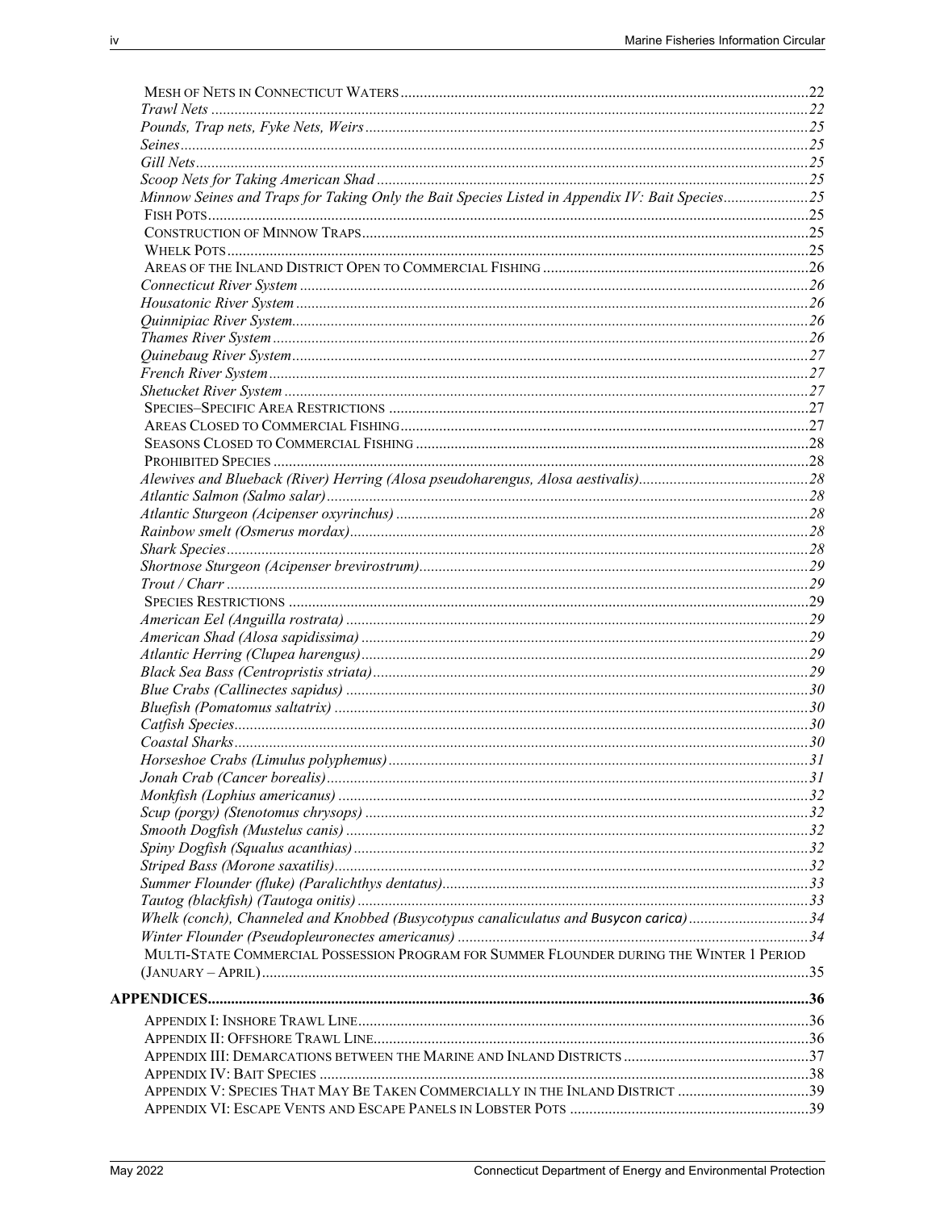MESH OF NETS IN CONNECTICUT WATERS ........ 22

*Trawl Nets* ........ 22

*Pounds, Trap nets, Fyke Nets, Weirs* ........ 25

*Seines* ........ 25

*Gill Nets* ........ 25

*Scoop Nets for Taking American Shad* ........ 25

*Minnow Seines and Traps for Taking Only the Bait Species Listed in Appendix IV: Bait Species* ........ 25

FISH POTS ........ 25

CONSTRUCTION OF MINNOW TRAPS ........ 25

WHELK POTS ........ 25

AREAS OF THE INLAND DISTRICT OPEN TO COMMERCIAL FISHING ........ 26

*Connecticut River System* ........ 26

*Housatonic River System* ........ 26

*Quinnipiac River System* ........ 26

*Thames River System* ........ 26

*Quinebaug River System* ........ 27

*French River System* ........ 27

*Shetucket River System* ........ 27

SPECIES–SPECIFIC AREA RESTRICTIONS ........ 27

AREAS CLOSED TO COMMERCIAL FISHING ........ 27

SEASONS CLOSED TO COMMERCIAL FISHING ........ 28

PROHIBITED SPECIES ........ 28

*Alewives and Blueback (River) Herring (Alosa pseudoharengus, Alosa aestivalis)* ........ 28

*Atlantic Salmon (Salmo salar)* ........ 28

*Atlantic Sturgeon (Acipenser oxyrinchus)* ........ 28

*Rainbow smelt (Osmerus mordax)* ........ 28

*Shark Species* ........ 28

*Shortnose Sturgeon (Acipenser brevirostrum)* ........ 29

*Trout / Charr* ........ 29

SPECIES RESTRICTIONS ........ 29

*American Eel (Anguilla rostrata)* ........ 29

*American Shad (Alosa sapidissima)* ........ 29

*Atlantic Herring (Clupea harengus)* ........ 29

*Black Sea Bass (Centropristis striata)* ........ 29

*Blue Crabs (Callinectes sapidus)* ........ 30

*Bluefish (Pomatomus saltatrix)* ........ 30

*Catfish Species* ........ 30

*Coastal Sharks* ........ 30

*Horseshoe Crabs (Limulus polyphemus)* ........ 31

*Jonah Crab (Cancer borealis)* ........ 31

*Monkfish (Lophius americanus)* ........ 32

*Scup (porgy) (Stenotomus chrysops)* ........ 32

*Smooth Dogfish (Mustelus canis)* ........ 32

*Spiny Dogfish (Squalus acanthias)* ........ 32

*Striped Bass (Morone saxatilis)* ........ 32

*Summer Flounder (fluke) (Paralichthys dentatus)* ........ 33

*Tautog (blackfish) (Tautoga onitis)* ........ 33

*Whelk (conch), Channeled and Knobbed (Busycotypus canaliculatus and Busycon carica)* ........ 34

*Winter Flounder (Pseudopleuronectes americanus)* ........ 34

MULTI-STATE COMMERCIAL POSSESSION PROGRAM FOR SUMMER FLOUNDER DURING THE WINTER 1 PERIOD (JANUARY – APRIL) ........ 35

**APPENDICES** ........ 36

APPENDIX I: INSHORE TRAWL LINE ........ 36

APPENDIX II: OFFSHORE TRAWL LINE ........ 36

APPENDIX III: DEMARCATIONS BETWEEN THE MARINE AND INLAND DISTRICTS ........ 37

APPENDIX IV: BAIT SPECIES ........ 38

APPENDIX V: SPECIES THAT MAY BE TAKEN COMMERCIALLY IN THE INLAND DISTRICT ........ 39

APPENDIX VI: ESCAPE VENTS AND ESCAPE PANELS IN LOBSTER POTS ........ 39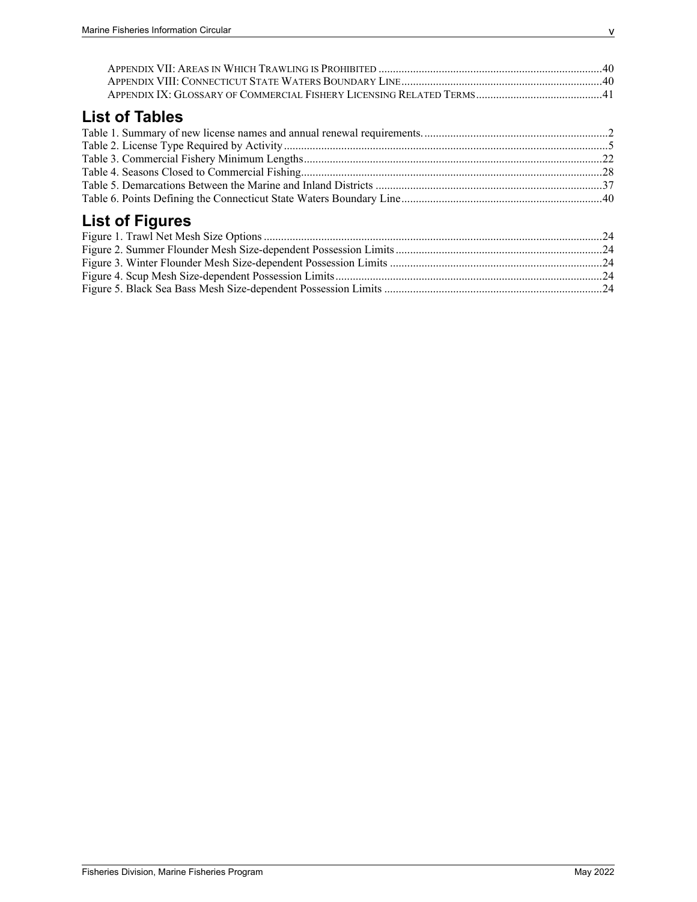Appendix VII: Areas in Which Trawling is Prohibited .....40
Appendix VIII: Connecticut State Waters Boundary Line .....40
Appendix IX: Glossary of Commercial Fishery Licensing Related Terms .....41

## List of Tables

Table 1. Summary of new license names and annual renewal requirements. .....2
Table 2. License Type Required by Activity .....5
Table 3. Commercial Fishery Minimum Lengths .....22
Table 4. Seasons Closed to Commercial Fishing .....28
Table 5. Demarcations Between the Marine and Inland Districts .....37
Table 6. Points Defining the Connecticut State Waters Boundary Line .....40

## List of Figures

Figure 1. Trawl Net Mesh Size Options .....24
Figure 2. Summer Flounder Mesh Size-dependent Possession Limits .....24
Figure 3. Winter Flounder Mesh Size-dependent Possession Limits .....24
Figure 4. Scup Mesh Size-dependent Possession Limits .....24
Figure 5. Black Sea Bass Mesh Size-dependent Possession Limits .....24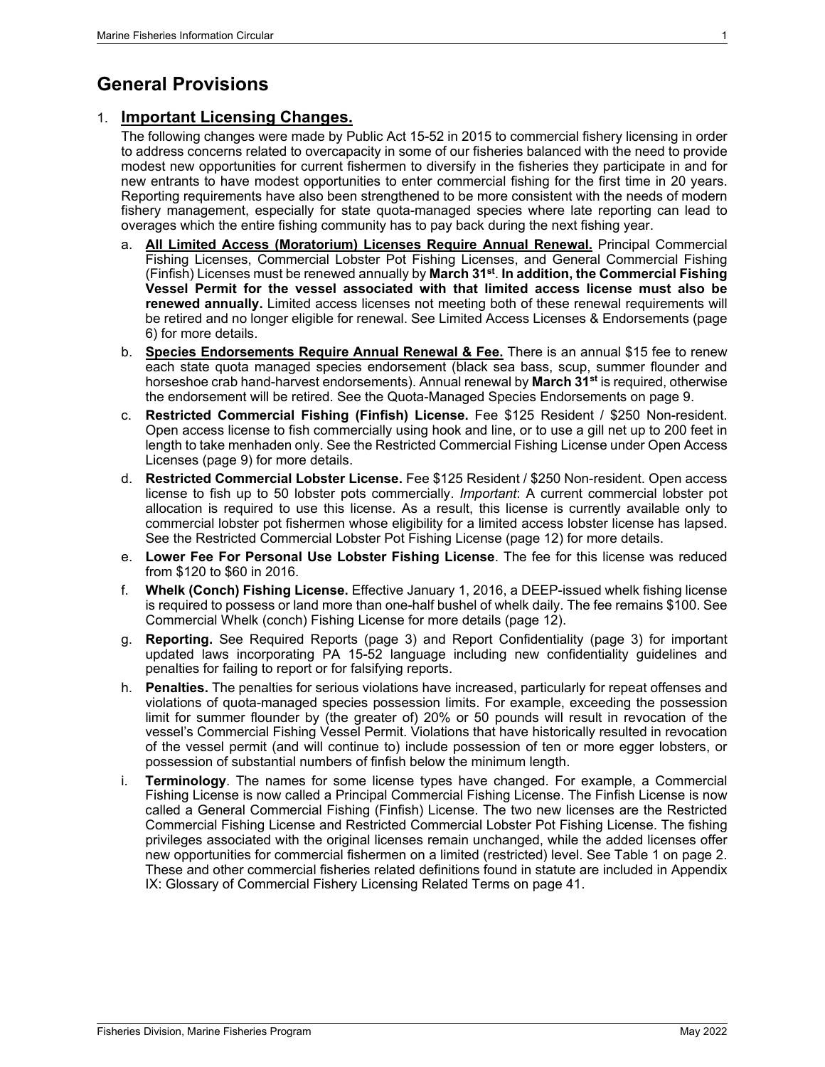# General Provisions

1. **Important Licensing Changes.**

   The following changes were made by Public Act 15-52 in 2015 to commercial fishery licensing in order to address concerns related to overcapacity in some of our fisheries balanced with the need to provide modest new opportunities for current fishermen to diversify in the fisheries they participate in and for new entrants to have modest opportunities to enter commercial fishing for the first time in 20 years. Reporting requirements have also been strengthened to be more consistent with the needs of modern fishery management, especially for state quota-managed species where late reporting can lead to overages which the entire fishing community has to pay back during the next fishing year.

   a. **All Limited Access (Moratorium) Licenses Require Annual Renewal.** Principal Commercial Fishing Licenses, Commercial Lobster Pot Fishing Licenses, and General Commercial Fishing (Finfish) Licenses must be renewed annually by **March 31st**. **In addition, the Commercial Fishing Vessel Permit for the vessel associated with that limited access license must also be renewed annually.** Limited access licenses not meeting both of these renewal requirements will be retired and no longer eligible for renewal. See Limited Access Licenses & Endorsements (page 6) for more details.

   b. **Species Endorsements Require Annual Renewal & Fee.** There is an annual $15 fee to renew each state quota managed species endorsement (black sea bass, scup, summer flounder and horseshoe crab hand-harvest endorsements). Annual renewal by **March 31st** is required, otherwise the endorsement will be retired. See the Quota-Managed Species Endorsements on page 9.

   c. **Restricted Commercial Fishing (Finfish) License.** Fee $125 Resident / $250 Non-resident. Open access license to fish commercially using hook and line, or to use a gill net up to 200 feet in length to take menhaden only. See the Restricted Commercial Fishing License under Open Access Licenses (page 9) for more details.

   d. **Restricted Commercial Lobster License.** Fee $125 Resident / $250 Non-resident. Open access license to fish up to 50 lobster pots commercially. *Important*: A current commercial lobster pot allocation is required to use this license. As a result, this license is currently available only to commercial lobster pot fishermen whose eligibility for a limited access lobster license has lapsed. See the Restricted Commercial Lobster Pot Fishing License (page 12) for more details.

   e. **Lower Fee For Personal Use Lobster Fishing License**. The fee for this license was reduced from $120 to $60 in 2016.

   f. **Whelk (Conch) Fishing License.** Effective January 1, 2016, a DEEP-issued whelk fishing license is required to possess or land more than one-half bushel of whelk daily. The fee remains $100. See Commercial Whelk (conch) Fishing License for more details (page 12).

   g. **Reporting.** See Required Reports (page 3) and Report Confidentiality (page 3) for important updated laws incorporating PA 15-52 language including new confidentiality guidelines and penalties for failing to report or for falsifying reports.

   h. **Penalties.** The penalties for serious violations have increased, particularly for repeat offenses and violations of quota-managed species possession limits. For example, exceeding the possession limit for summer flounder by (the greater of) 20% or 50 pounds will result in revocation of the vessel's Commercial Fishing Vessel Permit. Violations that have historically resulted in revocation of the vessel permit (and will continue to) include possession of ten or more egger lobsters, or possession of substantial numbers of finfish below the minimum length.

   i. **Terminology**. The names for some license types have changed. For example, a Commercial Fishing License is now called a Principal Commercial Fishing License. The Finfish License is now called a General Commercial Fishing (Finfish) License. The two new licenses are the Restricted Commercial Fishing License and Restricted Commercial Lobster Pot Fishing License. The fishing privileges associated with the original licenses remain unchanged, while the added licenses offer new opportunities for commercial fishermen on a limited (restricted) level. See Table 1 on page 2. These and other commercial fisheries related definitions found in statute are included in Appendix IX: Glossary of Commercial Fishery Licensing Related Terms on page 41.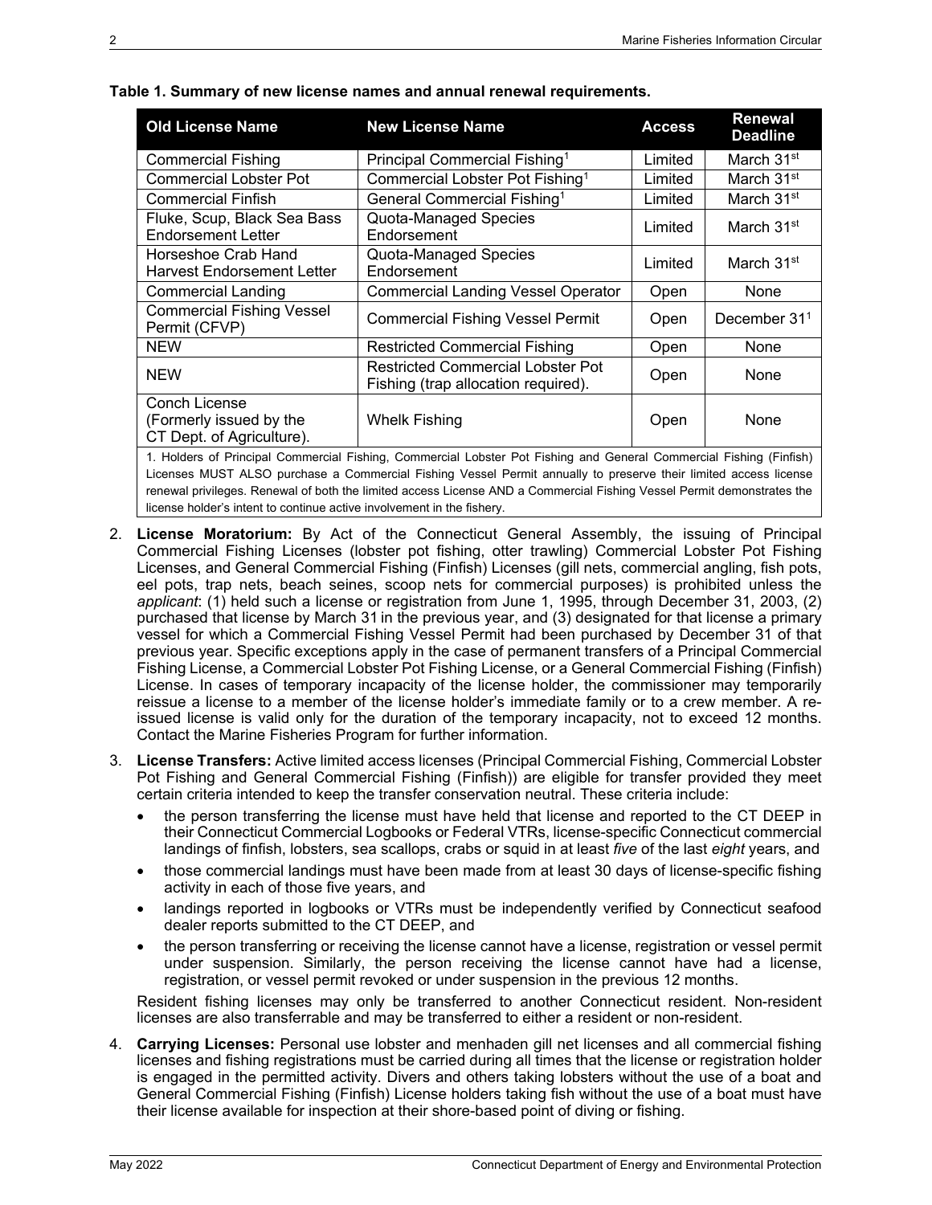**Table 1. Summary of new license names and annual renewal requirements.**

| Old License Name | New License Name | Access | Renewal Deadline |
|---|---|---|---|
| Commercial Fishing | Principal Commercial Fishing[1] | Limited | March 31st |
| Commercial Lobster Pot | Commercial Lobster Pot Fishing[1] | Limited | March 31st |
| Commercial Finfish | General Commercial Fishing[1] | Limited | March 31st |
| Fluke, Scup, Black Sea Bass Endorsement Letter | Quota-Managed Species Endorsement | Limited | March 31st |
| Horseshoe Crab Hand Harvest Endorsement Letter | Quota-Managed Species Endorsement | Limited | March 31st |
| Commercial Landing | Commercial Landing Vessel Operator | Open | None |
| Commercial Fishing Vessel Permit (CFVP) | Commercial Fishing Vessel Permit | Open | December 31[1] |
| NEW | Restricted Commercial Fishing | Open | None |
| NEW | Restricted Commercial Lobster Pot Fishing (trap allocation required). | Open | None |
| Conch License (Formerly issued by the CT Dept. of Agriculture). | Whelk Fishing | Open | None |

1. Holders of Principal Commercial Fishing, Commercial Lobster Pot Fishing and General Commercial Fishing (Finfish) Licenses MUST ALSO purchase a Commercial Fishing Vessel Permit annually to preserve their limited access license renewal privileges. Renewal of both the limited access License AND a Commercial Fishing Vessel Permit demonstrates the license holder's intent to continue active involvement in the fishery.

2. **License Moratorium:** By Act of the Connecticut General Assembly, the issuing of Principal Commercial Fishing Licenses (lobster pot fishing, otter trawling) Commercial Lobster Pot Fishing Licenses, and General Commercial Fishing (Finfish) Licenses (gill nets, commercial angling, fish pots, eel pots, trap nets, beach seines, scoop nets for commercial purposes) is prohibited unless the *applicant*: (1) held such a license or registration from June 1, 1995, through December 31, 2003, (2) purchased that license by March 31 in the previous year, and (3) designated for that license a primary vessel for which a Commercial Fishing Vessel Permit had been purchased by December 31 of that previous year. Specific exceptions apply in the case of permanent transfers of a Principal Commercial Fishing License, a Commercial Lobster Pot Fishing License, or a General Commercial Fishing (Finfish) License. In cases of temporary incapacity of the license holder, the commissioner may temporarily reissue a license to a member of the license holder's immediate family or to a crew member. A re-issued license is valid only for the duration of the temporary incapacity, not to exceed 12 months. Contact the Marine Fisheries Program for further information.

3. **License Transfers:** Active limited access licenses (Principal Commercial Fishing, Commercial Lobster Pot Fishing and General Commercial Fishing (Finfish)) are eligible for transfer provided they meet certain criteria intended to keep the transfer conservation neutral. These criteria include:
   - the person transferring the license must have held that license and reported to the CT DEEP in their Connecticut Commercial Logbooks or Federal VTRs, license-specific Connecticut commercial landings of finfish, lobsters, sea scallops, crabs or squid in at least *five* of the last *eight* years, and
   - those commercial landings must have been made from at least 30 days of license-specific fishing activity in each of those five years, and
   - landings reported in logbooks or VTRs must be independently verified by Connecticut seafood dealer reports submitted to the CT DEEP, and
   - the person transferring or receiving the license cannot have a license, registration or vessel permit under suspension. Similarly, the person receiving the license cannot have had a license, registration, or vessel permit revoked or under suspension in the previous 12 months.

   Resident fishing licenses may only be transferred to another Connecticut resident. Non-resident licenses are also transferrable and may be transferred to either a resident or non-resident.

4. **Carrying Licenses:** Personal use lobster and menhaden gill net licenses and all commercial fishing licenses and fishing registrations must be carried during all times that the license or registration holder is engaged in the permitted activity. Divers and others taking lobsters without the use of a boat and General Commercial Fishing (Finfish) License holders taking fish without the use of a boat must have their license available for inspection at their shore-based point of diving or fishing.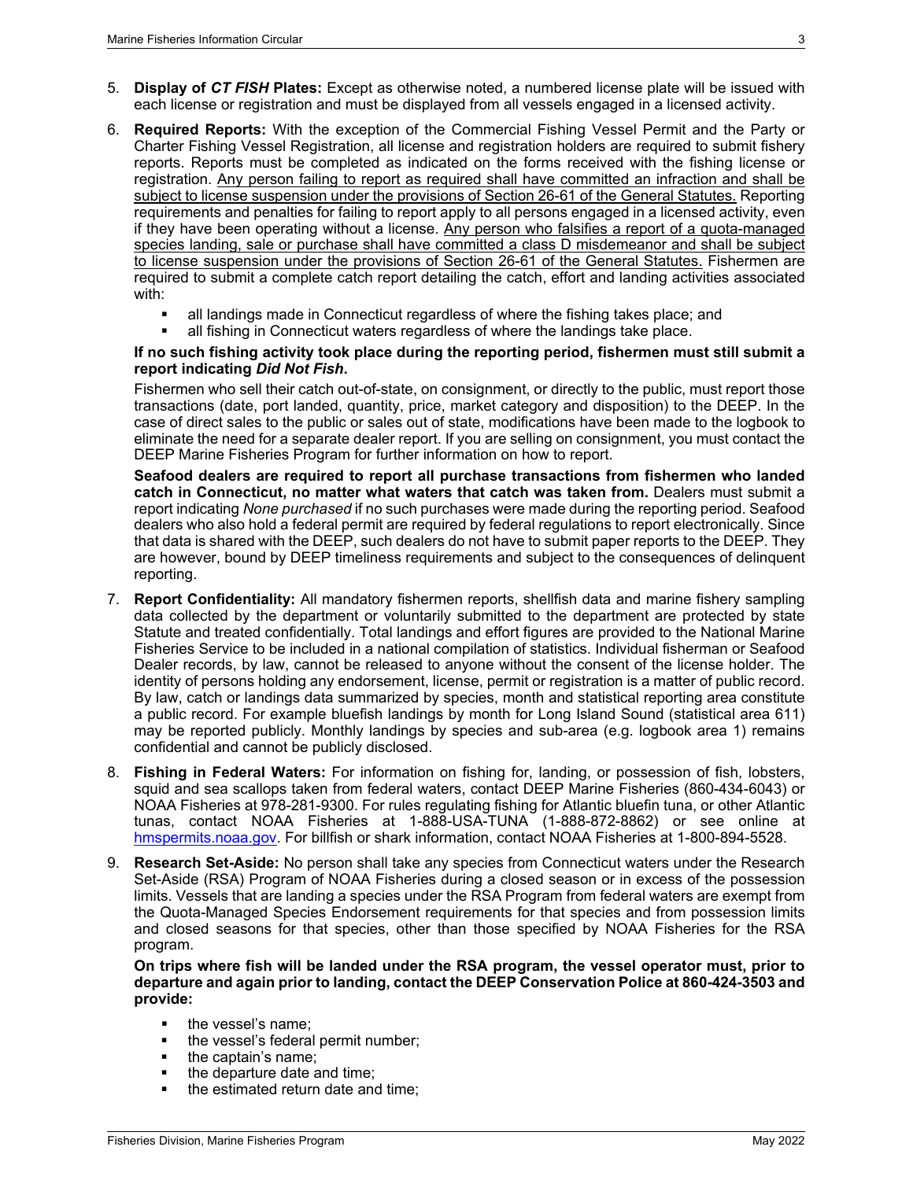5. **Display of *CT FISH* Plates:** Except as otherwise noted, a numbered license plate will be issued with each license or registration and must be displayed from all vessels engaged in a licensed activity.

6. **Required Reports:** With the exception of the Commercial Fishing Vessel Permit and the Party or Charter Fishing Vessel Registration, all license and registration holders are required to submit fishery reports. Reports must be completed as indicated on the forms received with the fishing license or registration. <u>Any person failing to report as required shall have committed an infraction and shall be subject to license suspension under the provisions of Section 26-61 of the General Statutes.</u> Reporting requirements and penalties for failing to report apply to all persons engaged in a licensed activity, even if they have been operating without a license. <u>Any person who falsifies a report of a quota-managed species landing, sale or purchase shall have committed a class D misdemeanor and shall be subject to license suspension under the provisions of Section 26-61 of the General Statutes.</u> Fishermen are required to submit a complete catch report detailing the catch, effort and landing activities associated with:

   - all landings made in Connecticut regardless of where the fishing takes place; and
   - all fishing in Connecticut waters regardless of where the landings take place.

   **If no such fishing activity took place during the reporting period, fishermen must still submit a report indicating *Did Not Fish*.**

   Fishermen who sell their catch out-of-state, on consignment, or directly to the public, must report those transactions (date, port landed, quantity, price, market category and disposition) to the DEEP. In the case of direct sales to the public or sales out of state, modifications have been made to the logbook to eliminate the need for a separate dealer report. If you are selling on consignment, you must contact the DEEP Marine Fisheries Program for further information on how to report.

   **Seafood dealers are required to report all purchase transactions from fishermen who landed catch in Connecticut, no matter what waters that catch was taken from.** Dealers must submit a report indicating *None purchased* if no such purchases were made during the reporting period. Seafood dealers who also hold a federal permit are required by federal regulations to report electronically. Since that data is shared with the DEEP, such dealers do not have to submit paper reports to the DEEP. They are however, bound by DEEP timeliness requirements and subject to the consequences of delinquent reporting.

7. **Report Confidentiality:** All mandatory fishermen reports, shellfish data and marine fishery sampling data collected by the department or voluntarily submitted to the department are protected by state Statute and treated confidentially. Total landings and effort figures are provided to the National Marine Fisheries Service to be included in a national compilation of statistics. Individual fisherman or Seafood Dealer records, by law, cannot be released to anyone without the consent of the license holder. The identity of persons holding any endorsement, license, permit or registration is a matter of public record. By law, catch or landings data summarized by species, month and statistical reporting area constitute a public record. For example bluefish landings by month for Long Island Sound (statistical area 611) may be reported publicly. Monthly landings by species and sub-area (e.g. logbook area 1) remains confidential and cannot be publicly disclosed.

8. **Fishing in Federal Waters:** For information on fishing for, landing, or possession of fish, lobsters, squid and sea scallops taken from federal waters, contact DEEP Marine Fisheries (860-434-6043) or NOAA Fisheries at 978-281-9300. For rules regulating fishing for Atlantic bluefin tuna, or other Atlantic tunas, contact NOAA Fisheries at 1-888-USA-TUNA (1-888-872-8862) or see online at hmspermits.noaa.gov. For billfish or shark information, contact NOAA Fisheries at 1-800-894-5528.

9. **Research Set-Aside:** No person shall take any species from Connecticut waters under the Research Set-Aside (RSA) Program of NOAA Fisheries during a closed season or in excess of the possession limits. Vessels that are landing a species under the RSA Program from federal waters are exempt from the Quota-Managed Species Endorsement requirements for that species and from possession limits and closed seasons for that species, other than those specified by NOAA Fisheries for the RSA program.

   **On trips where fish will be landed under the RSA program, the vessel operator must, prior to departure and again prior to landing, contact the DEEP Conservation Police at 860-424-3503 and provide:**

   - the vessel's name;
   - the vessel's federal permit number;
   - the captain's name;
   - the departure date and time;
   - the estimated return date and time;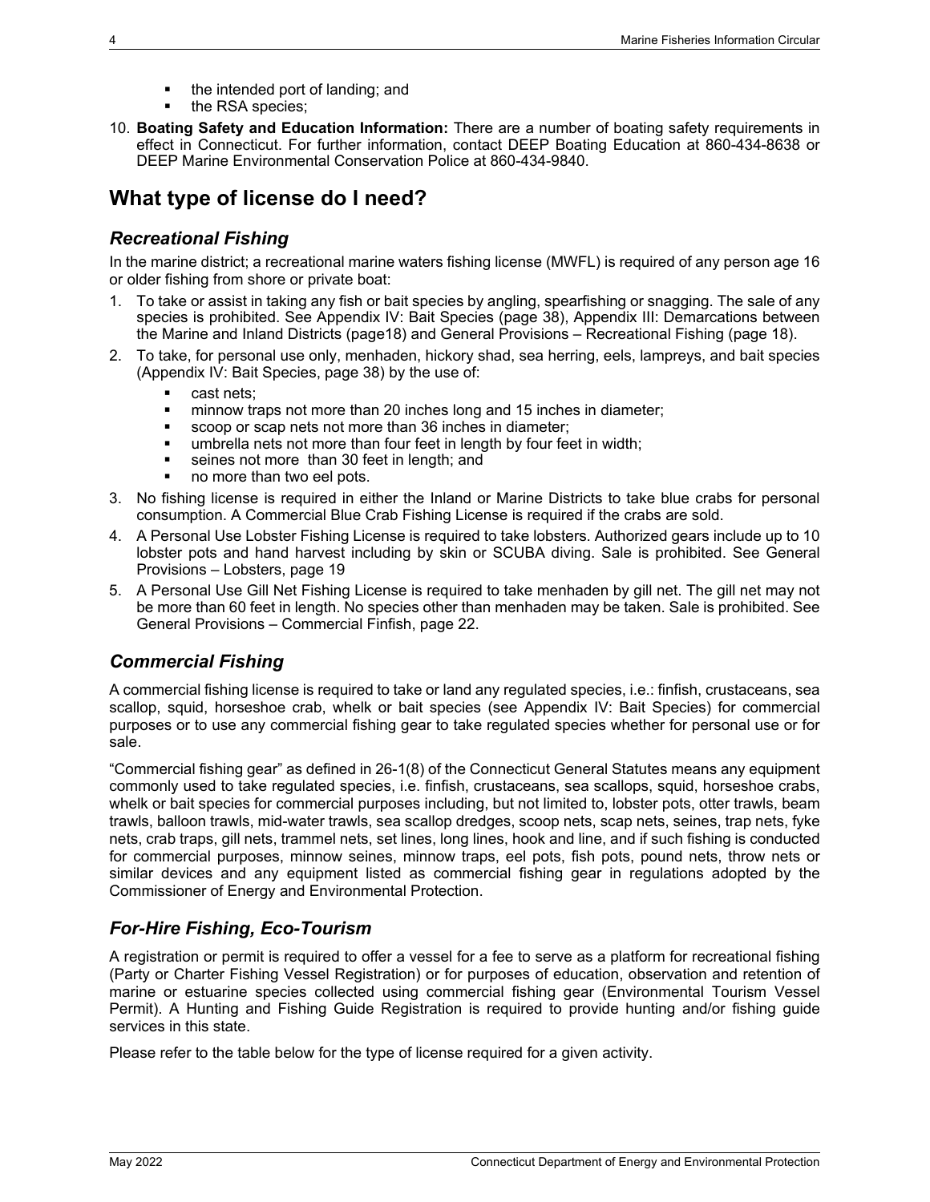- the intended port of landing; and
- the RSA species;

10. **Boating Safety and Education Information:** There are a number of boating safety requirements in effect in Connecticut. For further information, contact DEEP Boating Education at 860-434-8638 or DEEP Marine Environmental Conservation Police at 860-434-9840.

## What type of license do I need?

### *Recreational Fishing*

In the marine district; a recreational marine waters fishing license (MWFL) is required of any person age 16 or older fishing from shore or private boat:

1. To take or assist in taking any fish or bait species by angling, spearfishing or snagging. The sale of any species is prohibited. See Appendix IV: Bait Species (page 38), Appendix III: Demarcations between the Marine and Inland Districts (page18) and General Provisions – Recreational Fishing (page 18).
2. To take, for personal use only, menhaden, hickory shad, sea herring, eels, lampreys, and bait species (Appendix IV: Bait Species, page 38) by the use of:
   - cast nets;
   - minnow traps not more than 20 inches long and 15 inches in diameter;
   - scoop or scap nets not more than 36 inches in diameter;
   - umbrella nets not more than four feet in length by four feet in width;
   - seines not more than 30 feet in length; and
   - no more than two eel pots.
3. No fishing license is required in either the Inland or Marine Districts to take blue crabs for personal consumption. A Commercial Blue Crab Fishing License is required if the crabs are sold.
4. A Personal Use Lobster Fishing License is required to take lobsters. Authorized gears include up to 10 lobster pots and hand harvest including by skin or SCUBA diving. Sale is prohibited. See General Provisions – Lobsters, page 19
5. A Personal Use Gill Net Fishing License is required to take menhaden by gill net. The gill net may not be more than 60 feet in length. No species other than menhaden may be taken. Sale is prohibited. See General Provisions – Commercial Finfish, page 22.

### *Commercial Fishing*

A commercial fishing license is required to take or land any regulated species, i.e.: finfish, crustaceans, sea scallop, squid, horseshoe crab, whelk or bait species (see Appendix IV: Bait Species) for commercial purposes or to use any commercial fishing gear to take regulated species whether for personal use or for sale.

"Commercial fishing gear" as defined in 26-1(8) of the Connecticut General Statutes means any equipment commonly used to take regulated species, i.e. finfish, crustaceans, sea scallops, squid, horseshoe crabs, whelk or bait species for commercial purposes including, but not limited to, lobster pots, otter trawls, beam trawls, balloon trawls, mid-water trawls, sea scallop dredges, scoop nets, scap nets, seines, trap nets, fyke nets, crab traps, gill nets, trammel nets, set lines, long lines, hook and line, and if such fishing is conducted for commercial purposes, minnow seines, minnow traps, eel pots, fish pots, pound nets, throw nets or similar devices and any equipment listed as commercial fishing gear in regulations adopted by the Commissioner of Energy and Environmental Protection.

### *For-Hire Fishing, Eco-Tourism*

A registration or permit is required to offer a vessel for a fee to serve as a platform for recreational fishing (Party or Charter Fishing Vessel Registration) or for purposes of education, observation and retention of marine or estuarine species collected using commercial fishing gear (Environmental Tourism Vessel Permit). A Hunting and Fishing Guide Registration is required to provide hunting and/or fishing guide services in this state.

Please refer to the table below for the type of license required for a given activity.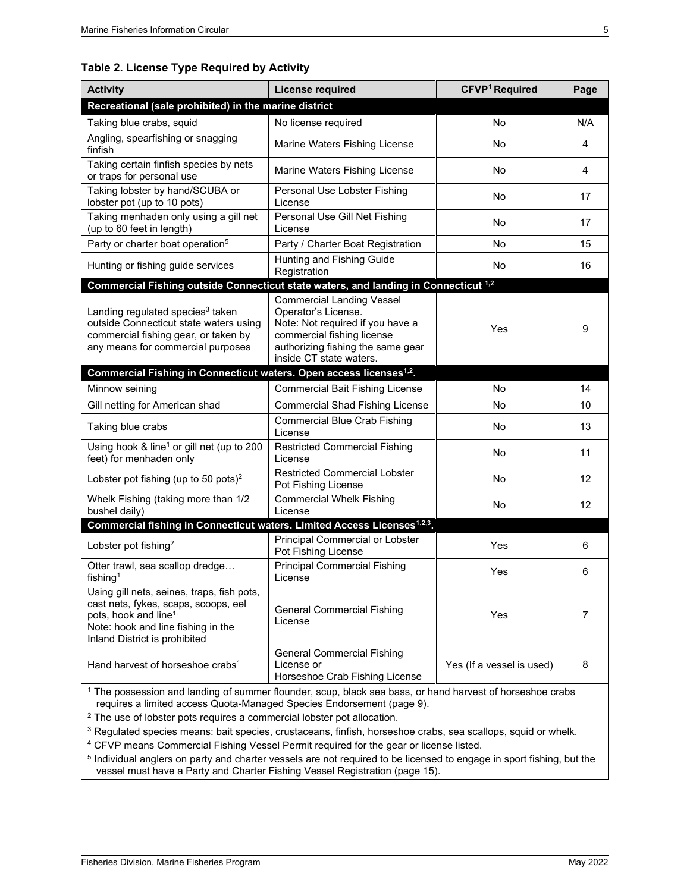**Table 2. License Type Required by Activity**

| Activity | License required | CFVP[1] Required | Page |
|---|---|---|---|
| **Recreational (sale prohibited) in the marine district** | | | |
| Taking blue crabs, squid | No license required | No | N/A |
| Angling, spearfishing or snagging finfish | Marine Waters Fishing License | No | 4 |
| Taking certain finfish species by nets or traps for personal use | Marine Waters Fishing License | No | 4 |
| Taking lobster by hand/SCUBA or lobster pot (up to 10 pots) | Personal Use Lobster Fishing License | No | 17 |
| Taking menhaden only using a gill net (up to 60 feet in length) | Personal Use Gill Net Fishing License | No | 17 |
| Party or charter boat operation[5] | Party / Charter Boat Registration | No | 15 |
| Hunting or fishing guide services | Hunting and Fishing Guide Registration | No | 16 |
| **Commercial Fishing outside Connecticut state waters, and landing in Connecticut [1,2]** | | | |
| Landing regulated species[3] taken outside Connecticut state waters using commercial fishing gear, or taken by any means for commercial purposes | Commercial Landing Vessel Operator's License. Note: Not required if you have a commercial fishing license authorizing fishing the same gear inside CT state waters. | Yes | 9 |
| **Commercial Fishing in Connecticut waters. Open access licenses[1,2].** | | | |
| Minnow seining | Commercial Bait Fishing License | No | 14 |
| Gill netting for American shad | Commercial Shad Fishing License | No | 10 |
| Taking blue crabs | Commercial Blue Crab Fishing License | No | 13 |
| Using hook & line[1] or gill net (up to 200 feet) for menhaden only | Restricted Commercial Fishing License | No | 11 |
| Lobster pot fishing (up to 50 pots)[2] | Restricted Commercial Lobster Pot Fishing License | No | 12 |
| Whelk Fishing (taking more than 1/2 bushel daily) | Commercial Whelk Fishing License | No | 12 |
| **Commercial fishing in Connecticut waters. Limited Access Licenses[1,2,3].** | | | |
| Lobster pot fishing[2] | Principal Commercial or Lobster Pot Fishing License | Yes | 6 |
| Otter trawl, sea scallop dredge… fishing[1] | Principal Commercial Fishing License | Yes | 6 |
| Using gill nets, seines, traps, fish pots, cast nets, fykes, scaps, scoops, eel pots, hook and line[1]. Note: hook and line fishing in the Inland District is prohibited | General Commercial Fishing License | Yes | 7 |
| Hand harvest of horseshoe crabs[1] | General Commercial Fishing License or Horseshoe Crab Fishing License | Yes (If a vessel is used) | 8 |

[1] The possession and landing of summer flounder, scup, black sea bass, or hand harvest of horseshoe crabs requires a limited access Quota-Managed Species Endorsement (page 9).

[2] The use of lobster pots requires a commercial lobster pot allocation.

[3] Regulated species means: bait species, crustaceans, finfish, horseshoe crabs, sea scallops, squid or whelk.

[4] CFVP means Commercial Fishing Vessel Permit required for the gear or license listed.

[5] Individual anglers on party and charter vessels are not required to be licensed to engage in sport fishing, but the vessel must have a Party and Charter Fishing Vessel Registration (page 15).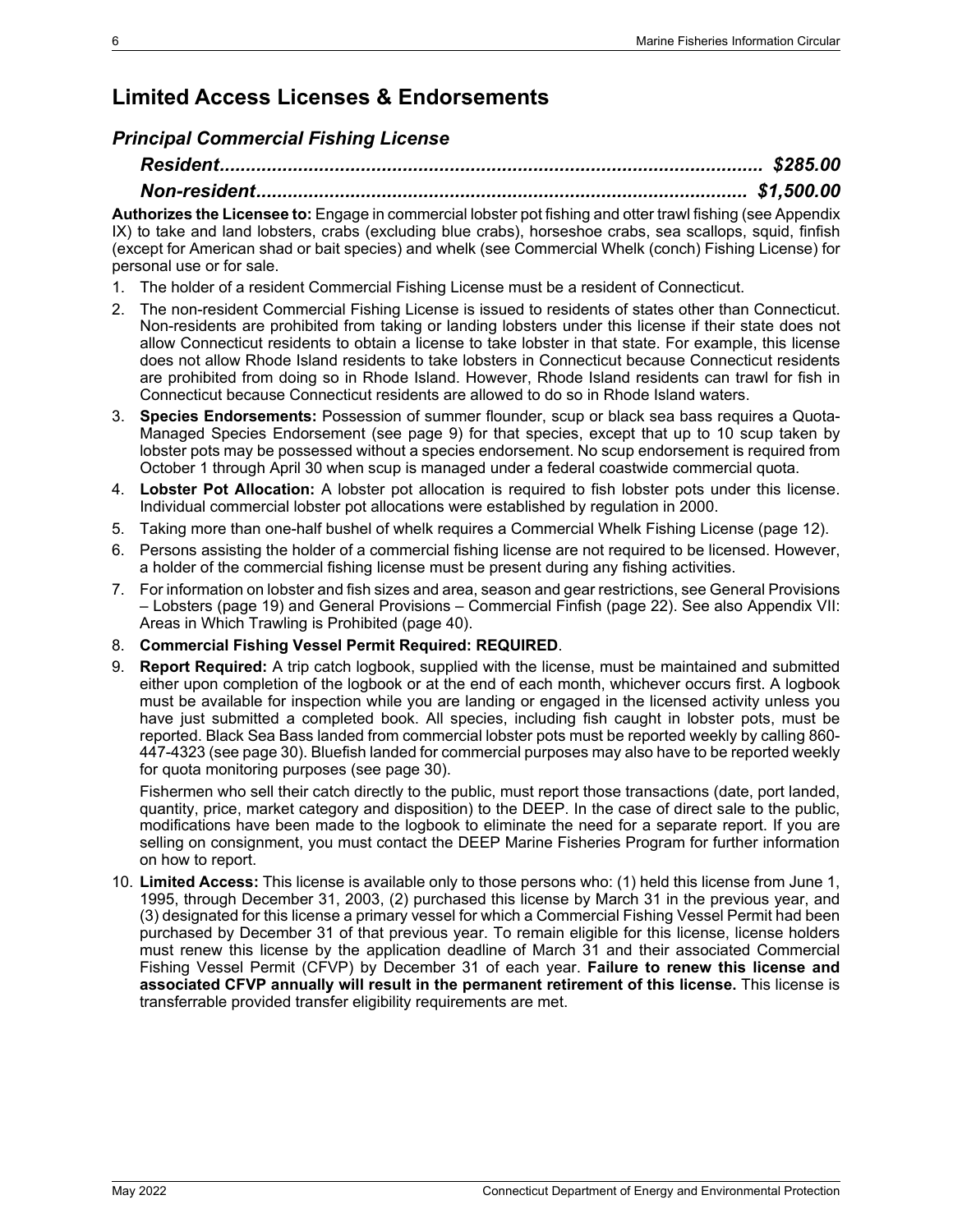# Limited Access Licenses & Endorsements

## *Principal Commercial Fishing License*

***Resident........................................................................................................ $285.00***

***Non-resident................................................................................................ $1,500.00***

**Authorizes the Licensee to:** Engage in commercial lobster pot fishing and otter trawl fishing (see Appendix IX) to take and land lobsters, crabs (excluding blue crabs), horseshoe crabs, sea scallops, squid, finfish (except for American shad or bait species) and whelk (see Commercial Whelk (conch) Fishing License) for personal use or for sale.

1. The holder of a resident Commercial Fishing License must be a resident of Connecticut.
2. The non-resident Commercial Fishing License is issued to residents of states other than Connecticut. Non-residents are prohibited from taking or landing lobsters under this license if their state does not allow Connecticut residents to obtain a license to take lobster in that state. For example, this license does not allow Rhode Island residents to take lobsters in Connecticut because Connecticut residents are prohibited from doing so in Rhode Island. However, Rhode Island residents can trawl for fish in Connecticut because Connecticut residents are allowed to do so in Rhode Island waters.
3. **Species Endorsements:** Possession of summer flounder, scup or black sea bass requires a Quota-Managed Species Endorsement (see page 9) for that species, except that up to 10 scup taken by lobster pots may be possessed without a species endorsement. No scup endorsement is required from October 1 through April 30 when scup is managed under a federal coastwide commercial quota.
4. **Lobster Pot Allocation:** A lobster pot allocation is required to fish lobster pots under this license. Individual commercial lobster pot allocations were established by regulation in 2000.
5. Taking more than one-half bushel of whelk requires a Commercial Whelk Fishing License (page 12).
6. Persons assisting the holder of a commercial fishing license are not required to be licensed. However, a holder of the commercial fishing license must be present during any fishing activities.
7. For information on lobster and fish sizes and area, season and gear restrictions, see General Provisions – Lobsters (page 19) and General Provisions – Commercial Finfish (page 22). See also Appendix VII: Areas in Which Trawling is Prohibited (page 40).
8. **Commercial Fishing Vessel Permit Required: REQUIRED**.
9. **Report Required:** A trip catch logbook, supplied with the license, must be maintained and submitted either upon completion of the logbook or at the end of each month, whichever occurs first. A logbook must be available for inspection while you are landing or engaged in the licensed activity unless you have just submitted a completed book. All species, including fish caught in lobster pots, must be reported. Black Sea Bass landed from commercial lobster pots must be reported weekly by calling 860-447-4323 (see page 30). Bluefish landed for commercial purposes may also have to be reported weekly for quota monitoring purposes (see page 30).

   Fishermen who sell their catch directly to the public, must report those transactions (date, port landed, quantity, price, market category and disposition) to the DEEP. In the case of direct sale to the public, modifications have been made to the logbook to eliminate the need for a separate report. If you are selling on consignment, you must contact the DEEP Marine Fisheries Program for further information on how to report.
10. **Limited Access:** This license is available only to those persons who: (1) held this license from June 1, 1995, through December 31, 2003, (2) purchased this license by March 31 in the previous year, and (3) designated for this license a primary vessel for which a Commercial Fishing Vessel Permit had been purchased by December 31 of that previous year. To remain eligible for this license, license holders must renew this license by the application deadline of March 31 and their associated Commercial Fishing Vessel Permit (CFVP) by December 31 of each year. **Failure to renew this license and associated CFVP annually will result in the permanent retirement of this license.** This license is transferrable provided transfer eligibility requirements are met.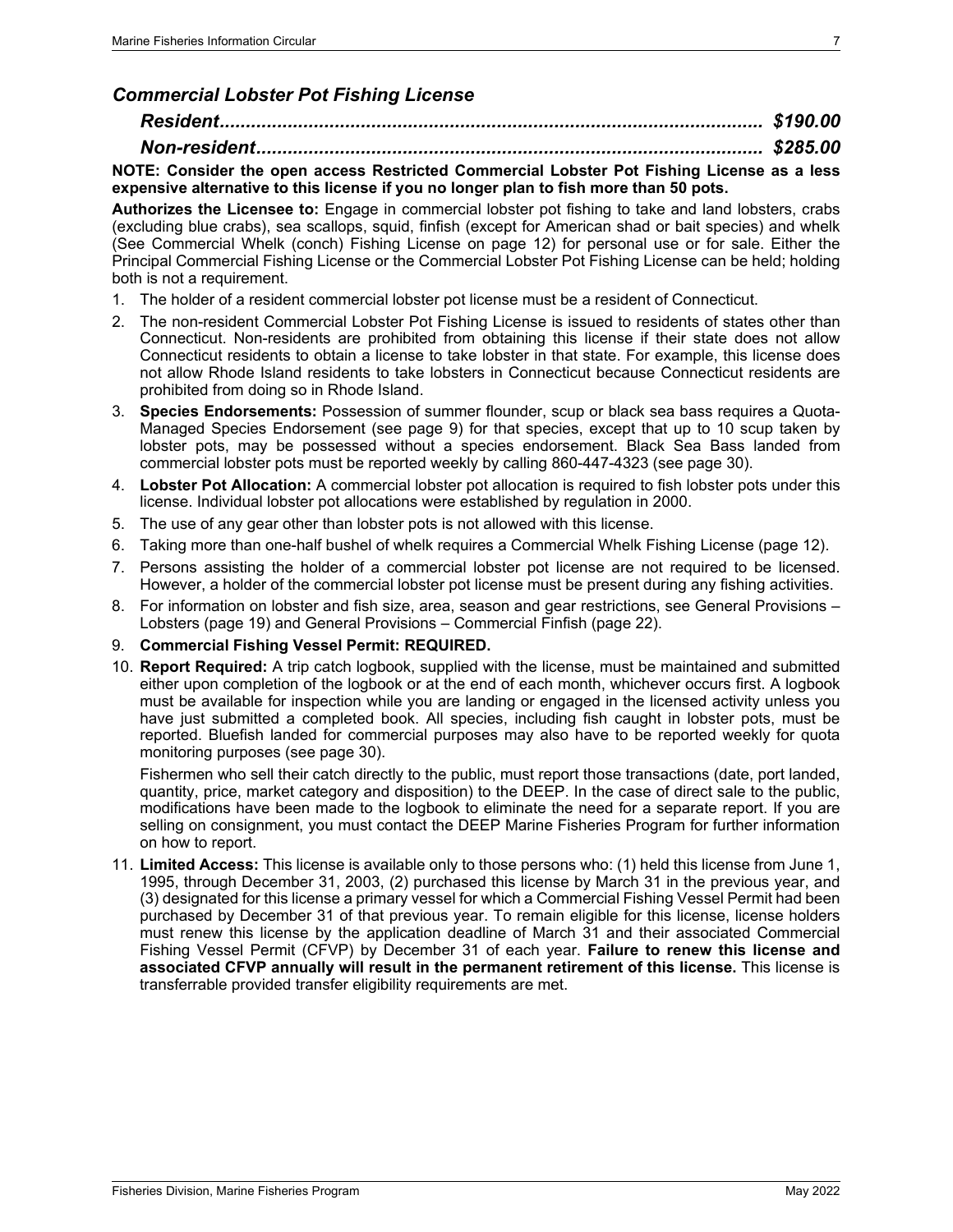### *Commercial Lobster Pot Fishing License*

***Resident....................................................................................................... $190.00***

***Non-resident................................................................................................ $285.00***

**NOTE: Consider the open access Restricted Commercial Lobster Pot Fishing License as a less expensive alternative to this license if you no longer plan to fish more than 50 pots.**

**Authorizes the Licensee to:** Engage in commercial lobster pot fishing to take and land lobsters, crabs (excluding blue crabs), sea scallops, squid, finfish (except for American shad or bait species) and whelk (See Commercial Whelk (conch) Fishing License on page 12) for personal use or for sale. Either the Principal Commercial Fishing License or the Commercial Lobster Pot Fishing License can be held; holding both is not a requirement.

1. The holder of a resident commercial lobster pot license must be a resident of Connecticut.
2. The non-resident Commercial Lobster Pot Fishing License is issued to residents of states other than Connecticut. Non-residents are prohibited from obtaining this license if their state does not allow Connecticut residents to obtain a license to take lobster in that state. For example, this license does not allow Rhode Island residents to take lobsters in Connecticut because Connecticut residents are prohibited from doing so in Rhode Island.
3. **Species Endorsements:** Possession of summer flounder, scup or black sea bass requires a Quota-Managed Species Endorsement (see page 9) for that species, except that up to 10 scup taken by lobster pots, may be possessed without a species endorsement. Black Sea Bass landed from commercial lobster pots must be reported weekly by calling 860-447-4323 (see page 30).
4. **Lobster Pot Allocation:** A commercial lobster pot allocation is required to fish lobster pots under this license. Individual lobster pot allocations were established by regulation in 2000.
5. The use of any gear other than lobster pots is not allowed with this license.
6. Taking more than one-half bushel of whelk requires a Commercial Whelk Fishing License (page 12).
7. Persons assisting the holder of a commercial lobster pot license are not required to be licensed. However, a holder of the commercial lobster pot license must be present during any fishing activities.
8. For information on lobster and fish size, area, season and gear restrictions, see General Provisions – Lobsters (page 19) and General Provisions – Commercial Finfish (page 22).
9. **Commercial Fishing Vessel Permit: REQUIRED.**
10. **Report Required:** A trip catch logbook, supplied with the license, must be maintained and submitted either upon completion of the logbook or at the end of each month, whichever occurs first. A logbook must be available for inspection while you are landing or engaged in the licensed activity unless you have just submitted a completed book. All species, including fish caught in lobster pots, must be reported. Bluefish landed for commercial purposes may also have to be reported weekly for quota monitoring purposes (see page 30).

    Fishermen who sell their catch directly to the public, must report those transactions (date, port landed, quantity, price, market category and disposition) to the DEEP. In the case of direct sale to the public, modifications have been made to the logbook to eliminate the need for a separate report. If you are selling on consignment, you must contact the DEEP Marine Fisheries Program for further information on how to report.
11. **Limited Access:** This license is available only to those persons who: (1) held this license from June 1, 1995, through December 31, 2003, (2) purchased this license by March 31 in the previous year, and (3) designated for this license a primary vessel for which a Commercial Fishing Vessel Permit had been purchased by December 31 of that previous year. To remain eligible for this license, license holders must renew this license by the application deadline of March 31 and their associated Commercial Fishing Vessel Permit (CFVP) by December 31 of each year. **Failure to renew this license and associated CFVP annually will result in the permanent retirement of this license.** This license is transferrable provided transfer eligibility requirements are met.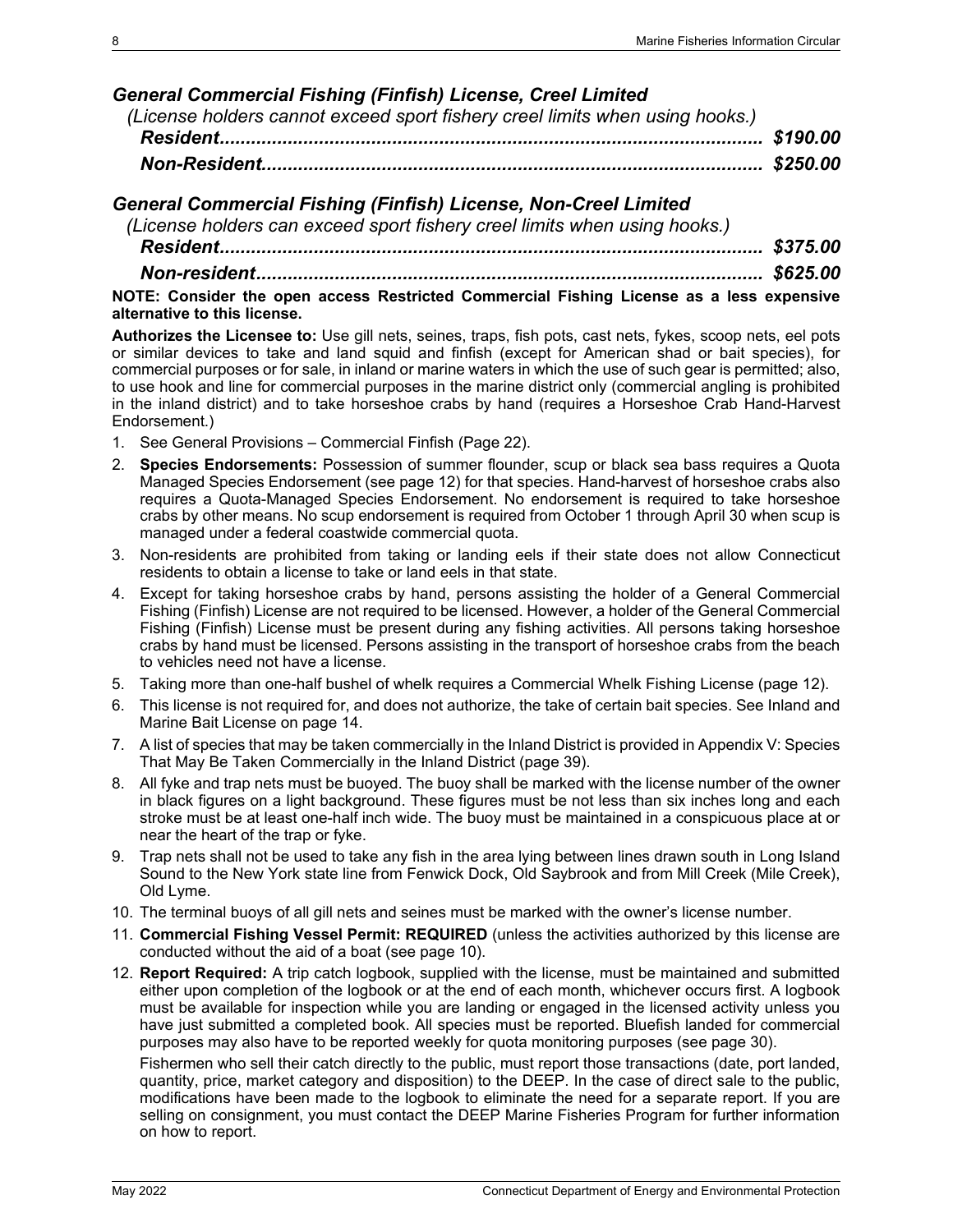### *General Commercial Fishing (Finfish) License, Creel Limited*

*(License holders cannot exceed sport fishery creel limits when using hooks.)*

***Resident...................................................................................................... $190.00***

***Non-Resident.............................................................................................. $250.00***

### *General Commercial Fishing (Finfish) License, Non-Creel Limited*

*(License holders can exceed sport fishery creel limits when using hooks.)*

***Resident...................................................................................................... $375.00***

***Non-resident................................................................................................ $625.00***

**NOTE: Consider the open access Restricted Commercial Fishing License as a less expensive alternative to this license.**

**Authorizes the Licensee to:** Use gill nets, seines, traps, fish pots, cast nets, fykes, scoop nets, eel pots or similar devices to take and land squid and finfish (except for American shad or bait species), for commercial purposes or for sale, in inland or marine waters in which the use of such gear is permitted; also, to use hook and line for commercial purposes in the marine district only (commercial angling is prohibited in the inland district) and to take horseshoe crabs by hand (requires a Horseshoe Crab Hand-Harvest Endorsement.)

1. See General Provisions – Commercial Finfish (Page 22).
2. **Species Endorsements:** Possession of summer flounder, scup or black sea bass requires a Quota Managed Species Endorsement (see page 12) for that species. Hand-harvest of horseshoe crabs also requires a Quota-Managed Species Endorsement. No endorsement is required to take horseshoe crabs by other means. No scup endorsement is required from October 1 through April 30 when scup is managed under a federal coastwide commercial quota.
3. Non-residents are prohibited from taking or landing eels if their state does not allow Connecticut residents to obtain a license to take or land eels in that state.
4. Except for taking horseshoe crabs by hand, persons assisting the holder of a General Commercial Fishing (Finfish) License are not required to be licensed. However, a holder of the General Commercial Fishing (Finfish) License must be present during any fishing activities. All persons taking horseshoe crabs by hand must be licensed. Persons assisting in the transport of horseshoe crabs from the beach to vehicles need not have a license.
5. Taking more than one-half bushel of whelk requires a Commercial Whelk Fishing License (page 12).
6. This license is not required for, and does not authorize, the take of certain bait species. See Inland and Marine Bait License on page 14.
7. A list of species that may be taken commercially in the Inland District is provided in Appendix V: Species That May Be Taken Commercially in the Inland District (page 39).
8. All fyke and trap nets must be buoyed. The buoy shall be marked with the license number of the owner in black figures on a light background. These figures must be not less than six inches long and each stroke must be at least one-half inch wide. The buoy must be maintained in a conspicuous place at or near the heart of the trap or fyke.
9. Trap nets shall not be used to take any fish in the area lying between lines drawn south in Long Island Sound to the New York state line from Fenwick Dock, Old Saybrook and from Mill Creek (Mile Creek), Old Lyme.
10. The terminal buoys of all gill nets and seines must be marked with the owner's license number.
11. **Commercial Fishing Vessel Permit: REQUIRED** (unless the activities authorized by this license are conducted without the aid of a boat (see page 10).
12. **Report Required:** A trip catch logbook, supplied with the license, must be maintained and submitted either upon completion of the logbook or at the end of each month, whichever occurs first. A logbook must be available for inspection while you are landing or engaged in the licensed activity unless you have just submitted a completed book. All species must be reported. Bluefish landed for commercial purposes may also have to be reported weekly for quota monitoring purposes (see page 30).

    Fishermen who sell their catch directly to the public, must report those transactions (date, port landed, quantity, price, market category and disposition) to the DEEP. In the case of direct sale to the public, modifications have been made to the logbook to eliminate the need for a separate report. If you are selling on consignment, you must contact the DEEP Marine Fisheries Program for further information on how to report.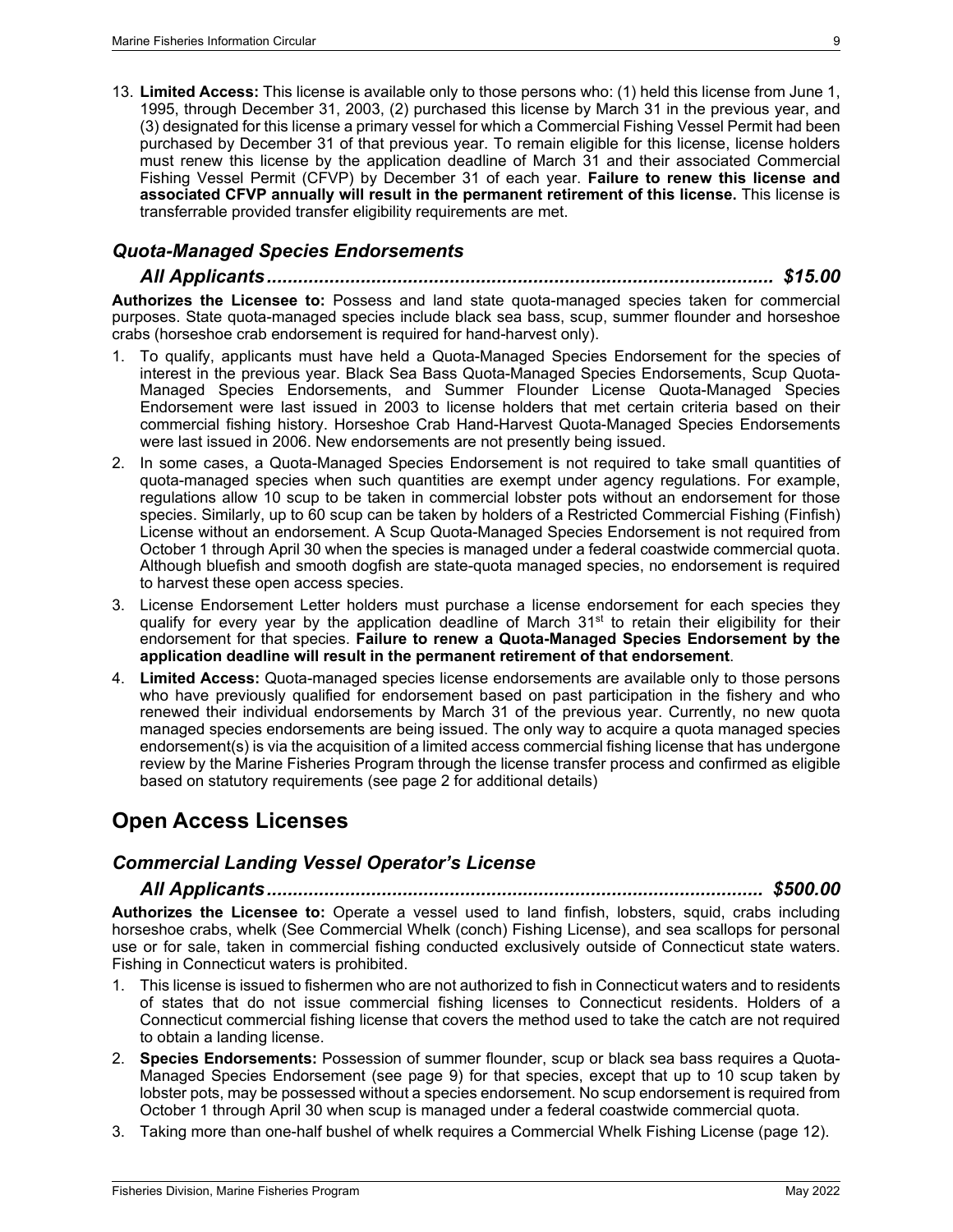13. **Limited Access:** This license is available only to those persons who: (1) held this license from June 1, 1995, through December 31, 2003, (2) purchased this license by March 31 in the previous year, and (3) designated for this license a primary vessel for which a Commercial Fishing Vessel Permit had been purchased by December 31 of that previous year. To remain eligible for this license, license holders must renew this license by the application deadline of March 31 and their associated Commercial Fishing Vessel Permit (CFVP) by December 31 of each year. **Failure to renew this license and associated CFVP annually will result in the permanent retirement of this license.** This license is transferrable provided transfer eligibility requirements are met.

### *Quota-Managed Species Endorsements*

#### *All Applicants............................................................................................ $15.00*

**Authorizes the Licensee to:** Possess and land state quota-managed species taken for commercial purposes. State quota-managed species include black sea bass, scup, summer flounder and horseshoe crabs (horseshoe crab endorsement is required for hand-harvest only).

1. To qualify, applicants must have held a Quota-Managed Species Endorsement for the species of interest in the previous year. Black Sea Bass Quota-Managed Species Endorsements, Scup Quota-Managed Species Endorsements, and Summer Flounder License Quota-Managed Species Endorsement were last issued in 2003 to license holders that met certain criteria based on their commercial fishing history. Horseshoe Crab Hand-Harvest Quota-Managed Species Endorsements were last issued in 2006. New endorsements are not presently being issued.
2. In some cases, a Quota-Managed Species Endorsement is not required to take small quantities of quota-managed species when such quantities are exempt under agency regulations. For example, regulations allow 10 scup to be taken in commercial lobster pots without an endorsement for those species. Similarly, up to 60 scup can be taken by holders of a Restricted Commercial Fishing (Finfish) License without an endorsement. A Scup Quota-Managed Species Endorsement is not required from October 1 through April 30 when the species is managed under a federal coastwide commercial quota. Although bluefish and smooth dogfish are state-quota managed species, no endorsement is required to harvest these open access species.
3. License Endorsement Letter holders must purchase a license endorsement for each species they qualify for every year by the application deadline of March 31st to retain their eligibility for their endorsement for that species. **Failure to renew a Quota-Managed Species Endorsement by the application deadline will result in the permanent retirement of that endorsement**.
4. **Limited Access:** Quota-managed species license endorsements are available only to those persons who have previously qualified for endorsement based on past participation in the fishery and who renewed their individual endorsements by March 31 of the previous year. Currently, no new quota managed species endorsements are being issued. The only way to acquire a quota managed species endorsement(s) is via the acquisition of a limited access commercial fishing license that has undergone review by the Marine Fisheries Program through the license transfer process and confirmed as eligible based on statutory requirements (see page 2 for additional details)

## Open Access Licenses

### *Commercial Landing Vessel Operator's License*

#### *All Applicants.......................................................................................... $500.00*

**Authorizes the Licensee to:** Operate a vessel used to land finfish, lobsters, squid, crabs including horseshoe crabs, whelk (See Commercial Whelk (conch) Fishing License), and sea scallops for personal use or for sale, taken in commercial fishing conducted exclusively outside of Connecticut state waters. Fishing in Connecticut waters is prohibited.

1. This license is issued to fishermen who are not authorized to fish in Connecticut waters and to residents of states that do not issue commercial fishing licenses to Connecticut residents. Holders of a Connecticut commercial fishing license that covers the method used to take the catch are not required to obtain a landing license.
2. **Species Endorsements:** Possession of summer flounder, scup or black sea bass requires a Quota-Managed Species Endorsement (see page 9) for that species, except that up to 10 scup taken by lobster pots, may be possessed without a species endorsement. No scup endorsement is required from October 1 through April 30 when scup is managed under a federal coastwide commercial quota.
3. Taking more than one-half bushel of whelk requires a Commercial Whelk Fishing License (page 12).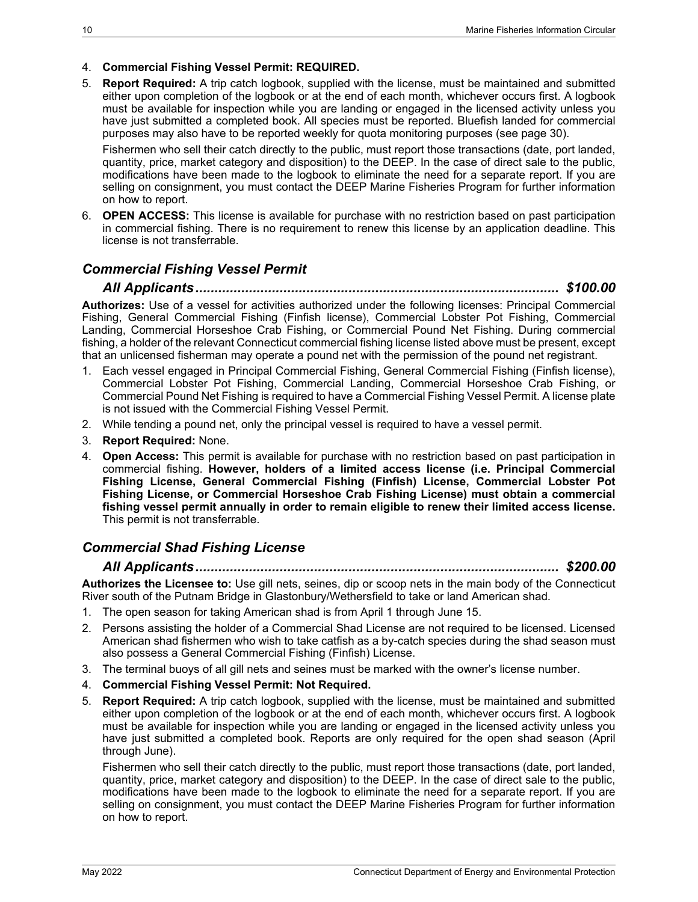4. **Commercial Fishing Vessel Permit: REQUIRED.**
5. **Report Required:** A trip catch logbook, supplied with the license, must be maintained and submitted either upon completion of the logbook or at the end of each month, whichever occurs first. A logbook must be available for inspection while you are landing or engaged in the licensed activity unless you have just submitted a completed book. All species must be reported. Bluefish landed for commercial purposes may also have to be reported weekly for quota monitoring purposes (see page 30).

   Fishermen who sell their catch directly to the public, must report those transactions (date, port landed, quantity, price, market category and disposition) to the DEEP. In the case of direct sale to the public, modifications have been made to the logbook to eliminate the need for a separate report. If you are selling on consignment, you must contact the DEEP Marine Fisheries Program for further information on how to report.
6. **OPEN ACCESS:** This license is available for purchase with no restriction based on past participation in commercial fishing. There is no requirement to renew this license by an application deadline. This license is not transferrable.

## *Commercial Fishing Vessel Permit*

### *All Applicants............................................................................................ $100.00*

**Authorizes:** Use of a vessel for activities authorized under the following licenses: Principal Commercial Fishing, General Commercial Fishing (Finfish license), Commercial Lobster Pot Fishing, Commercial Landing, Commercial Horseshoe Crab Fishing, or Commercial Pound Net Fishing. During commercial fishing, a holder of the relevant Connecticut commercial fishing license listed above must be present, except that an unlicensed fisherman may operate a pound net with the permission of the pound net registrant.

1. Each vessel engaged in Principal Commercial Fishing, General Commercial Fishing (Finfish license), Commercial Lobster Pot Fishing, Commercial Landing, Commercial Horseshoe Crab Fishing, or Commercial Pound Net Fishing is required to have a Commercial Fishing Vessel Permit. A license plate is not issued with the Commercial Fishing Vessel Permit.
2. While tending a pound net, only the principal vessel is required to have a vessel permit.
3. **Report Required:** None.
4. **Open Access:** This permit is available for purchase with no restriction based on past participation in commercial fishing. **However, holders of a limited access license (i.e. Principal Commercial Fishing License, General Commercial Fishing (Finfish) License, Commercial Lobster Pot Fishing License, or Commercial Horseshoe Crab Fishing License) must obtain a commercial fishing vessel permit annually in order to remain eligible to renew their limited access license.** This permit is not transferrable.

## *Commercial Shad Fishing License*

### *All Applicants............................................................................................ $200.00*

**Authorizes the Licensee to:** Use gill nets, seines, dip or scoop nets in the main body of the Connecticut River south of the Putnam Bridge in Glastonbury/Wethersfield to take or land American shad.

1. The open season for taking American shad is from April 1 through June 15.
2. Persons assisting the holder of a Commercial Shad License are not required to be licensed. Licensed American shad fishermen who wish to take catfish as a by-catch species during the shad season must also possess a General Commercial Fishing (Finfish) License.
3. The terminal buoys of all gill nets and seines must be marked with the owner's license number.
4. **Commercial Fishing Vessel Permit: Not Required.**
5. **Report Required:** A trip catch logbook, supplied with the license, must be maintained and submitted either upon completion of the logbook or at the end of each month, whichever occurs first. A logbook must be available for inspection while you are landing or engaged in the licensed activity unless you have just submitted a completed book. Reports are only required for the open shad season (April through June).

   Fishermen who sell their catch directly to the public, must report those transactions (date, port landed, quantity, price, market category and disposition) to the DEEP. In the case of direct sale to the public, modifications have been made to the logbook to eliminate the need for a separate report. If you are selling on consignment, you must contact the DEEP Marine Fisheries Program for further information on how to report.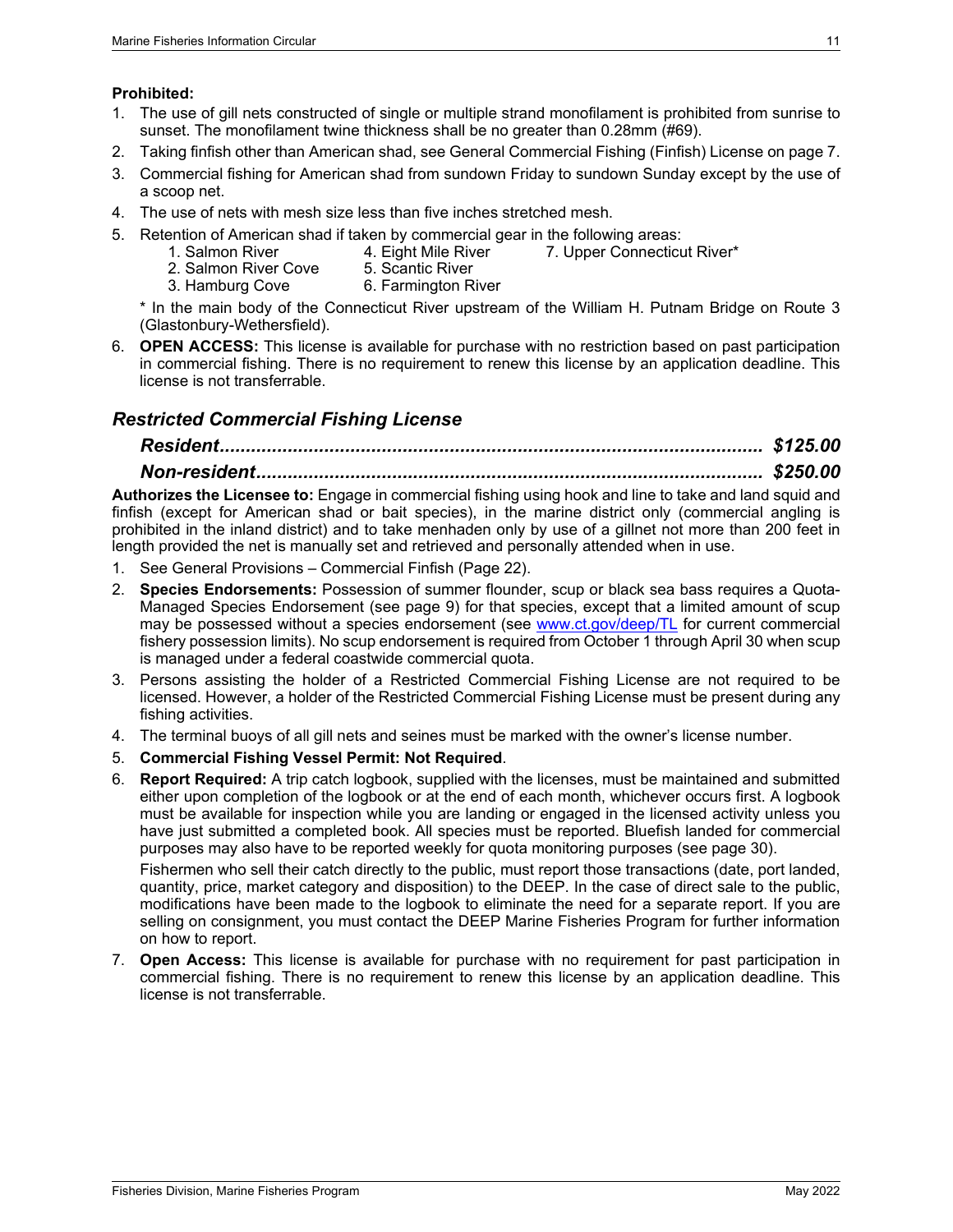**Prohibited:**

1. The use of gill nets constructed of single or multiple strand monofilament is prohibited from sunrise to sunset. The monofilament twine thickness shall be no greater than 0.28mm (#69).
2. Taking finfish other than American shad, see General Commercial Fishing (Finfish) License on page 7.
3. Commercial fishing for American shad from sundown Friday to sundown Sunday except by the use of a scoop net.
4. The use of nets with mesh size less than five inches stretched mesh.
5. Retention of American shad if taken by commercial gear in the following areas:
   1. Salmon River
   2. Salmon River Cove
   3. Hamburg Cove
   4. Eight Mile River
   5. Scantic River
   6. Farmington River
   7. Upper Connecticut River*

   \* In the main body of the Connecticut River upstream of the William H. Putnam Bridge on Route 3 (Glastonbury-Wethersfield).
6. **OPEN ACCESS:** This license is available for purchase with no restriction based on past participation in commercial fishing. There is no requirement to renew this license by an application deadline. This license is not transferrable.

## *Restricted Commercial Fishing License*

***Resident....................................................................................... $125.00***

***Non-resident............................................................................... $250.00***

**Authorizes the Licensee to:** Engage in commercial fishing using hook and line to take and land squid and finfish (except for American shad or bait species), in the marine district only (commercial angling is prohibited in the inland district) and to take menhaden only by use of a gillnet not more than 200 feet in length provided the net is manually set and retrieved and personally attended when in use.

1. See General Provisions – Commercial Finfish (Page 22).
2. **Species Endorsements:** Possession of summer flounder, scup or black sea bass requires a Quota-Managed Species Endorsement (see page 9) for that species, except that a limited amount of scup may be possessed without a species endorsement (see www.ct.gov/deep/TL for current commercial fishery possession limits). No scup endorsement is required from October 1 through April 30 when scup is managed under a federal coastwide commercial quota.
3. Persons assisting the holder of a Restricted Commercial Fishing License are not required to be licensed. However, a holder of the Restricted Commercial Fishing License must be present during any fishing activities.
4. The terminal buoys of all gill nets and seines must be marked with the owner's license number.
5. **Commercial Fishing Vessel Permit: Not Required**.
6. **Report Required:** A trip catch logbook, supplied with the licenses, must be maintained and submitted either upon completion of the logbook or at the end of each month, whichever occurs first. A logbook must be available for inspection while you are landing or engaged in the licensed activity unless you have just submitted a completed book. All species must be reported. Bluefish landed for commercial purposes may also have to be reported weekly for quota monitoring purposes (see page 30).

   Fishermen who sell their catch directly to the public, must report those transactions (date, port landed, quantity, price, market category and disposition) to the DEEP. In the case of direct sale to the public, modifications have been made to the logbook to eliminate the need for a separate report. If you are selling on consignment, you must contact the DEEP Marine Fisheries Program for further information on how to report.
7. **Open Access:** This license is available for purchase with no requirement for past participation in commercial fishing. There is no requirement to renew this license by an application deadline. This license is not transferrable.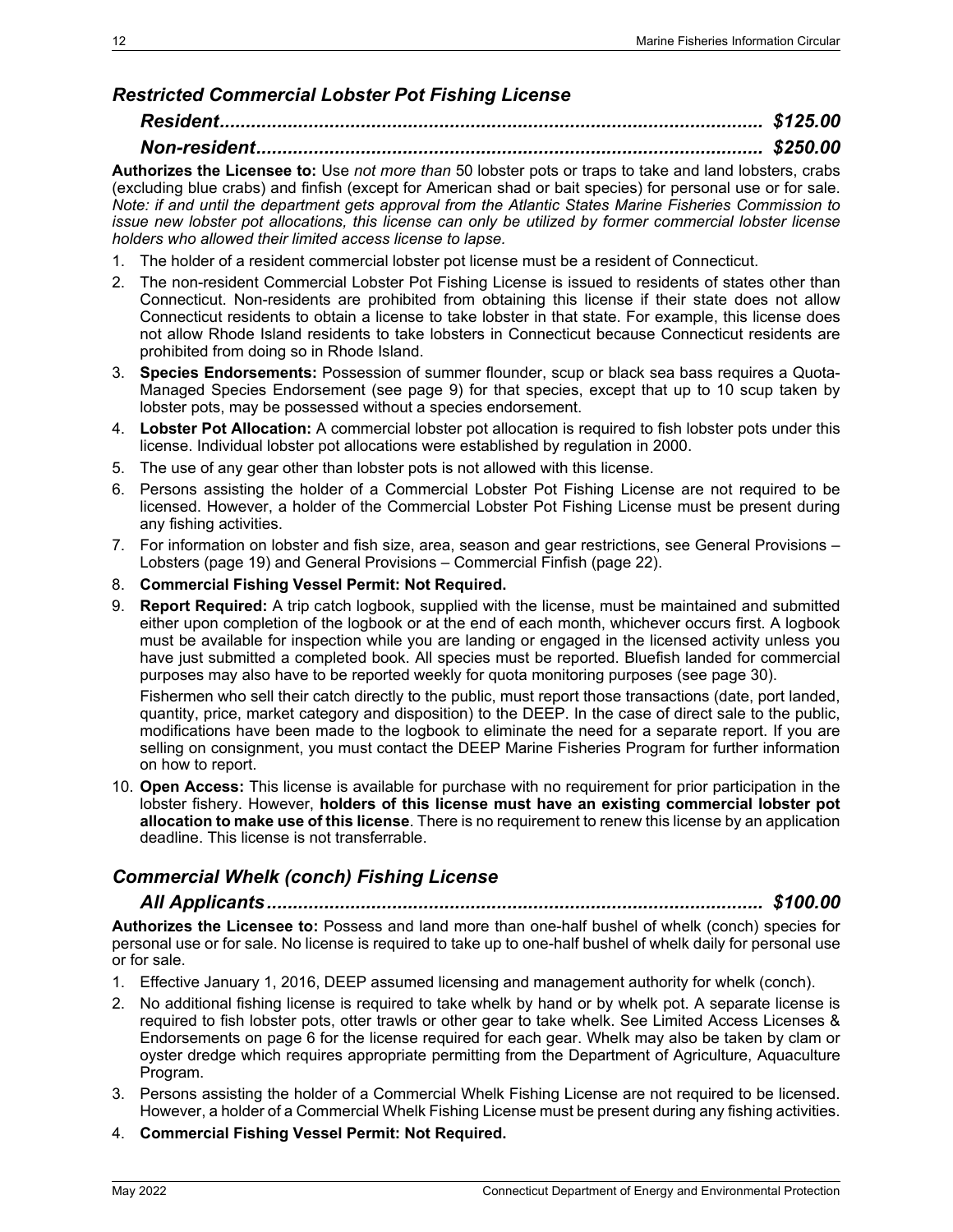### *Restricted Commercial Lobster Pot Fishing License*

***Resident....................................................................................................... $125.00***

***Non-resident................................................................................................ $250.00***

**Authorizes the Licensee to:** Use *not more than* 50 lobster pots or traps to take and land lobsters, crabs (excluding blue crabs) and finfish (except for American shad or bait species) for personal use or for sale. *Note: if and until the department gets approval from the Atlantic States Marine Fisheries Commission to issue new lobster pot allocations, this license can only be utilized by former commercial lobster license holders who allowed their limited access license to lapse.*

1. The holder of a resident commercial lobster pot license must be a resident of Connecticut.
2. The non-resident Commercial Lobster Pot Fishing License is issued to residents of states other than Connecticut. Non-residents are prohibited from obtaining this license if their state does not allow Connecticut residents to obtain a license to take lobster in that state. For example, this license does not allow Rhode Island residents to take lobsters in Connecticut because Connecticut residents are prohibited from doing so in Rhode Island.
3. **Species Endorsements:** Possession of summer flounder, scup or black sea bass requires a Quota-Managed Species Endorsement (see page 9) for that species, except that up to 10 scup taken by lobster pots, may be possessed without a species endorsement.
4. **Lobster Pot Allocation:** A commercial lobster pot allocation is required to fish lobster pots under this license. Individual lobster pot allocations were established by regulation in 2000.
5. The use of any gear other than lobster pots is not allowed with this license.
6. Persons assisting the holder of a Commercial Lobster Pot Fishing License are not required to be licensed. However, a holder of the Commercial Lobster Pot Fishing License must be present during any fishing activities.
7. For information on lobster and fish size, area, season and gear restrictions, see General Provisions – Lobsters (page 19) and General Provisions – Commercial Finfish (page 22).
8. **Commercial Fishing Vessel Permit: Not Required.**
9. **Report Required:** A trip catch logbook, supplied with the license, must be maintained and submitted either upon completion of the logbook or at the end of each month, whichever occurs first. A logbook must be available for inspection while you are landing or engaged in the licensed activity unless you have just submitted a completed book. All species must be reported. Bluefish landed for commercial purposes may also have to be reported weekly for quota monitoring purposes (see page 30).

   Fishermen who sell their catch directly to the public, must report those transactions (date, port landed, quantity, price, market category and disposition) to the DEEP. In the case of direct sale to the public, modifications have been made to the logbook to eliminate the need for a separate report. If you are selling on consignment, you must contact the DEEP Marine Fisheries Program for further information on how to report.
10. **Open Access:** This license is available for purchase with no requirement for prior participation in the lobster fishery. However, **holders of this license must have an existing commercial lobster pot allocation to make use of this license**. There is no requirement to renew this license by an application deadline. This license is not transferrable.

### *Commercial Whelk (conch) Fishing License*

***All Applicants.............................................................................................. $100.00***

**Authorizes the Licensee to:** Possess and land more than one-half bushel of whelk (conch) species for personal use or for sale. No license is required to take up to one-half bushel of whelk daily for personal use or for sale.

1. Effective January 1, 2016, DEEP assumed licensing and management authority for whelk (conch).
2. No additional fishing license is required to take whelk by hand or by whelk pot. A separate license is required to fish lobster pots, otter trawls or other gear to take whelk. See Limited Access Licenses & Endorsements on page 6 for the license required for each gear. Whelk may also be taken by clam or oyster dredge which requires appropriate permitting from the Department of Agriculture, Aquaculture Program.
3. Persons assisting the holder of a Commercial Whelk Fishing License are not required to be licensed. However, a holder of a Commercial Whelk Fishing License must be present during any fishing activities.
4. **Commercial Fishing Vessel Permit: Not Required.**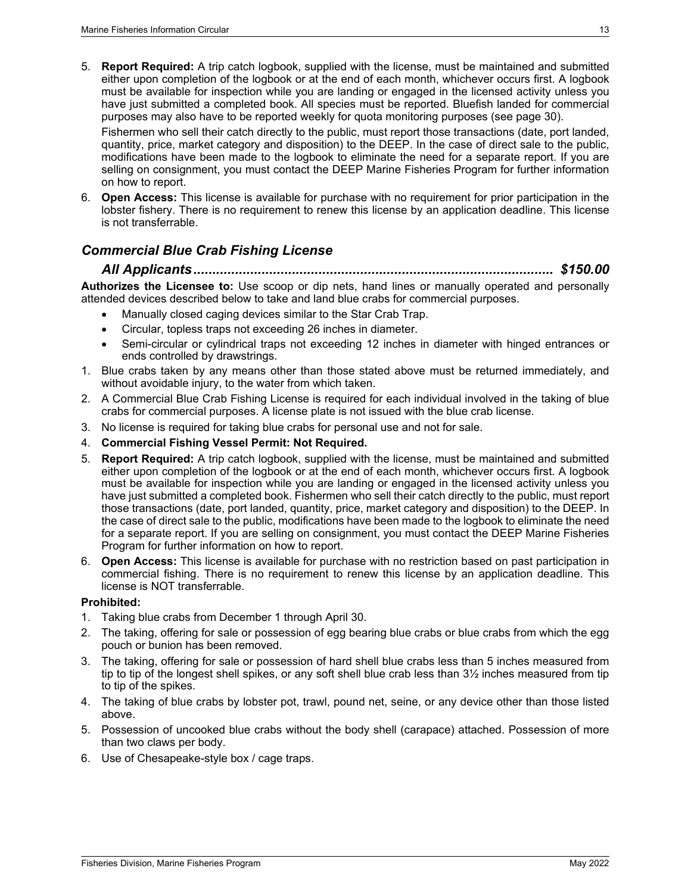5. **Report Required:** A trip catch logbook, supplied with the license, must be maintained and submitted either upon completion of the logbook or at the end of each month, whichever occurs first. A logbook must be available for inspection while you are landing or engaged in the licensed activity unless you have just submitted a completed book. All species must be reported. Bluefish landed for commercial purposes may also have to be reported weekly for quota monitoring purposes (see page 30).

   Fishermen who sell their catch directly to the public, must report those transactions (date, port landed, quantity, price, market category and disposition) to the DEEP. In the case of direct sale to the public, modifications have been made to the logbook to eliminate the need for a separate report. If you are selling on consignment, you must contact the DEEP Marine Fisheries Program for further information on how to report.
6. **Open Access:** This license is available for purchase with no requirement for prior participation in the lobster fishery. There is no requirement to renew this license by an application deadline. This license is not transferrable.

## *Commercial Blue Crab Fishing License*

### *All Applicants............................................................................................ $150.00*

**Authorizes the Licensee to:** Use scoop or dip nets, hand lines or manually operated and personally attended devices described below to take and land blue crabs for commercial purposes.

- Manually closed caging devices similar to the Star Crab Trap.
- Circular, topless traps not exceeding 26 inches in diameter.
- Semi-circular or cylindrical traps not exceeding 12 inches in diameter with hinged entrances or ends controlled by drawstrings.

1. Blue crabs taken by any means other than those stated above must be returned immediately, and without avoidable injury, to the water from which taken.
2. A Commercial Blue Crab Fishing License is required for each individual involved in the taking of blue crabs for commercial purposes. A license plate is not issued with the blue crab license.
3. No license is required for taking blue crabs for personal use and not for sale.
4. **Commercial Fishing Vessel Permit: Not Required.**
5. **Report Required:** A trip catch logbook, supplied with the license, must be maintained and submitted either upon completion of the logbook or at the end of each month, whichever occurs first. A logbook must be available for inspection while you are landing or engaged in the licensed activity unless you have just submitted a completed book. Fishermen who sell their catch directly to the public, must report those transactions (date, port landed, quantity, price, market category and disposition) to the DEEP. In the case of direct sale to the public, modifications have been made to the logbook to eliminate the need for a separate report. If you are selling on consignment, you must contact the DEEP Marine Fisheries Program for further information on how to report.
6. **Open Access:** This license is available for purchase with no restriction based on past participation in commercial fishing. There is no requirement to renew this license by an application deadline. This license is NOT transferrable.

**Prohibited:**

1. Taking blue crabs from December 1 through April 30.
2. The taking, offering for sale or possession of egg bearing blue crabs or blue crabs from which the egg pouch or bunion has been removed.
3. The taking, offering for sale or possession of hard shell blue crabs less than 5 inches measured from tip to tip of the longest shell spikes, or any soft shell blue crab less than 3½ inches measured from tip to tip of the spikes.
4. The taking of blue crabs by lobster pot, trawl, pound net, seine, or any device other than those listed above.
5. Possession of uncooked blue crabs without the body shell (carapace) attached. Possession of more than two claws per body.
6. Use of Chesapeake-style box / cage traps.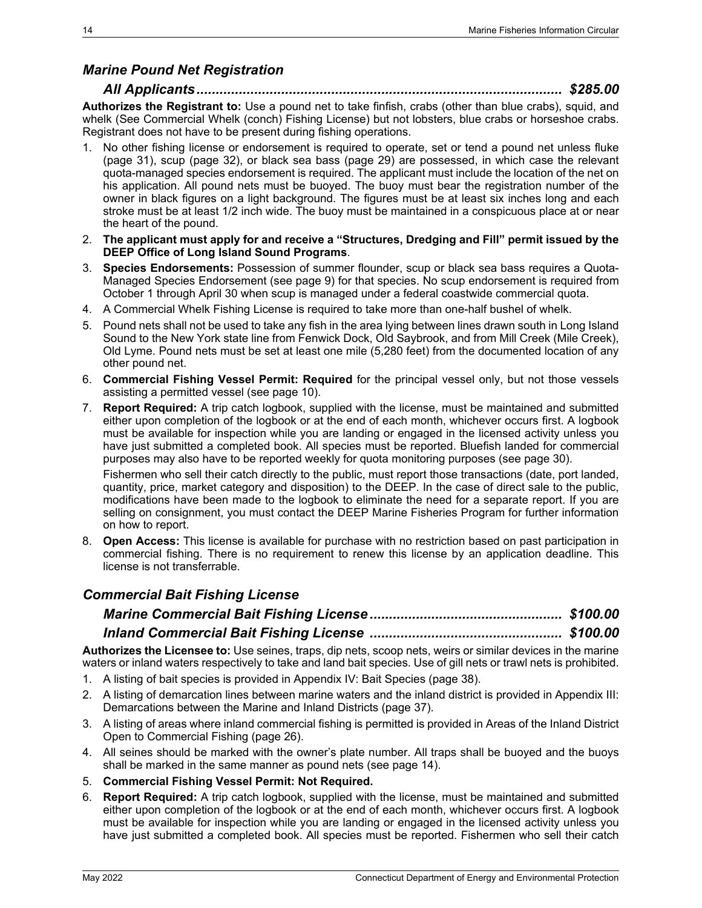## *Marine Pound Net Registration*

### ***All Applicants............................................................................................ $285.00***

**Authorizes the Registrant to:** Use a pound net to take finfish, crabs (other than blue crabs), squid, and whelk (See Commercial Whelk (conch) Fishing License) but not lobsters, blue crabs or horseshoe crabs. Registrant does not have to be present during fishing operations.

1. No other fishing license or endorsement is required to operate, set or tend a pound net unless fluke (page 31), scup (page 32), or black sea bass (page 29) are possessed, in which case the relevant quota-managed species endorsement is required. The applicant must include the location of the net on his application. All pound nets must be buoyed. The buoy must bear the registration number of the owner in black figures on a light background. The figures must be at least six inches long and each stroke must be at least 1/2 inch wide. The buoy must be maintained in a conspicuous place at or near the heart of the pound.
2. **The applicant must apply for and receive a "Structures, Dredging and Fill" permit issued by the DEEP Office of Long Island Sound Programs**.
3. **Species Endorsements:** Possession of summer flounder, scup or black sea bass requires a Quota-Managed Species Endorsement (see page 9) for that species. No scup endorsement is required from October 1 through April 30 when scup is managed under a federal coastwide commercial quota.
4. A Commercial Whelk Fishing License is required to take more than one-half bushel of whelk.
5. Pound nets shall not be used to take any fish in the area lying between lines drawn south in Long Island Sound to the New York state line from Fenwick Dock, Old Saybrook, and from Mill Creek (Mile Creek), Old Lyme. Pound nets must be set at least one mile (5,280 feet) from the documented location of any other pound net.
6. **Commercial Fishing Vessel Permit: Required** for the principal vessel only, but not those vessels assisting a permitted vessel (see page 10).
7. **Report Required:** A trip catch logbook, supplied with the license, must be maintained and submitted either upon completion of the logbook or at the end of each month, whichever occurs first. A logbook must be available for inspection while you are landing or engaged in the licensed activity unless you have just submitted a completed book. All species must be reported. Bluefish landed for commercial purposes may also have to be reported weekly for quota monitoring purposes (see page 30).

   Fishermen who sell their catch directly to the public, must report those transactions (date, port landed, quantity, price, market category and disposition) to the DEEP. In the case of direct sale to the public, modifications have been made to the logbook to eliminate the need for a separate report. If you are selling on consignment, you must contact the DEEP Marine Fisheries Program for further information on how to report.
8. **Open Access:** This license is available for purchase with no restriction based on past participation in commercial fishing. There is no requirement to renew this license by an application deadline. This license is not transferrable.

## *Commercial Bait Fishing License*

### ***Marine Commercial Bait Fishing License................................................. $100.00***

### ***Inland Commercial Bait Fishing License ................................................. $100.00***

**Authorizes the Licensee to:** Use seines, traps, dip nets, scoop nets, weirs or similar devices in the marine waters or inland waters respectively to take and land bait species. Use of gill nets or trawl nets is prohibited.

1. A listing of bait species is provided in Appendix IV: Bait Species (page 38).
2. A listing of demarcation lines between marine waters and the inland district is provided in Appendix III: Demarcations between the Marine and Inland Districts (page 37).
3. A listing of areas where inland commercial fishing is permitted is provided in Areas of the Inland District Open to Commercial Fishing (page 26).
4. All seines should be marked with the owner's plate number. All traps shall be buoyed and the buoys shall be marked in the same manner as pound nets (see page 14).
5. **Commercial Fishing Vessel Permit: Not Required.**
6. **Report Required:** A trip catch logbook, supplied with the license, must be maintained and submitted either upon completion of the logbook or at the end of each month, whichever occurs first. A logbook must be available for inspection while you are landing or engaged in the licensed activity unless you have just submitted a completed book. All species must be reported. Fishermen who sell their catch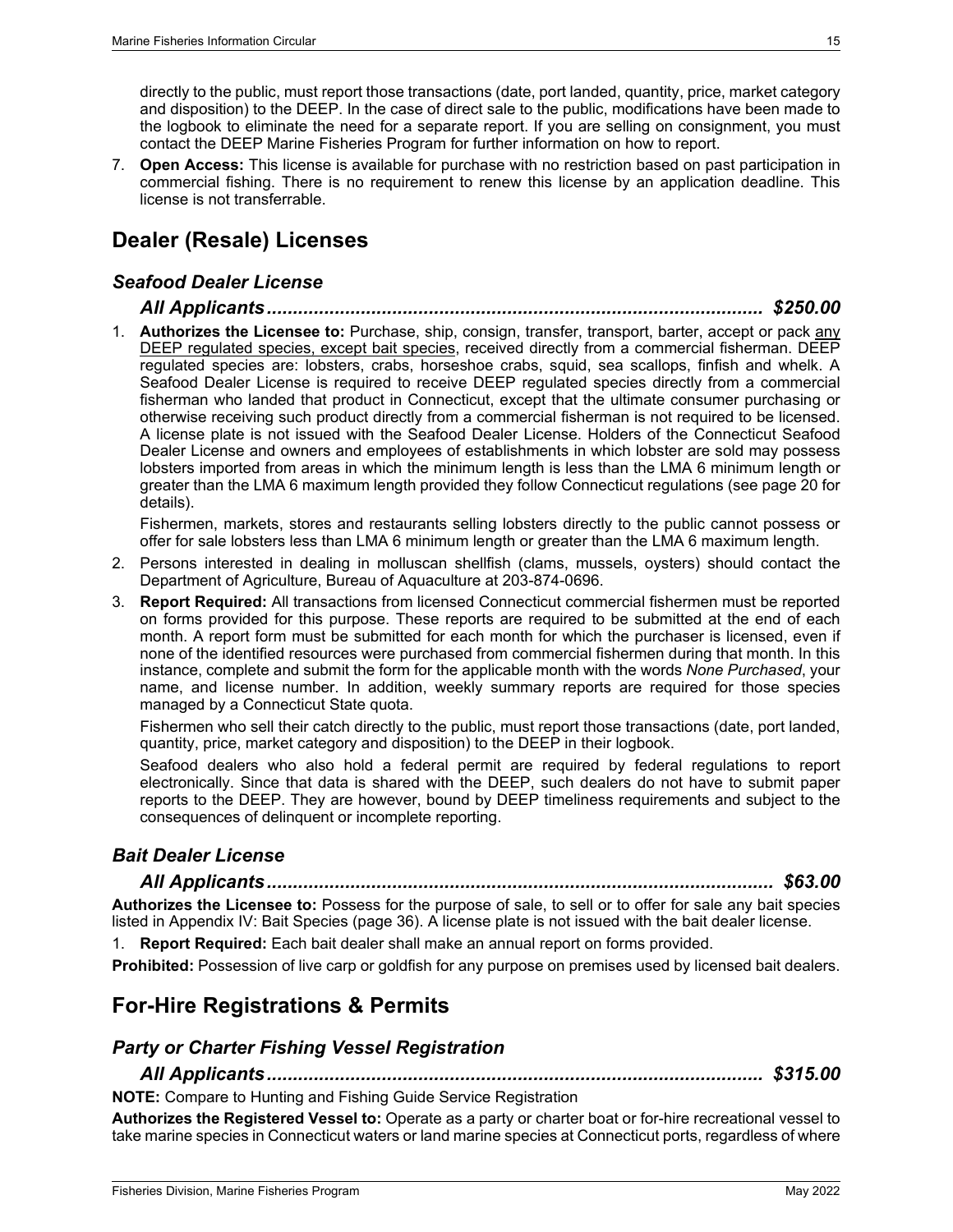directly to the public, must report those transactions (date, port landed, quantity, price, market category and disposition) to the DEEP. In the case of direct sale to the public, modifications have been made to the logbook to eliminate the need for a separate report. If you are selling on consignment, you must contact the DEEP Marine Fisheries Program for further information on how to report.

7. **Open Access:** This license is available for purchase with no restriction based on past participation in commercial fishing. There is no requirement to renew this license by an application deadline. This license is not transferrable.

## Dealer (Resale) Licenses

### *Seafood Dealer License*

***All Applicants............................................................................................ $250.00***

1. **Authorizes the Licensee to:** Purchase, ship, consign, transfer, transport, barter, accept or pack any DEEP regulated species, except bait species, received directly from a commercial fisherman. DEEP regulated species are: lobsters, crabs, horseshoe crabs, squid, sea scallops, finfish and whelk. A Seafood Dealer License is required to receive DEEP regulated species directly from a commercial fisherman who landed that product in Connecticut, except that the ultimate consumer purchasing or otherwise receiving such product directly from a commercial fisherman is not required to be licensed. A license plate is not issued with the Seafood Dealer License. Holders of the Connecticut Seafood Dealer License and owners and employees of establishments in which lobster are sold may possess lobsters imported from areas in which the minimum length is less than the LMA 6 minimum length or greater than the LMA 6 maximum length provided they follow Connecticut regulations (see page 20 for details).

   Fishermen, markets, stores and restaurants selling lobsters directly to the public cannot possess or offer for sale lobsters less than LMA 6 minimum length or greater than the LMA 6 maximum length.

2. Persons interested in dealing in molluscan shellfish (clams, mussels, oysters) should contact the Department of Agriculture, Bureau of Aquaculture at 203-874-0696.

3. **Report Required:** All transactions from licensed Connecticut commercial fishermen must be reported on forms provided for this purpose. These reports are required to be submitted at the end of each month. A report form must be submitted for each month for which the purchaser is licensed, even if none of the identified resources were purchased from commercial fishermen during that month. In this instance, complete and submit the form for the applicable month with the words *None Purchased*, your name, and license number. In addition, weekly summary reports are required for those species managed by a Connecticut State quota.

   Fishermen who sell their catch directly to the public, must report those transactions (date, port landed, quantity, price, market category and disposition) to the DEEP in their logbook.

   Seafood dealers who also hold a federal permit are required by federal regulations to report electronically. Since that data is shared with the DEEP, such dealers do not have to submit paper reports to the DEEP. They are however, bound by DEEP timeliness requirements and subject to the consequences of delinquent or incomplete reporting.

### *Bait Dealer License*

***All Applicants............................................................................................ $63.00***

**Authorizes the Licensee to:** Possess for the purpose of sale, to sell or to offer for sale any bait species listed in Appendix IV: Bait Species (page 36). A license plate is not issued with the bait dealer license.

1. **Report Required:** Each bait dealer shall make an annual report on forms provided.

**Prohibited:** Possession of live carp or goldfish for any purpose on premises used by licensed bait dealers.

## For-Hire Registrations & Permits

### *Party or Charter Fishing Vessel Registration*

***All Applicants............................................................................................ $315.00***

**NOTE:** Compare to Hunting and Fishing Guide Service Registration

**Authorizes the Registered Vessel to:** Operate as a party or charter boat or for-hire recreational vessel to take marine species in Connecticut waters or land marine species at Connecticut ports, regardless of where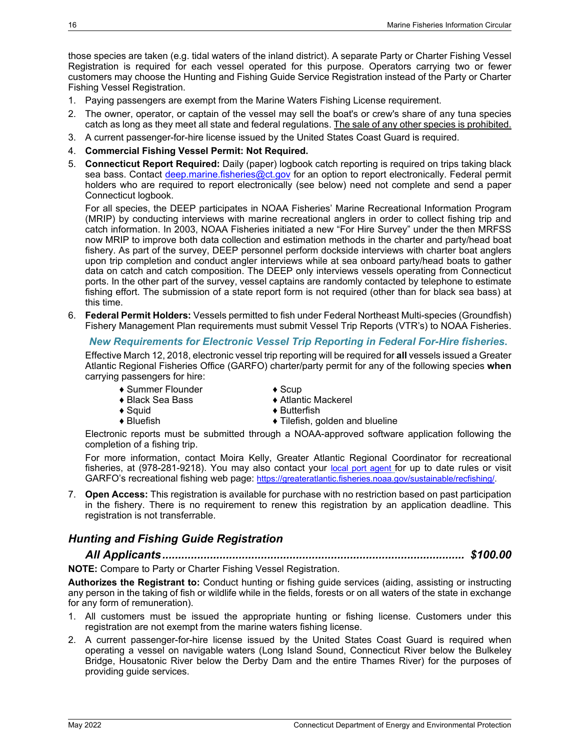those species are taken (e.g. tidal waters of the inland district). A separate Party or Charter Fishing Vessel Registration is required for each vessel operated for this purpose. Operators carrying two or fewer customers may choose the Hunting and Fishing Guide Service Registration instead of the Party or Charter Fishing Vessel Registration.

1. Paying passengers are exempt from the Marine Waters Fishing License requirement.
2. The owner, operator, or captain of the vessel may sell the boat's or crew's share of any tuna species catch as long as they meet all state and federal regulations. <u>The sale of any other species is prohibited.</u>
3. A current passenger-for-hire license issued by the United States Coast Guard is required.
4. **Commercial Fishing Vessel Permit: Not Required.**
5. **Connecticut Report Required:** Daily (paper) logbook catch reporting is required on trips taking black sea bass. Contact deep.marine.fisheries@ct.gov for an option to report electronically. Federal permit holders who are required to report electronically (see below) need not complete and send a paper Connecticut logbook.

   For all species, the DEEP participates in NOAA Fisheries' Marine Recreational Information Program (MRIP) by conducting interviews with marine recreational anglers in order to collect fishing trip and catch information. In 2003, NOAA Fisheries initiated a new "For Hire Survey" under the then MRFSS now MRIP to improve both data collection and estimation methods in the charter and party/head boat fishery. As part of the survey, DEEP personnel perform dockside interviews with charter boat anglers upon trip completion and conduct angler interviews while at sea onboard party/head boats to gather data on catch and catch composition. The DEEP only interviews vessels operating from Connecticut ports. In the other part of the survey, vessel captains are randomly contacted by telephone to estimate fishing effort. The submission of a state report form is not required (other than for black sea bass) at this time.
6. **Federal Permit Holders:** Vessels permitted to fish under Federal Northeast Multi-species (Groundfish) Fishery Management Plan requirements must submit Vessel Trip Reports (VTR's) to NOAA Fisheries.

   ***New Requirements for Electronic Vessel Trip Reporting in Federal For-Hire fisheries.***

   Effective March 12, 2018, electronic vessel trip reporting will be required for **all** vessels issued a Greater Atlantic Regional Fisheries Office (GARFO) charter/party permit for any of the following species **when** carrying passengers for hire:

   - ♦ Summer Flounder
   - ♦ Black Sea Bass
   - ♦ Squid
   - ♦ Bluefish
   - ♦ Scup
   - ♦ Atlantic Mackerel
   - ♦ Butterfish
   - ♦ Tilefish, golden and blueline

   Electronic reports must be submitted through a NOAA-approved software application following the completion of a fishing trip.

   For more information, contact Moira Kelly, Greater Atlantic Regional Coordinator for recreational fisheries, at (978-281-9218). You may also contact your local port agent for up to date rules or visit GARFO's recreational fishing web page: https://greateratlantic.fisheries.noaa.gov/sustainable/recfishing/.
7. **Open Access:** This registration is available for purchase with no restriction based on past participation in the fishery. There is no requirement to renew this registration by an application deadline. This registration is not transferrable.

## *Hunting and Fishing Guide Registration*

### *All Applicants ............................................................................................ $100.00*

**NOTE:** Compare to Party or Charter Fishing Vessel Registration.

**Authorizes the Registrant to:** Conduct hunting or fishing guide services (aiding, assisting or instructing any person in the taking of fish or wildlife while in the fields, forests or on all waters of the state in exchange for any form of remuneration).

1. All customers must be issued the appropriate hunting or fishing license. Customers under this registration are not exempt from the marine waters fishing license.
2. A current passenger-for-hire license issued by the United States Coast Guard is required when operating a vessel on navigable waters (Long Island Sound, Connecticut River below the Bulkeley Bridge, Housatonic River below the Derby Dam and the entire Thames River) for the purposes of providing guide services.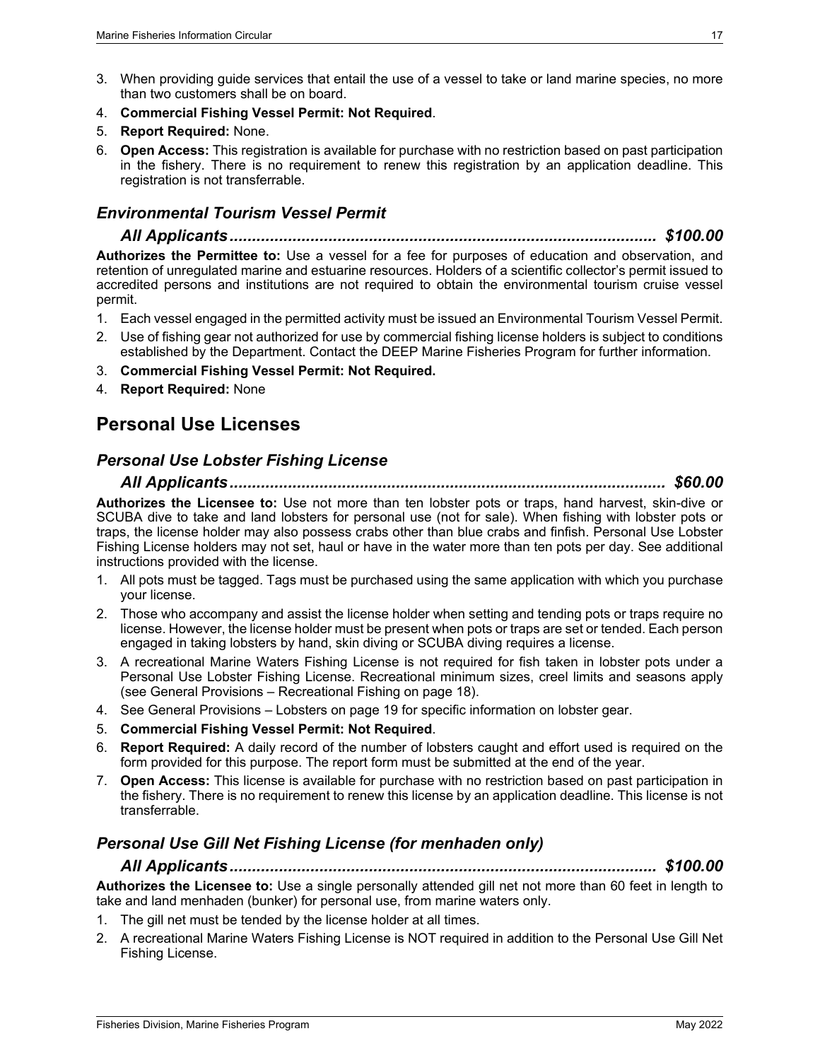3. When providing guide services that entail the use of a vessel to take or land marine species, no more than two customers shall be on board.
4. **Commercial Fishing Vessel Permit: Not Required**.
5. **Report Required:** None.
6. **Open Access:** This registration is available for purchase with no restriction based on past participation in the fishery. There is no requirement to renew this registration by an application deadline. This registration is not transferrable.

### *Environmental Tourism Vessel Permit*

***All Applicants............................................................................................ $100.00***

**Authorizes the Permittee to:** Use a vessel for a fee for purposes of education and observation, and retention of unregulated marine and estuarine resources. Holders of a scientific collector's permit issued to accredited persons and institutions are not required to obtain the environmental tourism cruise vessel permit.

1. Each vessel engaged in the permitted activity must be issued an Environmental Tourism Vessel Permit.
2. Use of fishing gear not authorized for use by commercial fishing license holders is subject to conditions established by the Department. Contact the DEEP Marine Fisheries Program for further information.
3. **Commercial Fishing Vessel Permit: Not Required.**
4. **Report Required:** None

## Personal Use Licenses

### *Personal Use Lobster Fishing License*

***All Applicants............................................................................................ $60.00***

**Authorizes the Licensee to:** Use not more than ten lobster pots or traps, hand harvest, skin-dive or SCUBA dive to take and land lobsters for personal use (not for sale). When fishing with lobster pots or traps, the license holder may also possess crabs other than blue crabs and finfish. Personal Use Lobster Fishing License holders may not set, haul or have in the water more than ten pots per day. See additional instructions provided with the license.

1. All pots must be tagged. Tags must be purchased using the same application with which you purchase your license.
2. Those who accompany and assist the license holder when setting and tending pots or traps require no license. However, the license holder must be present when pots or traps are set or tended. Each person engaged in taking lobsters by hand, skin diving or SCUBA diving requires a license.
3. A recreational Marine Waters Fishing License is not required for fish taken in lobster pots under a Personal Use Lobster Fishing License. Recreational minimum sizes, creel limits and seasons apply (see General Provisions – Recreational Fishing on page 18).
4. See General Provisions – Lobsters on page 19 for specific information on lobster gear.
5. **Commercial Fishing Vessel Permit: Not Required**.
6. **Report Required:** A daily record of the number of lobsters caught and effort used is required on the form provided for this purpose. The report form must be submitted at the end of the year.
7. **Open Access:** This license is available for purchase with no restriction based on past participation in the fishery. There is no requirement to renew this license by an application deadline. This license is not transferrable.

### *Personal Use Gill Net Fishing License (for menhaden only)*

***All Applicants............................................................................................ $100.00***

**Authorizes the Licensee to:** Use a single personally attended gill net not more than 60 feet in length to take and land menhaden (bunker) for personal use, from marine waters only.

1. The gill net must be tended by the license holder at all times.
2. A recreational Marine Waters Fishing License is NOT required in addition to the Personal Use Gill Net Fishing License.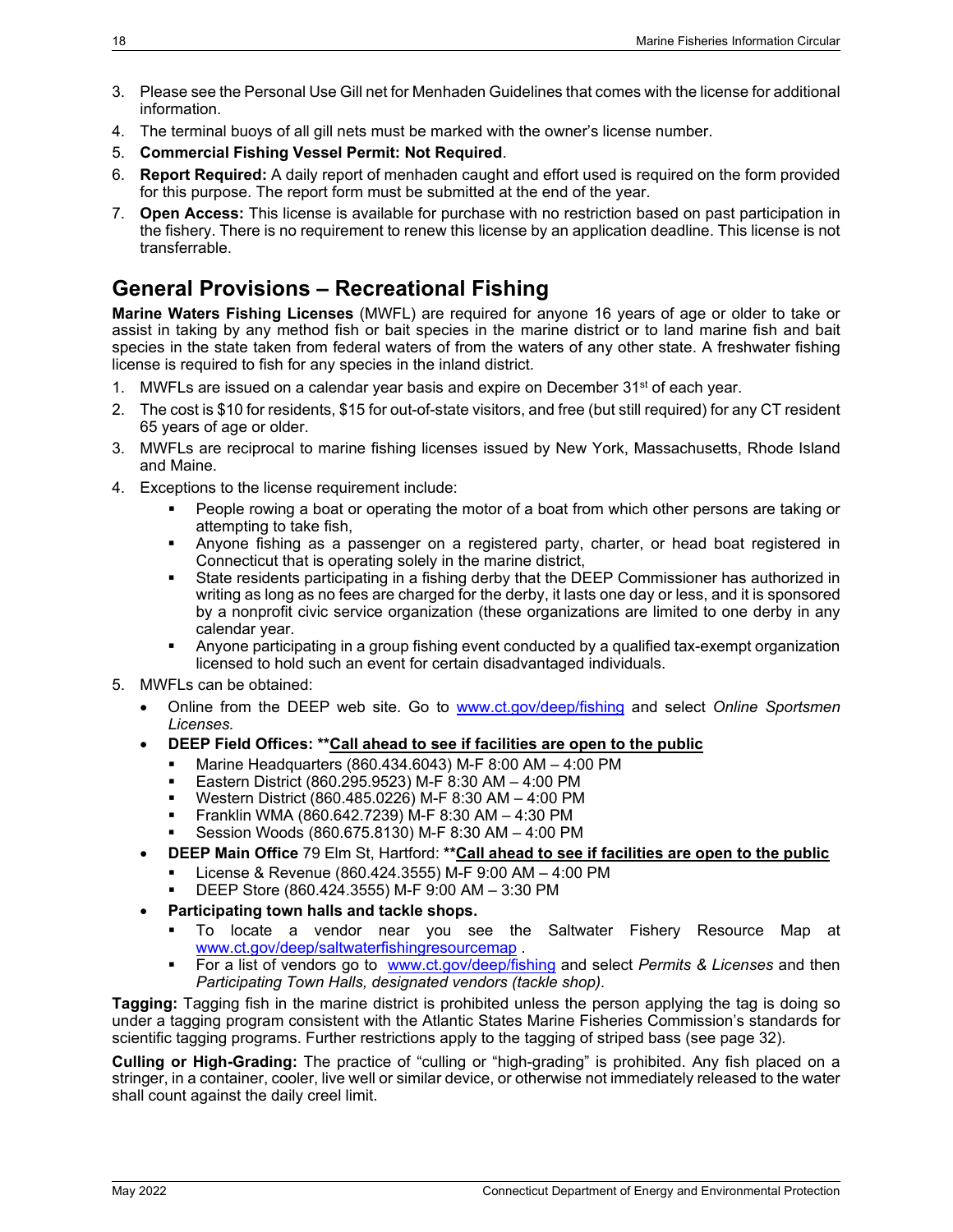3. Please see the Personal Use Gill net for Menhaden Guidelines that comes with the license for additional information.
4. The terminal buoys of all gill nets must be marked with the owner's license number.
5. **Commercial Fishing Vessel Permit: Not Required**.
6. **Report Required:** A daily report of menhaden caught and effort used is required on the form provided for this purpose. The report form must be submitted at the end of the year.
7. **Open Access:** This license is available for purchase with no restriction based on past participation in the fishery. There is no requirement to renew this license by an application deadline. This license is not transferrable.

## General Provisions – Recreational Fishing

**Marine Waters Fishing Licenses** (MWFL) are required for anyone 16 years of age or older to take or assist in taking by any method fish or bait species in the marine district or to land marine fish and bait species in the state taken from federal waters of from the waters of any other state. A freshwater fishing license is required to fish for any species in the inland district.

1. MWFLs are issued on a calendar year basis and expire on December 31st of each year.
2. The cost is $10 for residents, $15 for out-of-state visitors, and free (but still required) for any CT resident 65 years of age or older.
3. MWFLs are reciprocal to marine fishing licenses issued by New York, Massachusetts, Rhode Island and Maine.
4. Exceptions to the license requirement include:
   - People rowing a boat or operating the motor of a boat from which other persons are taking or attempting to take fish,
   - Anyone fishing as a passenger on a registered party, charter, or head boat registered in Connecticut that is operating solely in the marine district,
   - State residents participating in a fishing derby that the DEEP Commissioner has authorized in writing as long as no fees are charged for the derby, it lasts one day or less, and it is sponsored by a nonprofit civic service organization (these organizations are limited to one derby in any calendar year.
   - Anyone participating in a group fishing event conducted by a qualified tax-exempt organization licensed to hold such an event for certain disadvantaged individuals.
5. MWFLs can be obtained:
   - Online from the DEEP web site. Go to www.ct.gov/deep/fishing and select *Online Sportsmen Licenses.*
   - **DEEP Field Offices: \*\*Call ahead to see if facilities are open to the public**
     - Marine Headquarters (860.434.6043) M-F 8:00 AM – 4:00 PM
     - Eastern District (860.295.9523) M-F 8:30 AM – 4:00 PM
     - Western District (860.485.0226) M-F 8:30 AM – 4:00 PM
     - Franklin WMA (860.642.7239) M-F 8:30 AM – 4:30 PM
     - Session Woods (860.675.8130) M-F 8:30 AM – 4:00 PM
   - **DEEP Main Office** 79 Elm St, Hartford: **\*\*Call ahead to see if facilities are open to the public**
     - License & Revenue (860.424.3555) M-F 9:00 AM – 4:00 PM
     - DEEP Store (860.424.3555) M-F 9:00 AM – 3:30 PM
   - **Participating town halls and tackle shops.**
     - To locate a vendor near you see the Saltwater Fishery Resource Map at www.ct.gov/deep/saltwaterfishingresourcemap .
     - For a list of vendors go to www.ct.gov/deep/fishing and select *Permits & Licenses* and then *Participating Town Halls, designated vendors (tackle shop).*

**Tagging:** Tagging fish in the marine district is prohibited unless the person applying the tag is doing so under a tagging program consistent with the Atlantic States Marine Fisheries Commission's standards for scientific tagging programs. Further restrictions apply to the tagging of striped bass (see page 32).

**Culling or High-Grading:** The practice of "culling or "high-grading" is prohibited. Any fish placed on a stringer, in a container, cooler, live well or similar device, or otherwise not immediately released to the water shall count against the daily creel limit.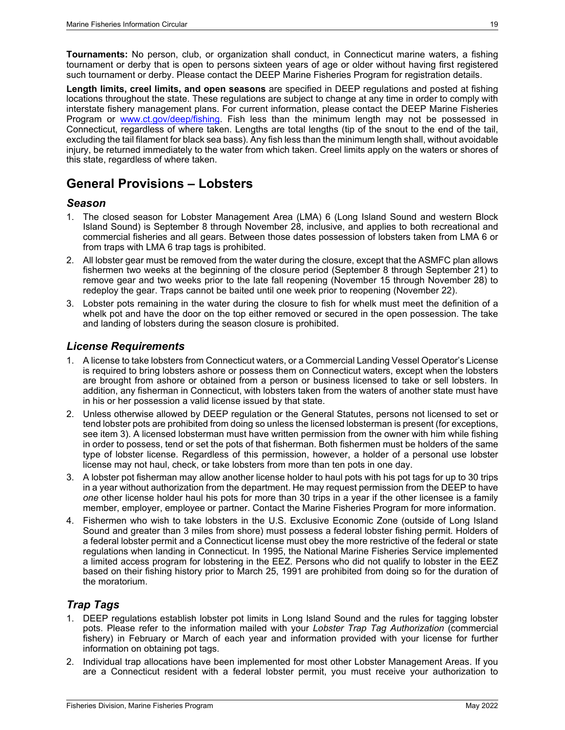**Tournaments:** No person, club, or organization shall conduct, in Connecticut marine waters, a fishing tournament or derby that is open to persons sixteen years of age or older without having first registered such tournament or derby. Please contact the DEEP Marine Fisheries Program for registration details.

**Length limits, creel limits, and open seasons** are specified in DEEP regulations and posted at fishing locations throughout the state. These regulations are subject to change at any time in order to comply with interstate fishery management plans. For current information, please contact the DEEP Marine Fisheries Program or [www.ct.gov/deep/fishing](www.ct.gov/deep/fishing). Fish less than the minimum length may not be possessed in Connecticut, regardless of where taken. Lengths are total lengths (tip of the snout to the end of the tail, excluding the tail filament for black sea bass). Any fish less than the minimum length shall, without avoidable injury, be returned immediately to the water from which taken. Creel limits apply on the waters or shores of this state, regardless of where taken.

## General Provisions – Lobsters

### *Season*

1. The closed season for Lobster Management Area (LMA) 6 (Long Island Sound and western Block Island Sound) is September 8 through November 28, inclusive, and applies to both recreational and commercial fisheries and all gears. Between those dates possession of lobsters taken from LMA 6 or from traps with LMA 6 trap tags is prohibited.
2. All lobster gear must be removed from the water during the closure, except that the ASMFC plan allows fishermen two weeks at the beginning of the closure period (September 8 through September 21) to remove gear and two weeks prior to the late fall reopening (November 15 through November 28) to redeploy the gear. Traps cannot be baited until one week prior to reopening (November 22).
3. Lobster pots remaining in the water during the closure to fish for whelk must meet the definition of a whelk pot and have the door on the top either removed or secured in the open possession. The take and landing of lobsters during the season closure is prohibited.

### *License Requirements*

1. A license to take lobsters from Connecticut waters, or a Commercial Landing Vessel Operator's License is required to bring lobsters ashore or possess them on Connecticut waters, except when the lobsters are brought from ashore or obtained from a person or business licensed to take or sell lobsters. In addition, any fisherman in Connecticut, with lobsters taken from the waters of another state must have in his or her possession a valid license issued by that state.
2. Unless otherwise allowed by DEEP regulation or the General Statutes, persons not licensed to set or tend lobster pots are prohibited from doing so unless the licensed lobsterman is present (for exceptions, see item 3). A licensed lobsterman must have written permission from the owner with him while fishing in order to possess, tend or set the pots of that fisherman. Both fishermen must be holders of the same type of lobster license. Regardless of this permission, however, a holder of a personal use lobster license may not haul, check, or take lobsters from more than ten pots in one day.
3. A lobster pot fisherman may allow another license holder to haul pots with his pot tags for up to 30 trips in a year without authorization from the department. He may request permission from the DEEP to have *one* other license holder haul his pots for more than 30 trips in a year if the other licensee is a family member, employer, employee or partner. Contact the Marine Fisheries Program for more information.
4. Fishermen who wish to take lobsters in the U.S. Exclusive Economic Zone (outside of Long Island Sound and greater than 3 miles from shore) must possess a federal lobster fishing permit. Holders of a federal lobster permit and a Connecticut license must obey the more restrictive of the federal or state regulations when landing in Connecticut. In 1995, the National Marine Fisheries Service implemented a limited access program for lobstering in the EEZ. Persons who did not qualify to lobster in the EEZ based on their fishing history prior to March 25, 1991 are prohibited from doing so for the duration of the moratorium.

### *Trap Tags*

1. DEEP regulations establish lobster pot limits in Long Island Sound and the rules for tagging lobster pots. Please refer to the information mailed with your *Lobster Trap Tag Authorization* (commercial fishery) in February or March of each year and information provided with your license for further information on obtaining pot tags.
2. Individual trap allocations have been implemented for most other Lobster Management Areas. If you are a Connecticut resident with a federal lobster permit, you must receive your authorization to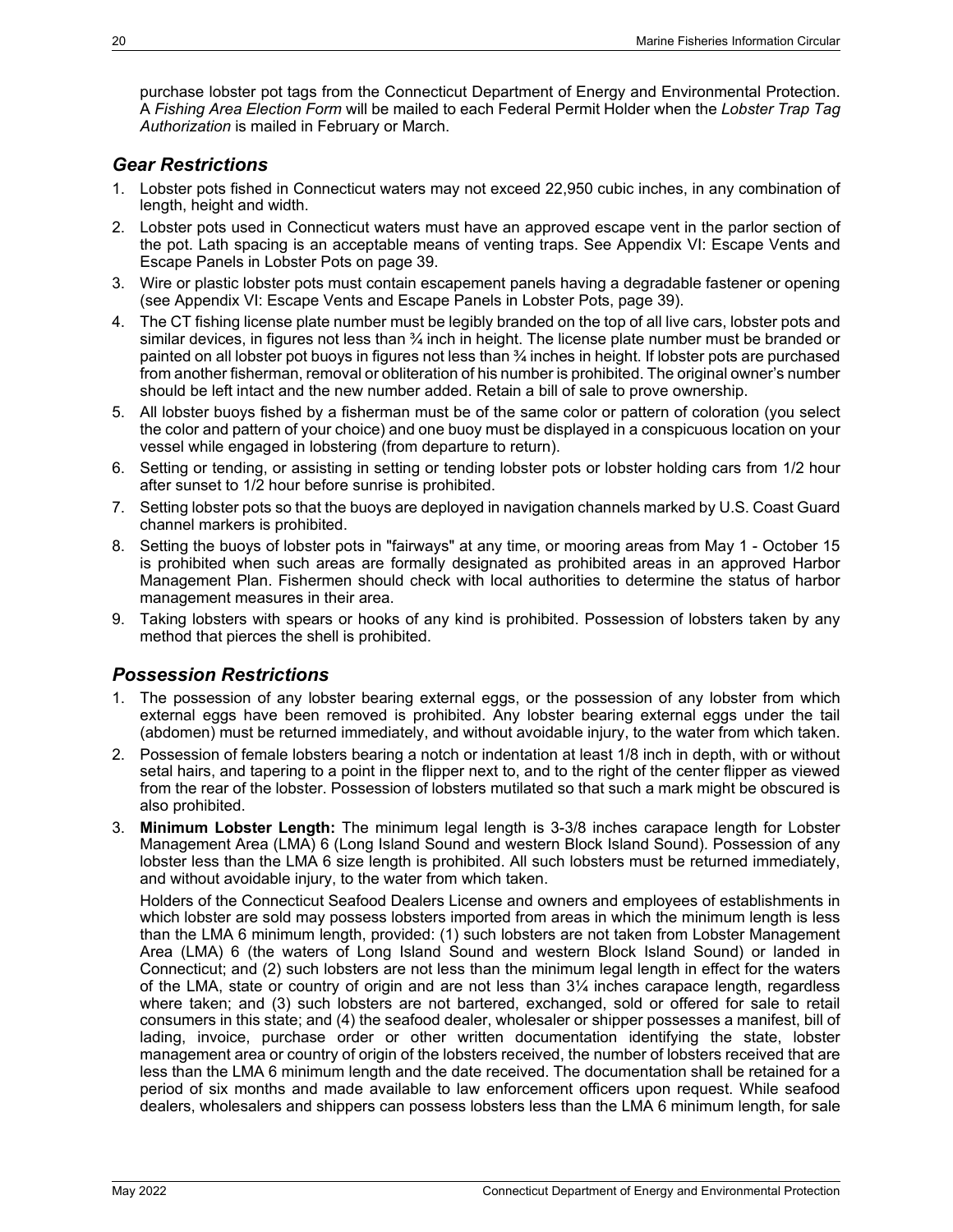purchase lobster pot tags from the Connecticut Department of Energy and Environmental Protection. A *Fishing Area Election Form* will be mailed to each Federal Permit Holder when the *Lobster Trap Tag Authorization* is mailed in February or March.

## *Gear Restrictions*

1. Lobster pots fished in Connecticut waters may not exceed 22,950 cubic inches, in any combination of length, height and width.
2. Lobster pots used in Connecticut waters must have an approved escape vent in the parlor section of the pot. Lath spacing is an acceptable means of venting traps. See Appendix VI: Escape Vents and Escape Panels in Lobster Pots on page 39.
3. Wire or plastic lobster pots must contain escapement panels having a degradable fastener or opening (see Appendix VI: Escape Vents and Escape Panels in Lobster Pots, page 39).
4. The CT fishing license plate number must be legibly branded on the top of all live cars, lobster pots and similar devices, in figures not less than ¾ inch in height. The license plate number must be branded or painted on all lobster pot buoys in figures not less than ¾ inches in height. If lobster pots are purchased from another fisherman, removal or obliteration of his number is prohibited. The original owner's number should be left intact and the new number added. Retain a bill of sale to prove ownership.
5. All lobster buoys fished by a fisherman must be of the same color or pattern of coloration (you select the color and pattern of your choice) and one buoy must be displayed in a conspicuous location on your vessel while engaged in lobstering (from departure to return).
6. Setting or tending, or assisting in setting or tending lobster pots or lobster holding cars from 1/2 hour after sunset to 1/2 hour before sunrise is prohibited.
7. Setting lobster pots so that the buoys are deployed in navigation channels marked by U.S. Coast Guard channel markers is prohibited.
8. Setting the buoys of lobster pots in "fairways" at any time, or mooring areas from May 1 - October 15 is prohibited when such areas are formally designated as prohibited areas in an approved Harbor Management Plan. Fishermen should check with local authorities to determine the status of harbor management measures in their area.
9. Taking lobsters with spears or hooks of any kind is prohibited. Possession of lobsters taken by any method that pierces the shell is prohibited.

## *Possession Restrictions*

1. The possession of any lobster bearing external eggs, or the possession of any lobster from which external eggs have been removed is prohibited. Any lobster bearing external eggs under the tail (abdomen) must be returned immediately, and without avoidable injury, to the water from which taken.
2. Possession of female lobsters bearing a notch or indentation at least 1/8 inch in depth, with or without setal hairs, and tapering to a point in the flipper next to, and to the right of the center flipper as viewed from the rear of the lobster. Possession of lobsters mutilated so that such a mark might be obscured is also prohibited.
3. **Minimum Lobster Length:** The minimum legal length is 3-3/8 inches carapace length for Lobster Management Area (LMA) 6 (Long Island Sound and western Block Island Sound). Possession of any lobster less than the LMA 6 size length is prohibited. All such lobsters must be returned immediately, and without avoidable injury, to the water from which taken.

   Holders of the Connecticut Seafood Dealers License and owners and employees of establishments in which lobster are sold may possess lobsters imported from areas in which the minimum length is less than the LMA 6 minimum length, provided: (1) such lobsters are not taken from Lobster Management Area (LMA) 6 (the waters of Long Island Sound and western Block Island Sound) or landed in Connecticut; and (2) such lobsters are not less than the minimum legal length in effect for the waters of the LMA, state or country of origin and are not less than 3¼ inches carapace length, regardless where taken; and (3) such lobsters are not bartered, exchanged, sold or offered for sale to retail consumers in this state; and (4) the seafood dealer, wholesaler or shipper possesses a manifest, bill of lading, invoice, purchase order or other written documentation identifying the state, lobster management area or country of origin of the lobsters received, the number of lobsters received that are less than the LMA 6 minimum length and the date received. The documentation shall be retained for a period of six months and made available to law enforcement officers upon request. While seafood dealers, wholesalers and shippers can possess lobsters less than the LMA 6 minimum length, for sale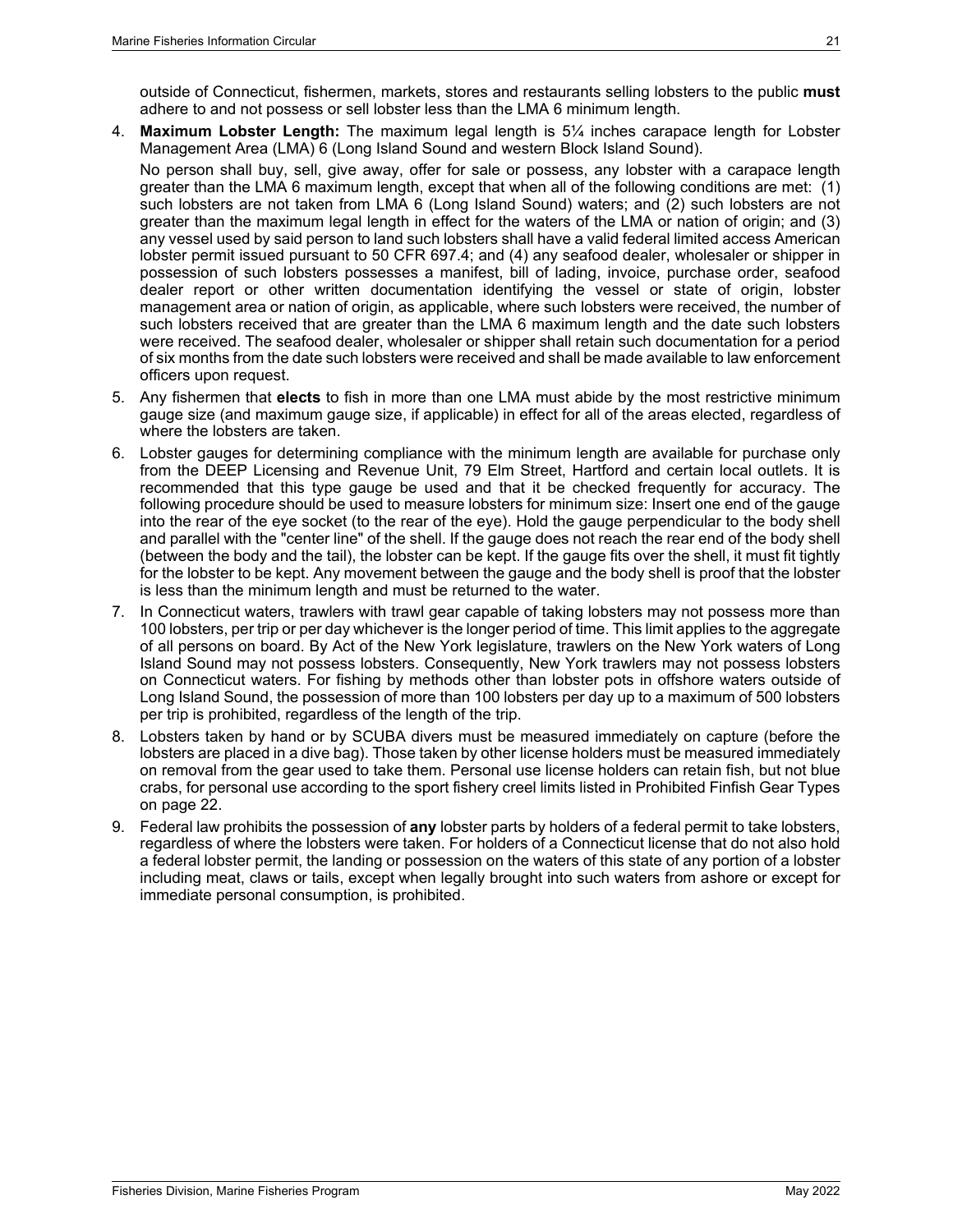outside of Connecticut, fishermen, markets, stores and restaurants selling lobsters to the public **must** adhere to and not possess or sell lobster less than the LMA 6 minimum length.

4. **Maximum Lobster Length:** The maximum legal length is 5¼ inches carapace length for Lobster Management Area (LMA) 6 (Long Island Sound and western Block Island Sound).

   No person shall buy, sell, give away, offer for sale or possess, any lobster with a carapace length greater than the LMA 6 maximum length, except that when all of the following conditions are met: (1) such lobsters are not taken from LMA 6 (Long Island Sound) waters; and (2) such lobsters are not greater than the maximum legal length in effect for the waters of the LMA or nation of origin; and (3) any vessel used by said person to land such lobsters shall have a valid federal limited access American lobster permit issued pursuant to 50 CFR 697.4; and (4) any seafood dealer, wholesaler or shipper in possession of such lobsters possesses a manifest, bill of lading, invoice, purchase order, seafood dealer report or other written documentation identifying the vessel or state of origin, lobster management area or nation of origin, as applicable, where such lobsters were received, the number of such lobsters received that are greater than the LMA 6 maximum length and the date such lobsters were received. The seafood dealer, wholesaler or shipper shall retain such documentation for a period of six months from the date such lobsters were received and shall be made available to law enforcement officers upon request.

5. Any fishermen that **elects** to fish in more than one LMA must abide by the most restrictive minimum gauge size (and maximum gauge size, if applicable) in effect for all of the areas elected, regardless of where the lobsters are taken.

6. Lobster gauges for determining compliance with the minimum length are available for purchase only from the DEEP Licensing and Revenue Unit, 79 Elm Street, Hartford and certain local outlets. It is recommended that this type gauge be used and that it be checked frequently for accuracy. The following procedure should be used to measure lobsters for minimum size: Insert one end of the gauge into the rear of the eye socket (to the rear of the eye). Hold the gauge perpendicular to the body shell and parallel with the "center line" of the shell. If the gauge does not reach the rear end of the body shell (between the body and the tail), the lobster can be kept. If the gauge fits over the shell, it must fit tightly for the lobster to be kept. Any movement between the gauge and the body shell is proof that the lobster is less than the minimum length and must be returned to the water.

7. In Connecticut waters, trawlers with trawl gear capable of taking lobsters may not possess more than 100 lobsters, per trip or per day whichever is the longer period of time. This limit applies to the aggregate of all persons on board. By Act of the New York legislature, trawlers on the New York waters of Long Island Sound may not possess lobsters. Consequently, New York trawlers may not possess lobsters on Connecticut waters. For fishing by methods other than lobster pots in offshore waters outside of Long Island Sound, the possession of more than 100 lobsters per day up to a maximum of 500 lobsters per trip is prohibited, regardless of the length of the trip.

8. Lobsters taken by hand or by SCUBA divers must be measured immediately on capture (before the lobsters are placed in a dive bag). Those taken by other license holders must be measured immediately on removal from the gear used to take them. Personal use license holders can retain fish, but not blue crabs, for personal use according to the sport fishery creel limits listed in Prohibited Finfish Gear Types on page 22.

9. Federal law prohibits the possession of **any** lobster parts by holders of a federal permit to take lobsters, regardless of where the lobsters were taken. For holders of a Connecticut license that do not also hold a federal lobster permit, the landing or possession on the waters of this state of any portion of a lobster including meat, claws or tails, except when legally brought into such waters from ashore or except for immediate personal consumption, is prohibited.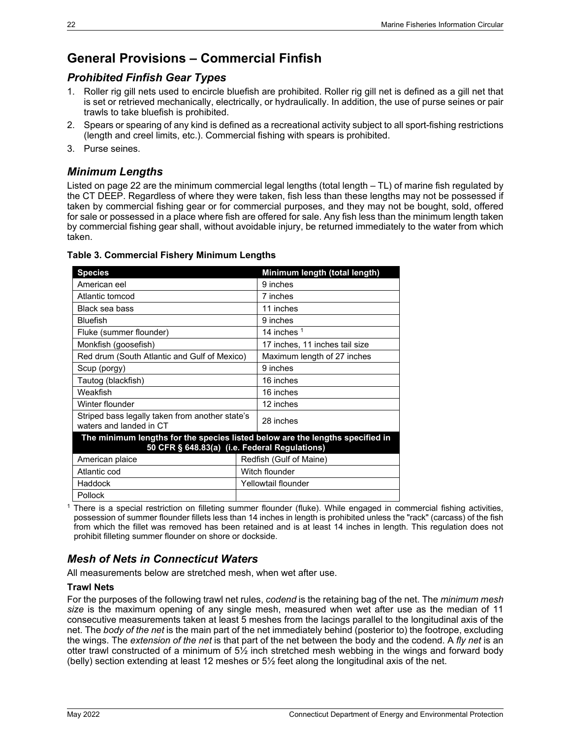## General Provisions – Commercial Finfish

### *Prohibited Finfish Gear Types*

1. Roller rig gill nets used to encircle bluefish are prohibited. Roller rig gill net is defined as a gill net that is set or retrieved mechanically, electrically, or hydraulically. In addition, the use of purse seines or pair trawls to take bluefish is prohibited.
2. Spears or spearing of any kind is defined as a recreational activity subject to all sport-fishing restrictions (length and creel limits, etc.). Commercial fishing with spears is prohibited.
3. Purse seines.

### *Minimum Lengths*

Listed on page 22 are the minimum commercial legal lengths (total length – TL) of marine fish regulated by the CT DEEP. Regardless of where they were taken, fish less than these lengths may not be possessed if taken by commercial fishing gear or for commercial purposes, and they may not be bought, sold, offered for sale or possessed in a place where fish are offered for sale. Any fish less than the minimum length taken by commercial fishing gear shall, without avoidable injury, be returned immediately to the water from which taken.

**Table 3. Commercial Fishery Minimum Lengths**

| Species | Minimum length (total length) |
|---|---|
| American eel | 9 inches |
| Atlantic tomcod | 7 inches |
| Black sea bass | 11 inches |
| Bluefish | 9 inches |
| Fluke (summer flounder) | 14 inches [1] |
| Monkfish (goosefish) | 17 inches, 11 inches tail size |
| Red drum (South Atlantic and Gulf of Mexico) | Maximum length of 27 inches |
| Scup (porgy) | 9 inches |
| Tautog (blackfish) | 16 inches |
| Weakfish | 16 inches |
| Winter flounder | 12 inches |
| Striped bass legally taken from another state's waters and landed in CT | 28 inches |
| **The minimum lengths for the species listed below are the lengths specified in 50 CFR § 648.83(a) (i.e. Federal Regulations)** | |
| American plaice | Redfish (Gulf of Maine) |
| Atlantic cod | Witch flounder |
| Haddock | Yellowtail flounder |
| Pollock | |

[1] There is a special restriction on filleting summer flounder (fluke). While engaged in commercial fishing activities, possession of summer flounder fillets less than 14 inches in length is prohibited unless the "rack" (carcass) of the fish from which the fillet was removed has been retained and is at least 14 inches in length. This regulation does not prohibit filleting summer flounder on shore or dockside.

### *Mesh of Nets in Connecticut Waters*

All measurements below are stretched mesh, when wet after use.

#### Trawl Nets

For the purposes of the following trawl net rules, *codend* is the retaining bag of the net. The *minimum mesh size* is the maximum opening of any single mesh, measured when wet after use as the median of 11 consecutive measurements taken at least 5 meshes from the lacings parallel to the longitudinal axis of the net. The *body of the net* is the main part of the net immediately behind (posterior to) the footrope, excluding the wings. The *extension of the net* is that part of the net between the body and the codend. A *fly net* is an otter trawl constructed of a minimum of 5½ inch stretched mesh webbing in the wings and forward body (belly) section extending at least 12 meshes or 5½ feet along the longitudinal axis of the net.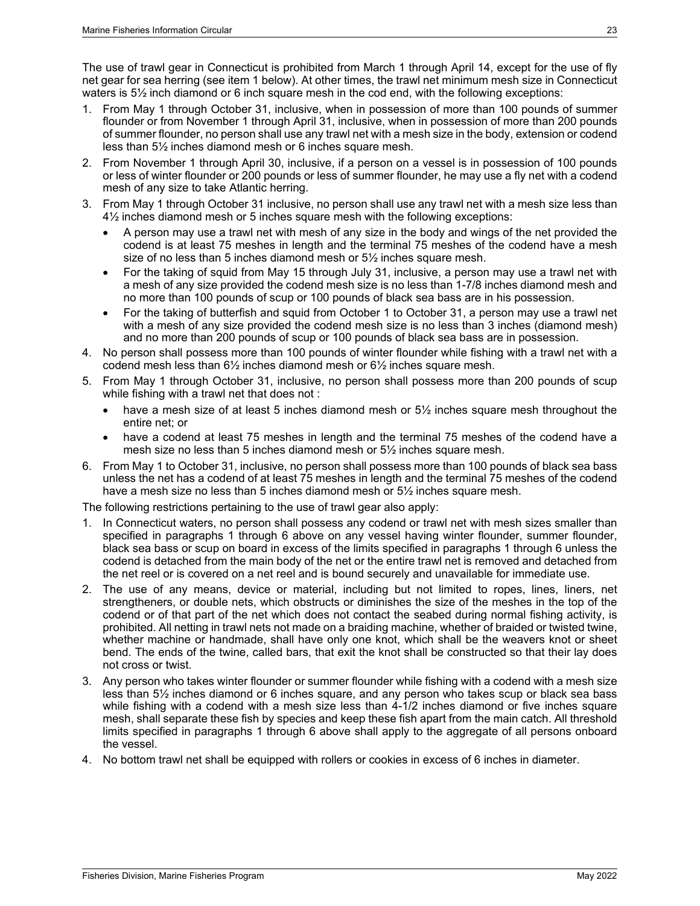The use of trawl gear in Connecticut is prohibited from March 1 through April 14, except for the use of fly net gear for sea herring (see item 1 below). At other times, the trawl net minimum mesh size in Connecticut waters is 5½ inch diamond or 6 inch square mesh in the cod end, with the following exceptions:

1. From May 1 through October 31, inclusive, when in possession of more than 100 pounds of summer flounder or from November 1 through April 31, inclusive, when in possession of more than 200 pounds of summer flounder, no person shall use any trawl net with a mesh size in the body, extension or codend less than 5½ inches diamond mesh or 6 inches square mesh.
2. From November 1 through April 30, inclusive, if a person on a vessel is in possession of 100 pounds or less of winter flounder or 200 pounds or less of summer flounder, he may use a fly net with a codend mesh of any size to take Atlantic herring.
3. From May 1 through October 31 inclusive, no person shall use any trawl net with a mesh size less than 4½ inches diamond mesh or 5 inches square mesh with the following exceptions:
   - A person may use a trawl net with mesh of any size in the body and wings of the net provided the codend is at least 75 meshes in length and the terminal 75 meshes of the codend have a mesh size of no less than 5 inches diamond mesh or 5½ inches square mesh.
   - For the taking of squid from May 15 through July 31, inclusive, a person may use a trawl net with a mesh of any size provided the codend mesh size is no less than 1-7/8 inches diamond mesh and no more than 100 pounds of scup or 100 pounds of black sea bass are in his possession.
   - For the taking of butterfish and squid from October 1 to October 31, a person may use a trawl net with a mesh of any size provided the codend mesh size is no less than 3 inches (diamond mesh) and no more than 200 pounds of scup or 100 pounds of black sea bass are in possession.
4. No person shall possess more than 100 pounds of winter flounder while fishing with a trawl net with a codend mesh less than 6½ inches diamond mesh or 6½ inches square mesh.
5. From May 1 through October 31, inclusive, no person shall possess more than 200 pounds of scup while fishing with a trawl net that does not :
   - have a mesh size of at least 5 inches diamond mesh or 5½ inches square mesh throughout the entire net; or
   - have a codend at least 75 meshes in length and the terminal 75 meshes of the codend have a mesh size no less than 5 inches diamond mesh or 5½ inches square mesh.
6. From May 1 to October 31, inclusive, no person shall possess more than 100 pounds of black sea bass unless the net has a codend of at least 75 meshes in length and the terminal 75 meshes of the codend have a mesh size no less than 5 inches diamond mesh or 5½ inches square mesh.

The following restrictions pertaining to the use of trawl gear also apply:

1. In Connecticut waters, no person shall possess any codend or trawl net with mesh sizes smaller than specified in paragraphs 1 through 6 above on any vessel having winter flounder, summer flounder, black sea bass or scup on board in excess of the limits specified in paragraphs 1 through 6 unless the codend is detached from the main body of the net or the entire trawl net is removed and detached from the net reel or is covered on a net reel and is bound securely and unavailable for immediate use.
2. The use of any means, device or material, including but not limited to ropes, lines, liners, net strengtheners, or double nets, which obstructs or diminishes the size of the meshes in the top of the codend or of that part of the net which does not contact the seabed during normal fishing activity, is prohibited. All netting in trawl nets not made on a braiding machine, whether of braided or twisted twine, whether machine or handmade, shall have only one knot, which shall be the weavers knot or sheet bend. The ends of the twine, called bars, that exit the knot shall be constructed so that their lay does not cross or twist.
3. Any person who takes winter flounder or summer flounder while fishing with a codend with a mesh size less than 5½ inches diamond or 6 inches square, and any person who takes scup or black sea bass while fishing with a codend with a mesh size less than 4-1/2 inches diamond or five inches square mesh, shall separate these fish by species and keep these fish apart from the main catch. All threshold limits specified in paragraphs 1 through 6 above shall apply to the aggregate of all persons onboard the vessel.
4. No bottom trawl net shall be equipped with rollers or cookies in excess of 6 inches in diameter.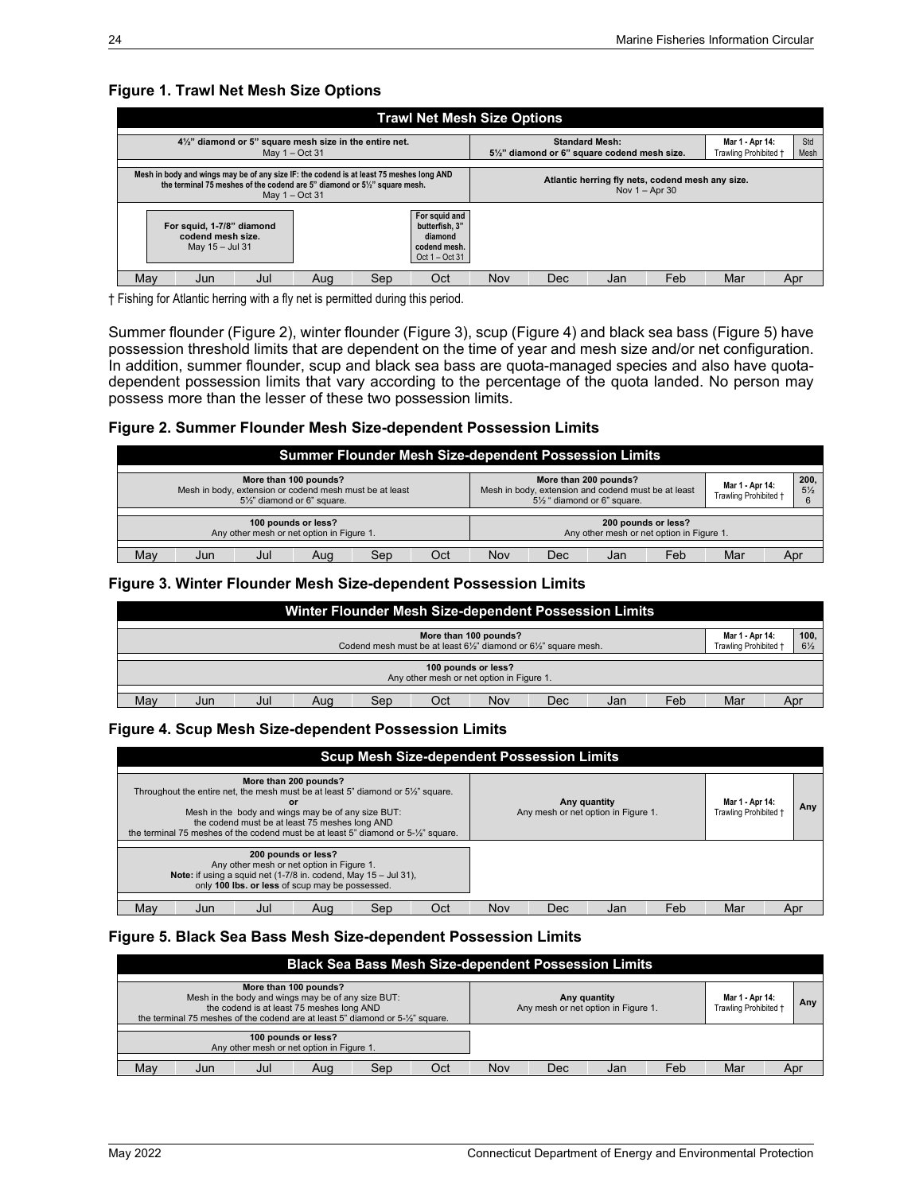### Figure 1. Trawl Net Mesh Size Options

| Trawl Net Mesh Size Options | | | | | | | | | | | |
|---|---|---|---|---|---|---|---|---|---|---|---|
| 4½" diamond or 5" square mesh size in the entire net. May 1 – Oct 31 | | | | | | **Standard Mesh:** 5½" diamond or 6" square codend mesh size. | | | | Mar 1 - Apr 14: Trawling Prohibited † | Std Mesh |
| Mesh in body and wings may be of any size IF: the codend is at least 75 meshes long AND the terminal 75 meshes of the codend are 5" diamond or 5½" square mesh. May 1 – Oct 31 | | | | | | Atlantic herring fly nets, codend mesh any size. Nov 1 – Apr 30 | | | | | |
| For squid, 1-7/8" diamond codend mesh size. May 15 – Jul 31 | | | | | For squid and butterfish, 3" diamond codend mesh. Oct 1 – Oct 31 | | | | | | |
| May | Jun | Jul | Aug | Sep | Oct | Nov | Dec | Jan | Feb | Mar | Apr |

† Fishing for Atlantic herring with a fly net is permitted during this period.

Summer flounder (Figure 2), winter flounder (Figure 3), scup (Figure 4) and black sea bass (Figure 5) have possession threshold limits that are dependent on the time of year and mesh size and/or net configuration. In addition, summer flounder, scup and black sea bass are quota-managed species and also have quota-dependent possession limits that vary according to the percentage of the quota landed. No person may possess more than the lesser of these two possession limits.

### Figure 2. Summer Flounder Mesh Size-dependent Possession Limits

| Summer Flounder Mesh Size-dependent Possession Limits | | | | | | | | | | | |
|---|---|---|---|---|---|---|---|---|---|---|---|
| **More than 100 pounds?** Mesh in body, extension or codend mesh must be at least 5½" diamond or 6" square. | | | | | | **More than 200 pounds?** Mesh in body, extension and codend mesh must be at least 5½ " diamond or 6" square. | | | | Mar 1 - Apr 14: Trawling Prohibited † | 200, 5½ 6 |
| **100 pounds or less?** Any other mesh or net option in Figure 1. | | | | | | **200 pounds or less?** Any other mesh or net option in Figure 1. | | | | | |
| May | Jun | Jul | Aug | Sep | Oct | Nov | Dec | Jan | Feb | Mar | Apr |

### Figure 3. Winter Flounder Mesh Size-dependent Possession Limits

| Winter Flounder Mesh Size-dependent Possession Limits | | | | | | | | | | | |
|---|---|---|---|---|---|---|---|---|---|---|---|
| **More than 100 pounds?** Codend mesh must be at least 6½" diamond or 6½" square mesh. | | | | | | | | | | Mar 1 - Apr 14: Trawling Prohibited † | 100, 6½ |
| **100 pounds or less?** Any other mesh or net option in Figure 1. | | | | | | | | | | | |
| May | Jun | Jul | Aug | Sep | Oct | Nov | Dec | Jan | Feb | Mar | Apr |

### Figure 4. Scup Mesh Size-dependent Possession Limits

| Scup Mesh Size-dependent Possession Limits | | | | | | | | | | | |
|---|---|---|---|---|---|---|---|---|---|---|---|
| **More than 200 pounds?** Throughout the entire net, the mesh must be at least 5" diamond or 5½" square. **or** Mesh in the body and wings may be of any size BUT: the codend must be at least 75 meshes long AND the terminal 75 meshes of the codend must be at least 5" diamond or 5-½" square. | | | | | | **Any quantity** Any mesh or net option in Figure 1. | | | | Mar 1 - Apr 14: Trawling Prohibited † | Any |
| **200 pounds or less?** Any other mesh or net option in Figure 1. **Note:** if using a squid net (1-7/8 in. codend, May 15 – Jul 31), only **100 lbs. or less** of scup may be possessed. | | | | | | | | | | | |
| May | Jun | Jul | Aug | Sep | Oct | Nov | Dec | Jan | Feb | Mar | Apr |

### Figure 5. Black Sea Bass Mesh Size-dependent Possession Limits

| Black Sea Bass Mesh Size-dependent Possession Limits | | | | | | | | | | | |
|---|---|---|---|---|---|---|---|---|---|---|---|
| **More than 100 pounds?** Mesh in the body and wings may be of any size BUT: the codend is at least 75 meshes long AND the terminal 75 meshes of the codend are at least 5" diamond or 5-½" square. | | | | | | **Any quantity** Any mesh or net option in Figure 1. | | | | Mar 1 - Apr 14: Trawling Prohibited † | Any |
| **100 pounds or less?** Any other mesh or net option in Figure 1. | | | | | | | | | | | |
| May | Jun | Jul | Aug | Sep | Oct | Nov | Dec | Jan | Feb | Mar | Apr |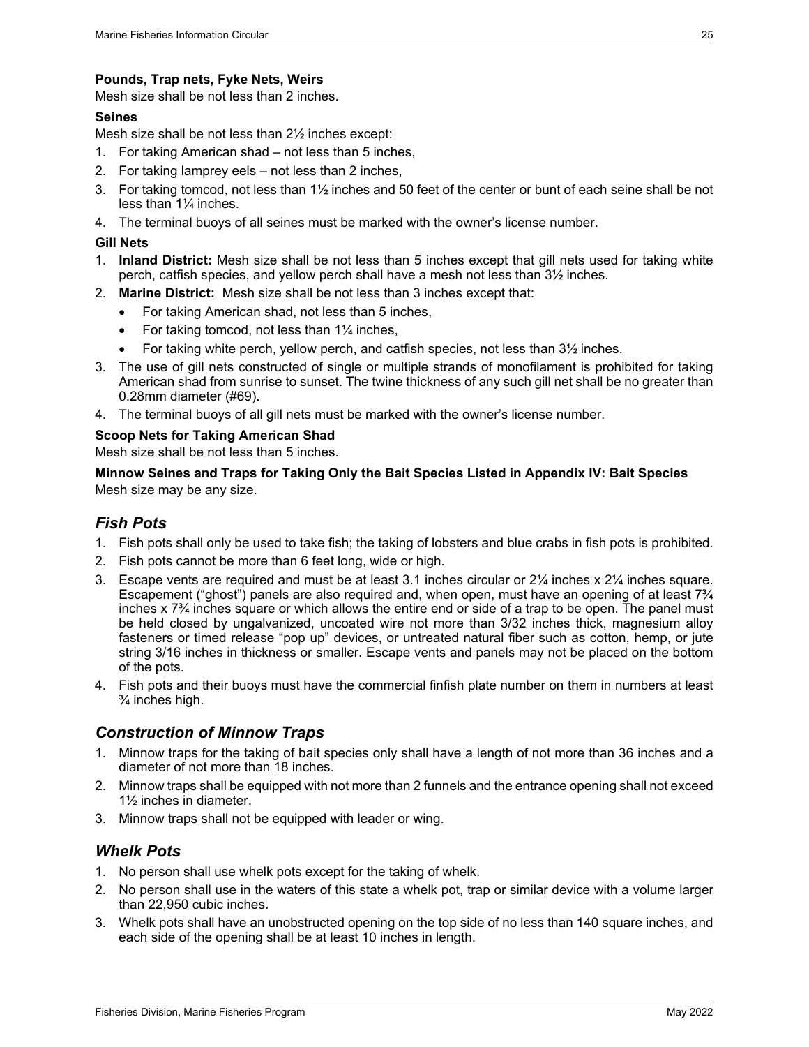**Pounds, Trap nets, Fyke Nets, Weirs**

Mesh size shall be not less than 2 inches.

**Seines**

Mesh size shall be not less than 2½ inches except:

1. For taking American shad – not less than 5 inches,
2. For taking lamprey eels – not less than 2 inches,
3. For taking tomcod, not less than 1½ inches and 50 feet of the center or bunt of each seine shall be not less than 1¼ inches.
4. The terminal buoys of all seines must be marked with the owner's license number.

**Gill Nets**

1. **Inland District:** Mesh size shall be not less than 5 inches except that gill nets used for taking white perch, catfish species, and yellow perch shall have a mesh not less than 3½ inches.
2. **Marine District:** Mesh size shall be not less than 3 inches except that:
   - For taking American shad, not less than 5 inches,
   - For taking tomcod, not less than 1¼ inches,
   - For taking white perch, yellow perch, and catfish species, not less than 3½ inches.
3. The use of gill nets constructed of single or multiple strands of monofilament is prohibited for taking American shad from sunrise to sunset. The twine thickness of any such gill net shall be no greater than 0.28mm diameter (#69).
4. The terminal buoys of all gill nets must be marked with the owner's license number.

**Scoop Nets for Taking American Shad**

Mesh size shall be not less than 5 inches.

**Minnow Seines and Traps for Taking Only the Bait Species Listed in Appendix IV: Bait Species**

Mesh size may be any size.

## *Fish Pots*

1. Fish pots shall only be used to take fish; the taking of lobsters and blue crabs in fish pots is prohibited.
2. Fish pots cannot be more than 6 feet long, wide or high.
3. Escape vents are required and must be at least 3.1 inches circular or 2¼ inches x 2¼ inches square. Escapement ("ghost") panels are also required and, when open, must have an opening of at least 7¾ inches x 7¾ inches square or which allows the entire end or side of a trap to be open. The panel must be held closed by ungalvanized, uncoated wire not more than 3/32 inches thick, magnesium alloy fasteners or timed release "pop up" devices, or untreated natural fiber such as cotton, hemp, or jute string 3/16 inches in thickness or smaller. Escape vents and panels may not be placed on the bottom of the pots.
4. Fish pots and their buoys must have the commercial finfish plate number on them in numbers at least ¾ inches high.

## *Construction of Minnow Traps*

1. Minnow traps for the taking of bait species only shall have a length of not more than 36 inches and a diameter of not more than 18 inches.
2. Minnow traps shall be equipped with not more than 2 funnels and the entrance opening shall not exceed 1½ inches in diameter.
3. Minnow traps shall not be equipped with leader or wing.

## *Whelk Pots*

1. No person shall use whelk pots except for the taking of whelk.
2. No person shall use in the waters of this state a whelk pot, trap or similar device with a volume larger than 22,950 cubic inches.
3. Whelk pots shall have an unobstructed opening on the top side of no less than 140 square inches, and each side of the opening shall be at least 10 inches in length.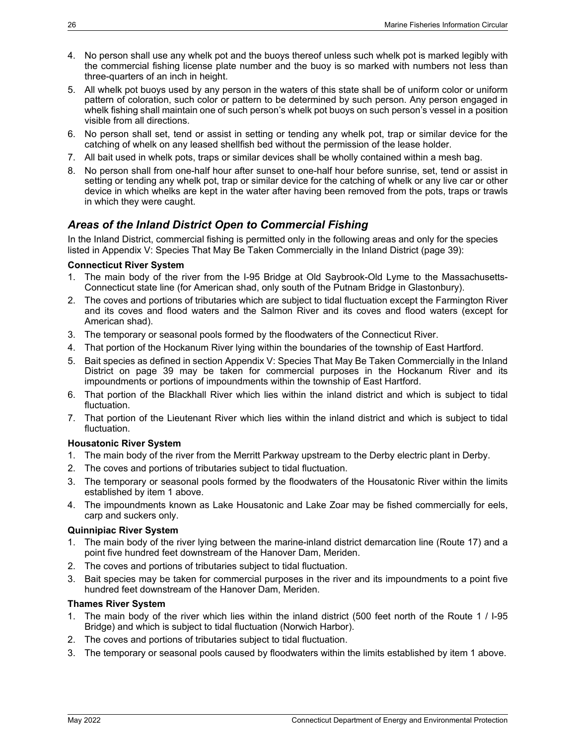4. No person shall use any whelk pot and the buoys thereof unless such whelk pot is marked legibly with the commercial fishing license plate number and the buoy is so marked with numbers not less than three-quarters of an inch in height.
5. All whelk pot buoys used by any person in the waters of this state shall be of uniform color or uniform pattern of coloration, such color or pattern to be determined by such person. Any person engaged in whelk fishing shall maintain one of such person's whelk pot buoys on such person's vessel in a position visible from all directions.
6. No person shall set, tend or assist in setting or tending any whelk pot, trap or similar device for the catching of whelk on any leased shellfish bed without the permission of the lease holder.
7. All bait used in whelk pots, traps or similar devices shall be wholly contained within a mesh bag.
8. No person shall from one-half hour after sunset to one-half hour before sunrise, set, tend or assist in setting or tending any whelk pot, trap or similar device for the catching of whelk or any live car or other device in which whelks are kept in the water after having been removed from the pots, traps or trawls in which they were caught.

## *Areas of the Inland District Open to Commercial Fishing*

In the Inland District, commercial fishing is permitted only in the following areas and only for the species listed in Appendix V: Species That May Be Taken Commercially in the Inland District (page 39):

**Connecticut River System**

1. The main body of the river from the I-95 Bridge at Old Saybrook-Old Lyme to the Massachusetts-Connecticut state line (for American shad, only south of the Putnam Bridge in Glastonbury).
2. The coves and portions of tributaries which are subject to tidal fluctuation except the Farmington River and its coves and flood waters and the Salmon River and its coves and flood waters (except for American shad).
3. The temporary or seasonal pools formed by the floodwaters of the Connecticut River.
4. That portion of the Hockanum River lying within the boundaries of the township of East Hartford.
5. Bait species as defined in section Appendix V: Species That May Be Taken Commercially in the Inland District on page 39 may be taken for commercial purposes in the Hockanum River and its impoundments or portions of impoundments within the township of East Hartford.
6. That portion of the Blackhall River which lies within the inland district and which is subject to tidal fluctuation.
7. That portion of the Lieutenant River which lies within the inland district and which is subject to tidal fluctuation.

**Housatonic River System**

1. The main body of the river from the Merritt Parkway upstream to the Derby electric plant in Derby.
2. The coves and portions of tributaries subject to tidal fluctuation.
3. The temporary or seasonal pools formed by the floodwaters of the Housatonic River within the limits established by item 1 above.
4. The impoundments known as Lake Housatonic and Lake Zoar may be fished commercially for eels, carp and suckers only.

**Quinnipiac River System**

1. The main body of the river lying between the marine-inland district demarcation line (Route 17) and a point five hundred feet downstream of the Hanover Dam, Meriden.
2. The coves and portions of tributaries subject to tidal fluctuation.
3. Bait species may be taken for commercial purposes in the river and its impoundments to a point five hundred feet downstream of the Hanover Dam, Meriden.

**Thames River System**

1. The main body of the river which lies within the inland district (500 feet north of the Route 1 / I-95 Bridge) and which is subject to tidal fluctuation (Norwich Harbor).
2. The coves and portions of tributaries subject to tidal fluctuation.
3. The temporary or seasonal pools caused by floodwaters within the limits established by item 1 above.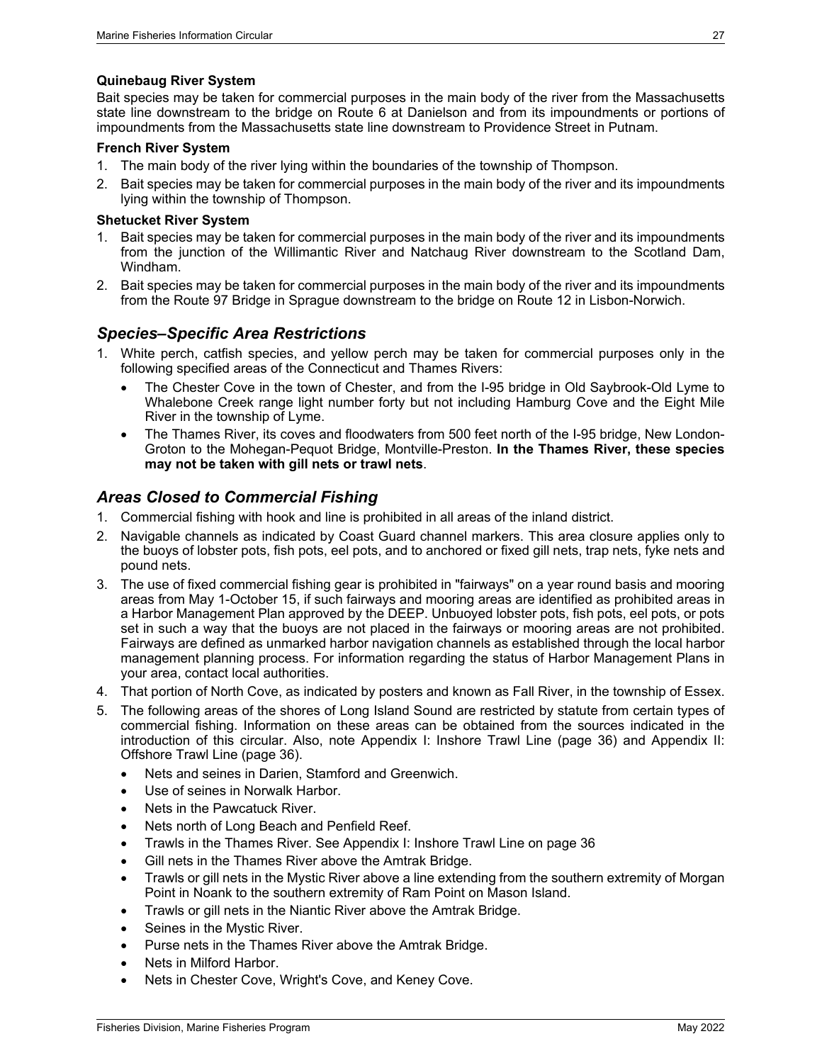#### Quinebaug River System

Bait species may be taken for commercial purposes in the main body of the river from the Massachusetts state line downstream to the bridge on Route 6 at Danielson and from its impoundments or portions of impoundments from the Massachusetts state line downstream to Providence Street in Putnam.

#### French River System

1. The main body of the river lying within the boundaries of the township of Thompson.
2. Bait species may be taken for commercial purposes in the main body of the river and its impoundments lying within the township of Thompson.

#### Shetucket River System

1. Bait species may be taken for commercial purposes in the main body of the river and its impoundments from the junction of the Willimantic River and Natchaug River downstream to the Scotland Dam, Windham.
2. Bait species may be taken for commercial purposes in the main body of the river and its impoundments from the Route 97 Bridge in Sprague downstream to the bridge on Route 12 in Lisbon-Norwich.

## *Species–Specific Area Restrictions*

1. White perch, catfish species, and yellow perch may be taken for commercial purposes only in the following specified areas of the Connecticut and Thames Rivers:
   - The Chester Cove in the town of Chester, and from the I-95 bridge in Old Saybrook-Old Lyme to Whalebone Creek range light number forty but not including Hamburg Cove and the Eight Mile River in the township of Lyme.
   - The Thames River, its coves and floodwaters from 500 feet north of the I-95 bridge, New London-Groton to the Mohegan-Pequot Bridge, Montville-Preston. **In the Thames River, these species may not be taken with gill nets or trawl nets**.

## *Areas Closed to Commercial Fishing*

1. Commercial fishing with hook and line is prohibited in all areas of the inland district.
2. Navigable channels as indicated by Coast Guard channel markers. This area closure applies only to the buoys of lobster pots, fish pots, eel pots, and to anchored or fixed gill nets, trap nets, fyke nets and pound nets.
3. The use of fixed commercial fishing gear is prohibited in "fairways" on a year round basis and mooring areas from May 1-October 15, if such fairways and mooring areas are identified as prohibited areas in a Harbor Management Plan approved by the DEEP. Unbuoyed lobster pots, fish pots, eel pots, or pots set in such a way that the buoys are not placed in the fairways or mooring areas are not prohibited. Fairways are defined as unmarked harbor navigation channels as established through the local harbor management planning process. For information regarding the status of Harbor Management Plans in your area, contact local authorities.
4. That portion of North Cove, as indicated by posters and known as Fall River, in the township of Essex.
5. The following areas of the shores of Long Island Sound are restricted by statute from certain types of commercial fishing. Information on these areas can be obtained from the sources indicated in the introduction of this circular. Also, note Appendix I: Inshore Trawl Line (page 36) and Appendix II: Offshore Trawl Line (page 36).
   - Nets and seines in Darien, Stamford and Greenwich.
   - Use of seines in Norwalk Harbor.
   - Nets in the Pawcatuck River.
   - Nets north of Long Beach and Penfield Reef.
   - Trawls in the Thames River. See Appendix I: Inshore Trawl Line on page 36
   - Gill nets in the Thames River above the Amtrak Bridge.
   - Trawls or gill nets in the Mystic River above a line extending from the southern extremity of Morgan Point in Noank to the southern extremity of Ram Point on Mason Island.
   - Trawls or gill nets in the Niantic River above the Amtrak Bridge.
   - Seines in the Mystic River.
   - Purse nets in the Thames River above the Amtrak Bridge.
   - Nets in Milford Harbor.
   - Nets in Chester Cove, Wright's Cove, and Keney Cove.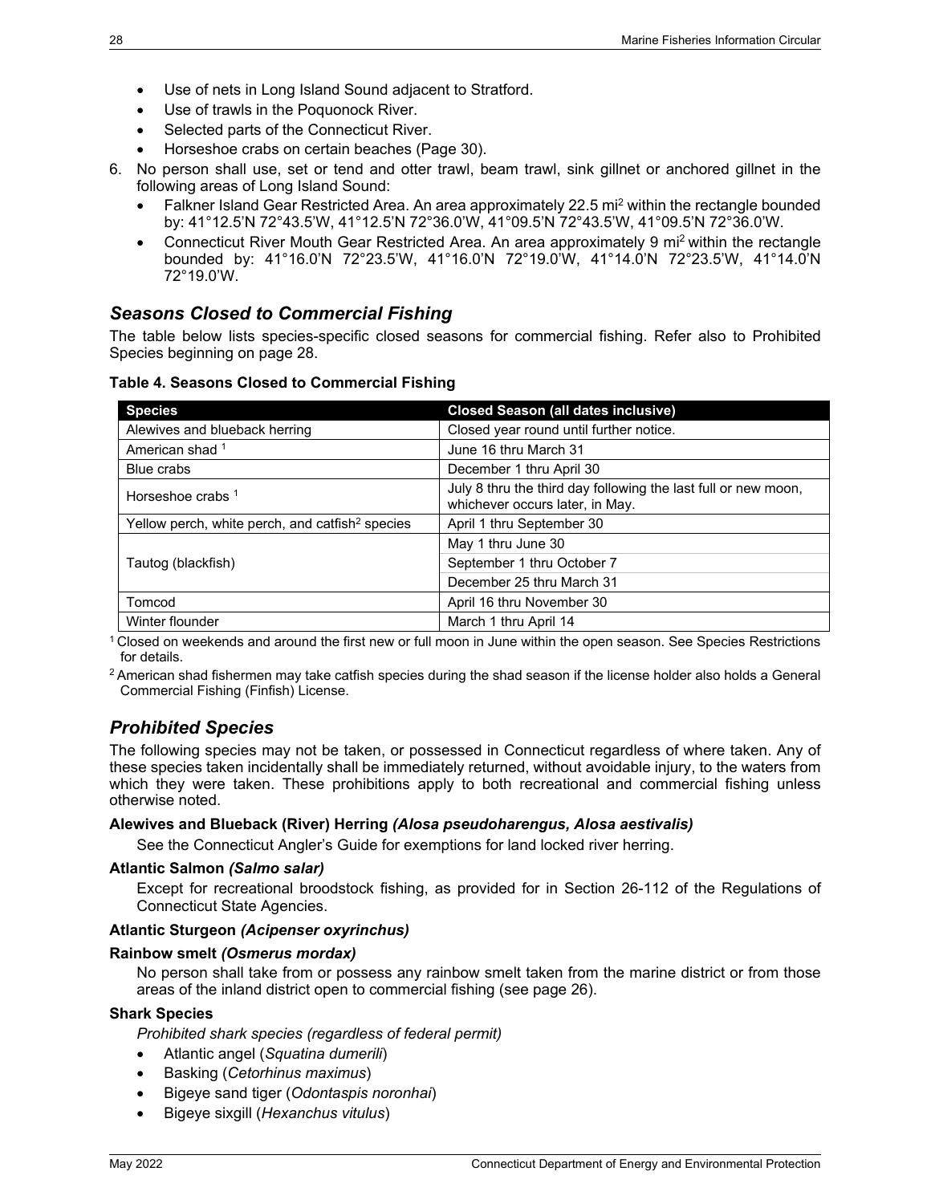- Use of nets in Long Island Sound adjacent to Stratford.
- Use of trawls in the Poquonock River.
- Selected parts of the Connecticut River.
- Horseshoe crabs on certain beaches (Page 30).

6. No person shall use, set or tend and otter trawl, beam trawl, sink gillnet or anchored gillnet in the following areas of Long Island Sound:
   - Falkner Island Gear Restricted Area. An area approximately 22.5 mi$^2$ within the rectangle bounded by: 41°12.5'N 72°43.5'W, 41°12.5'N 72°36.0'W, 41°09.5'N 72°43.5'W, 41°09.5'N 72°36.0'W.
   - Connecticut River Mouth Gear Restricted Area. An area approximately 9 mi$^2$ within the rectangle bounded by: 41°16.0'N 72°23.5'W, 41°16.0'N 72°19.0'W, 41°14.0'N 72°23.5'W, 41°14.0'N 72°19.0'W.

## *Seasons Closed to Commercial Fishing*

The table below lists species-specific closed seasons for commercial fishing. Refer also to Prohibited Species beginning on page 28.

**Table 4. Seasons Closed to Commercial Fishing**

| Species | Closed Season (all dates inclusive) |
|---|---|
| Alewives and blueback herring | Closed year round until further notice. |
| American shad [1] | June 16 thru March 31 |
| Blue crabs | December 1 thru April 30 |
| Horseshoe crabs [1] | July 8 thru the third day following the last full or new moon, whichever occurs later, in May. |
| Yellow perch, white perch, and catfish[2] species | April 1 thru September 30 |
| Tautog (blackfish) | May 1 thru June 30 |
| | September 1 thru October 7 |
| | December 25 thru March 31 |
| Tomcod | April 16 thru November 30 |
| Winter flounder | March 1 thru April 14 |

[1] Closed on weekends and around the first new or full moon in June within the open season. See Species Restrictions for details.

[2] American shad fishermen may take catfish species during the shad season if the license holder also holds a General Commercial Fishing (Finfish) License.

## *Prohibited Species*

The following species may not be taken, or possessed in Connecticut regardless of where taken. Any of these species taken incidentally shall be immediately returned, without avoidable injury, to the waters from which they were taken. These prohibitions apply to both recreational and commercial fishing unless otherwise noted.

**Alewives and Blueback (River) Herring *(Alosa pseudoharengus, Alosa aestivalis)***

See the Connecticut Angler's Guide for exemptions for land locked river herring.

**Atlantic Salmon *(Salmo salar)***

Except for recreational broodstock fishing, as provided for in Section 26-112 of the Regulations of Connecticut State Agencies.

**Atlantic Sturgeon *(Acipenser oxyrinchus)***

**Rainbow smelt *(Osmerus mordax)***

No person shall take from or possess any rainbow smelt taken from the marine district or from those areas of the inland district open to commercial fishing (see page 26).

**Shark Species**

*Prohibited shark species (regardless of federal permit)*

- Atlantic angel (*Squatina dumerili*)
- Basking (*Cetorhinus maximus*)
- Bigeye sand tiger (*Odontaspis noronhai*)
- Bigeye sixgill (*Hexanchus vitulus*)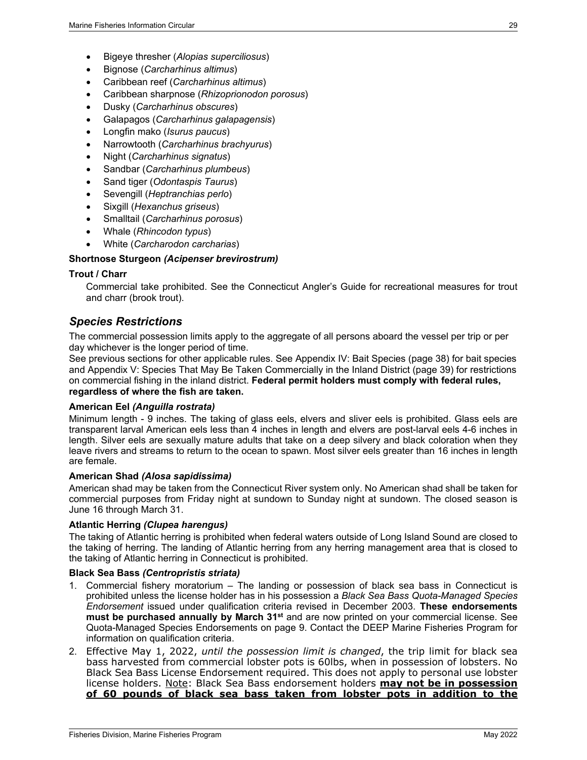- Bigeye thresher (*Alopias superciliosus*)
- Bignose (*Carcharhinus altimus*)
- Caribbean reef (*Carcharhinus altimus*)
- Caribbean sharpnose (*Rhizoprionodon porosus*)
- Dusky (*Carcharhinus obscures*)
- Galapagos (*Carcharhinus galapagensis*)
- Longfin mako (*Isurus paucus*)
- Narrowtooth (*Carcharhinus brachyurus*)
- Night (*Carcharhinus signatus*)
- Sandbar (*Carcharhinus plumbeus*)
- Sand tiger (*Odontaspis Taurus*)
- Sevengill (*Heptranchias perlo*)
- Sixgill (*Hexanchus griseus*)
- Smalltail (*Carcharhinus porosus*)
- Whale (*Rhincodon typus*)
- White (*Carcharodon carcharias*)

**Shortnose Sturgeon *(Acipenser brevirostrum)***

**Trout / Charr**

Commercial take prohibited. See the Connecticut Angler's Guide for recreational measures for trout and charr (brook trout).

## *Species Restrictions*

The commercial possession limits apply to the aggregate of all persons aboard the vessel per trip or per day whichever is the longer period of time.

See previous sections for other applicable rules. See Appendix IV: Bait Species (page 38) for bait species and Appendix V: Species That May Be Taken Commercially in the Inland District (page 39) for restrictions on commercial fishing in the inland district. **Federal permit holders must comply with federal rules, regardless of where the fish are taken.**

**American Eel *(Anguilla rostrata)***

Minimum length - 9 inches. The taking of glass eels, elvers and sliver eels is prohibited. Glass eels are transparent larval American eels less than 4 inches in length and elvers are post-larval eels 4-6 inches in length. Silver eels are sexually mature adults that take on a deep silvery and black coloration when they leave rivers and streams to return to the ocean to spawn. Most silver eels greater than 16 inches in length are female.

**American Shad *(Alosa sapidissima)***

American shad may be taken from the Connecticut River system only. No American shad shall be taken for commercial purposes from Friday night at sundown to Sunday night at sundown. The closed season is June 16 through March 31.

**Atlantic Herring *(Clupea harengus)***

The taking of Atlantic herring is prohibited when federal waters outside of Long Island Sound are closed to the taking of herring. The landing of Atlantic herring from any herring management area that is closed to the taking of Atlantic herring in Connecticut is prohibited.

**Black Sea Bass *(Centropristis striata)***

1. Commercial fishery moratorium – The landing or possession of black sea bass in Connecticut is prohibited unless the license holder has in his possession a *Black Sea Bass Quota-Managed Species Endorsement* issued under qualification criteria revised in December 2003. **These endorsements must be purchased annually by March 31st** and are now printed on your commercial license. See Quota-Managed Species Endorsements on page 9. Contact the DEEP Marine Fisheries Program for information on qualification criteria.
2. Effective May 1, 2022, *until the possession limit is changed*, the trip limit for black sea bass harvested from commercial lobster pots is 60lbs, when in possession of lobsters. No Black Sea Bass License Endorsement required. This does not apply to personal use lobster license holders. Note: Black Sea Bass endorsement holders **may not be in possession of 60 pounds of black sea bass taken from lobster pots in addition to the**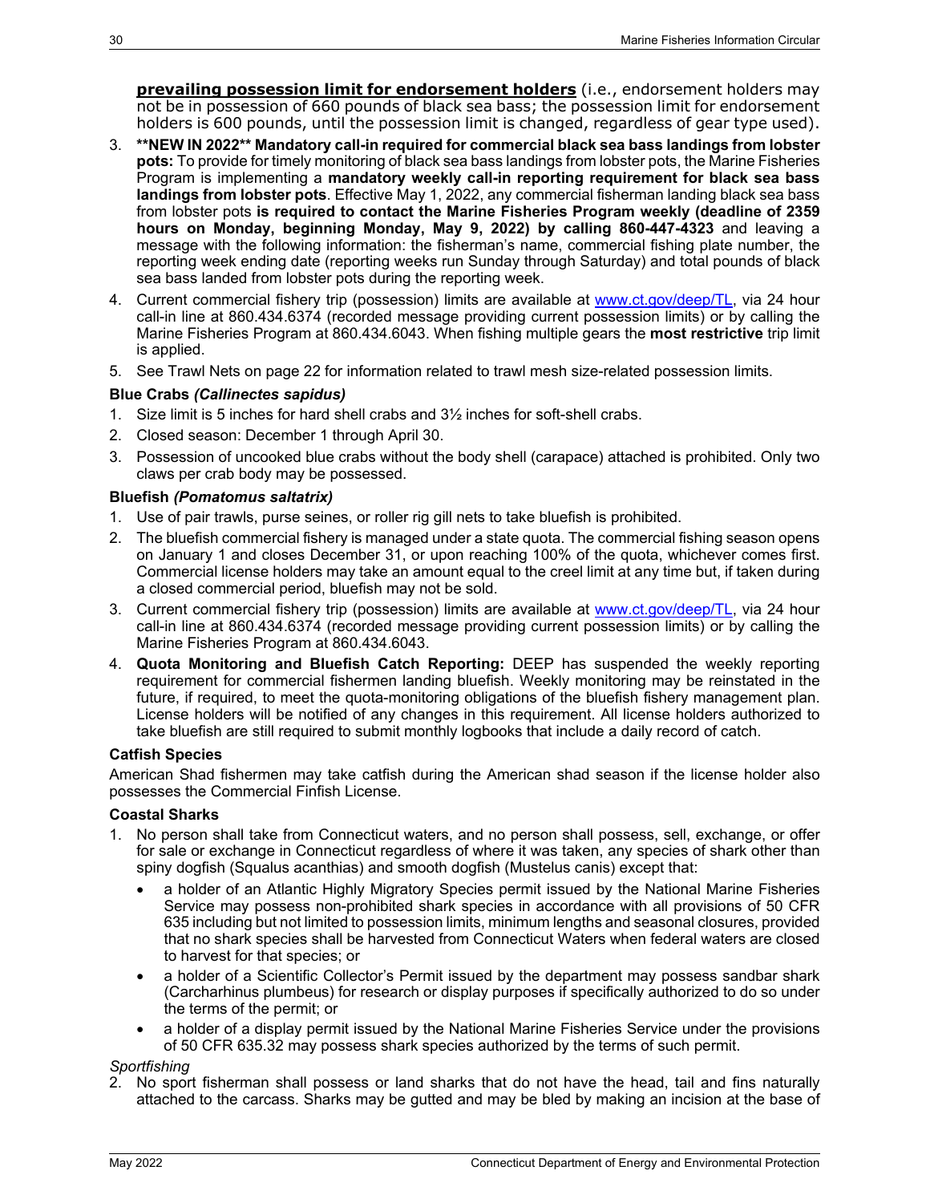**prevailing possession limit for endorsement holders** (i.e., endorsement holders may not be in possession of 660 pounds of black sea bass; the possession limit for endorsement holders is 600 pounds, until the possession limit is changed, regardless of gear type used).

3. **\*\*NEW IN 2022\*\* Mandatory call-in required for commercial black sea bass landings from lobster pots:** To provide for timely monitoring of black sea bass landings from lobster pots, the Marine Fisheries Program is implementing a **mandatory weekly call-in reporting requirement for black sea bass landings from lobster pots**. Effective May 1, 2022, any commercial fisherman landing black sea bass from lobster pots **is required to contact the Marine Fisheries Program weekly (deadline of 2359 hours on Monday, beginning Monday, May 9, 2022) by calling 860-447-4323** and leaving a message with the following information: the fisherman's name, commercial fishing plate number, the reporting week ending date (reporting weeks run Sunday through Saturday) and total pounds of black sea bass landed from lobster pots during the reporting week.
4. Current commercial fishery trip (possession) limits are available at [www.ct.gov/deep/TL](www.ct.gov/deep/TL), via 24 hour call-in line at 860.434.6374 (recorded message providing current possession limits) or by calling the Marine Fisheries Program at 860.434.6043. When fishing multiple gears the **most restrictive** trip limit is applied.
5. See Trawl Nets on page 22 for information related to trawl mesh size-related possession limits.

### Blue Crabs *(Callinectes sapidus)*

1. Size limit is 5 inches for hard shell crabs and 3½ inches for soft-shell crabs.
2. Closed season: December 1 through April 30.
3. Possession of uncooked blue crabs without the body shell (carapace) attached is prohibited. Only two claws per crab body may be possessed.

### Bluefish *(Pomatomus saltatrix)*

1. Use of pair trawls, purse seines, or roller rig gill nets to take bluefish is prohibited.
2. The bluefish commercial fishery is managed under a state quota. The commercial fishing season opens on January 1 and closes December 31, or upon reaching 100% of the quota, whichever comes first. Commercial license holders may take an amount equal to the creel limit at any time but, if taken during a closed commercial period, bluefish may not be sold.
3. Current commercial fishery trip (possession) limits are available at [www.ct.gov/deep/TL](www.ct.gov/deep/TL), via 24 hour call-in line at 860.434.6374 (recorded message providing current possession limits) or by calling the Marine Fisheries Program at 860.434.6043.
4. **Quota Monitoring and Bluefish Catch Reporting:** DEEP has suspended the weekly reporting requirement for commercial fishermen landing bluefish. Weekly monitoring may be reinstated in the future, if required, to meet the quota-monitoring obligations of the bluefish fishery management plan. License holders will be notified of any changes in this requirement. All license holders authorized to take bluefish are still required to submit monthly logbooks that include a daily record of catch.

### Catfish Species

American Shad fishermen may take catfish during the American shad season if the license holder also possesses the Commercial Finfish License.

### Coastal Sharks

1. No person shall take from Connecticut waters, and no person shall possess, sell, exchange, or offer for sale or exchange in Connecticut regardless of where it was taken, any species of shark other than spiny dogfish (Squalus acanthias) and smooth dogfish (Mustelus canis) except that:
   - a holder of an Atlantic Highly Migratory Species permit issued by the National Marine Fisheries Service may possess non-prohibited shark species in accordance with all provisions of 50 CFR 635 including but not limited to possession limits, minimum lengths and seasonal closures, provided that no shark species shall be harvested from Connecticut Waters when federal waters are closed to harvest for that species; or
   - a holder of a Scientific Collector's Permit issued by the department may possess sandbar shark (Carcharhinus plumbeus) for research or display purposes if specifically authorized to do so under the terms of the permit; or
   - a holder of a display permit issued by the National Marine Fisheries Service under the provisions of 50 CFR 635.32 may possess shark species authorized by the terms of such permit.

*Sportfishing*

2. No sport fisherman shall possess or land sharks that do not have the head, tail and fins naturally attached to the carcass. Sharks may be gutted and may be bled by making an incision at the base of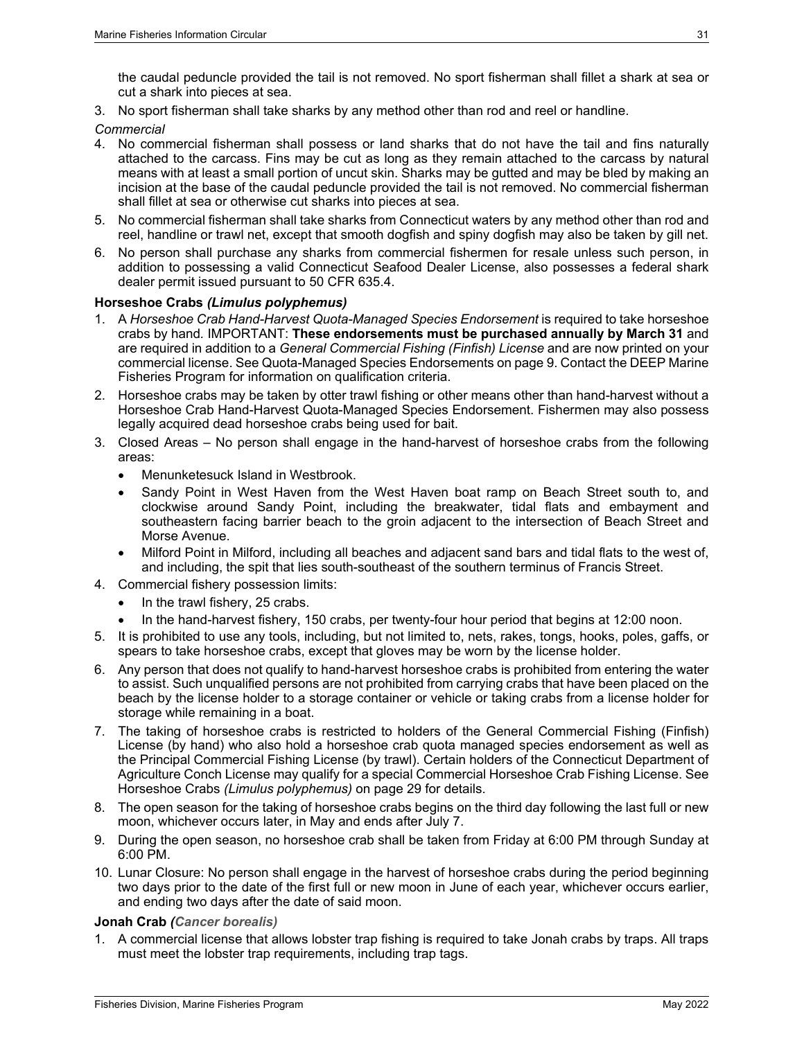the caudal peduncle provided the tail is not removed. No sport fisherman shall fillet a shark at sea or cut a shark into pieces at sea.

3. No sport fisherman shall take sharks by any method other than rod and reel or handline.

*Commercial*

4. No commercial fisherman shall possess or land sharks that do not have the tail and fins naturally attached to the carcass. Fins may be cut as long as they remain attached to the carcass by natural means with at least a small portion of uncut skin. Sharks may be gutted and may be bled by making an incision at the base of the caudal peduncle provided the tail is not removed. No commercial fisherman shall fillet at sea or otherwise cut sharks into pieces at sea.
5. No commercial fisherman shall take sharks from Connecticut waters by any method other than rod and reel, handline or trawl net, except that smooth dogfish and spiny dogfish may also be taken by gill net.
6. No person shall purchase any sharks from commercial fishermen for resale unless such person, in addition to possessing a valid Connecticut Seafood Dealer License, also possesses a federal shark dealer permit issued pursuant to 50 CFR 635.4.

**Horseshoe Crabs *(Limulus polyphemus)***

1. A *Horseshoe Crab Hand-Harvest Quota-Managed Species Endorsement* is required to take horseshoe crabs by hand. IMPORTANT: **These endorsements must be purchased annually by March 31** and are required in addition to a *General Commercial Fishing (Finfish) License* and are now printed on your commercial license. See Quota-Managed Species Endorsements on page 9. Contact the DEEP Marine Fisheries Program for information on qualification criteria.
2. Horseshoe crabs may be taken by otter trawl fishing or other means other than hand-harvest without a Horseshoe Crab Hand-Harvest Quota-Managed Species Endorsement. Fishermen may also possess legally acquired dead horseshoe crabs being used for bait.
3. Closed Areas – No person shall engage in the hand-harvest of horseshoe crabs from the following areas:
   - Menunketesuck Island in Westbrook.
   - Sandy Point in West Haven from the West Haven boat ramp on Beach Street south to, and clockwise around Sandy Point, including the breakwater, tidal flats and embayment and southeastern facing barrier beach to the groin adjacent to the intersection of Beach Street and Morse Avenue.
   - Milford Point in Milford, including all beaches and adjacent sand bars and tidal flats to the west of, and including, the spit that lies south-southeast of the southern terminus of Francis Street.
4. Commercial fishery possession limits:
   - In the trawl fishery, 25 crabs.
   - In the hand-harvest fishery, 150 crabs, per twenty-four hour period that begins at 12:00 noon.
5. It is prohibited to use any tools, including, but not limited to, nets, rakes, tongs, hooks, poles, gaffs, or spears to take horseshoe crabs, except that gloves may be worn by the license holder.
6. Any person that does not qualify to hand-harvest horseshoe crabs is prohibited from entering the water to assist. Such unqualified persons are not prohibited from carrying crabs that have been placed on the beach by the license holder to a storage container or vehicle or taking crabs from a license holder for storage while remaining in a boat.
7. The taking of horseshoe crabs is restricted to holders of the General Commercial Fishing (Finfish) License (by hand) who also hold a horseshoe crab quota managed species endorsement as well as the Principal Commercial Fishing License (by trawl). Certain holders of the Connecticut Department of Agriculture Conch License may qualify for a special Commercial Horseshoe Crab Fishing License. See Horseshoe Crabs *(Limulus polyphemus)* on page 29 for details.
8. The open season for the taking of horseshoe crabs begins on the third day following the last full or new moon, whichever occurs later, in May and ends after July 7.
9. During the open season, no horseshoe crab shall be taken from Friday at 6:00 PM through Sunday at 6:00 PM.
10. Lunar Closure: No person shall engage in the harvest of horseshoe crabs during the period beginning two days prior to the date of the first full or new moon in June of each year, whichever occurs earlier, and ending two days after the date of said moon.

**Jonah Crab *(Cancer borealis)***

1. A commercial license that allows lobster trap fishing is required to take Jonah crabs by traps. All traps must meet the lobster trap requirements, including trap tags.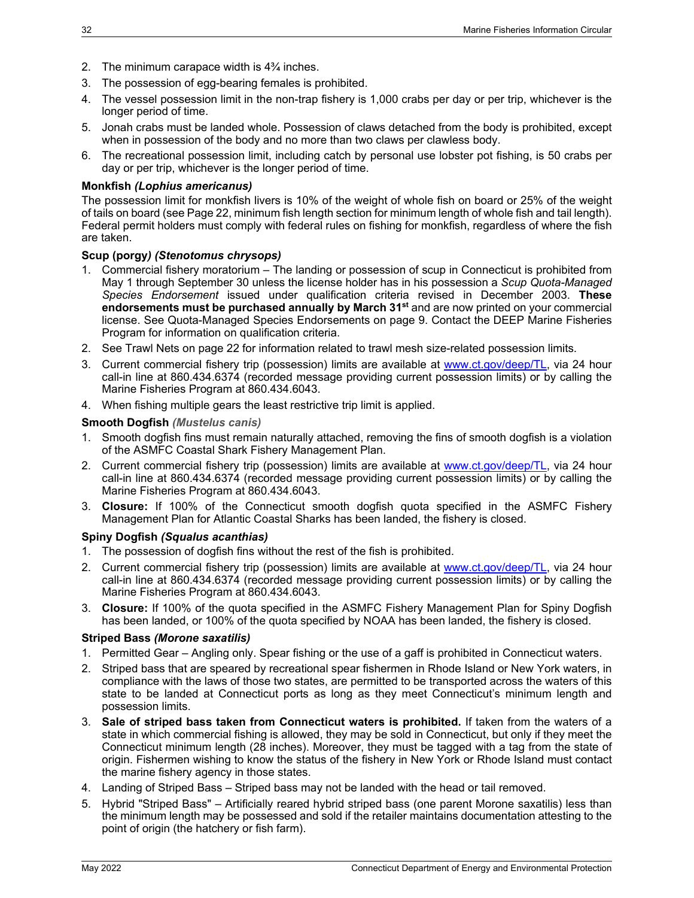2. The minimum carapace width is 4¾ inches.
3. The possession of egg-bearing females is prohibited.
4. The vessel possession limit in the non-trap fishery is 1,000 crabs per day or per trip, whichever is the longer period of time.
5. Jonah crabs must be landed whole. Possession of claws detached from the body is prohibited, except when in possession of the body and no more than two claws per clawless body.
6. The recreational possession limit, including catch by personal use lobster pot fishing, is 50 crabs per day or per trip, whichever is the longer period of time.

**Monkfish *(Lophius americanus)***

The possession limit for monkfish livers is 10% of the weight of whole fish on board or 25% of the weight of tails on board (see Page 22, minimum fish length section for minimum length of whole fish and tail length). Federal permit holders must comply with federal rules on fishing for monkfish, regardless of where the fish are taken.

**Scup (porgy*) (Stenotomus chrysops)***

1. Commercial fishery moratorium – The landing or possession of scup in Connecticut is prohibited from May 1 through September 30 unless the license holder has in his possession a *Scup Quota-Managed Species Endorsement* issued under qualification criteria revised in December 2003. **These endorsements must be purchased annually by March 31st** and are now printed on your commercial license. See Quota-Managed Species Endorsements on page 9. Contact the DEEP Marine Fisheries Program for information on qualification criteria.
2. See Trawl Nets on page 22 for information related to trawl mesh size-related possession limits.
3. Current commercial fishery trip (possession) limits are available at www.ct.gov/deep/TL, via 24 hour call-in line at 860.434.6374 (recorded message providing current possession limits) or by calling the Marine Fisheries Program at 860.434.6043.
4. When fishing multiple gears the least restrictive trip limit is applied.

**Smooth Dogfish *(Mustelus canis)***

1. Smooth dogfish fins must remain naturally attached, removing the fins of smooth dogfish is a violation of the ASMFC Coastal Shark Fishery Management Plan.
2. Current commercial fishery trip (possession) limits are available at www.ct.gov/deep/TL, via 24 hour call-in line at 860.434.6374 (recorded message providing current possession limits) or by calling the Marine Fisheries Program at 860.434.6043.
3. **Closure:** If 100% of the Connecticut smooth dogfish quota specified in the ASMFC Fishery Management Plan for Atlantic Coastal Sharks has been landed, the fishery is closed.

**Spiny Dogfish *(Squalus acanthias)***

1. The possession of dogfish fins without the rest of the fish is prohibited.
2. Current commercial fishery trip (possession) limits are available at www.ct.gov/deep/TL, via 24 hour call-in line at 860.434.6374 (recorded message providing current possession limits) or by calling the Marine Fisheries Program at 860.434.6043.
3. **Closure:** If 100% of the quota specified in the ASMFC Fishery Management Plan for Spiny Dogfish has been landed, or 100% of the quota specified by NOAA has been landed, the fishery is closed.

**Striped Bass *(Morone saxatilis)***

1. Permitted Gear – Angling only. Spear fishing or the use of a gaff is prohibited in Connecticut waters.
2. Striped bass that are speared by recreational spear fishermen in Rhode Island or New York waters, in compliance with the laws of those two states, are permitted to be transported across the waters of this state to be landed at Connecticut ports as long as they meet Connecticut's minimum length and possession limits.
3. **Sale of striped bass taken from Connecticut waters is prohibited.** If taken from the waters of a state in which commercial fishing is allowed, they may be sold in Connecticut, but only if they meet the Connecticut minimum length (28 inches). Moreover, they must be tagged with a tag from the state of origin. Fishermen wishing to know the status of the fishery in New York or Rhode Island must contact the marine fishery agency in those states.
4. Landing of Striped Bass – Striped bass may not be landed with the head or tail removed.
5. Hybrid "Striped Bass" – Artificially reared hybrid striped bass (one parent Morone saxatilis) less than the minimum length may be possessed and sold if the retailer maintains documentation attesting to the point of origin (the hatchery or fish farm).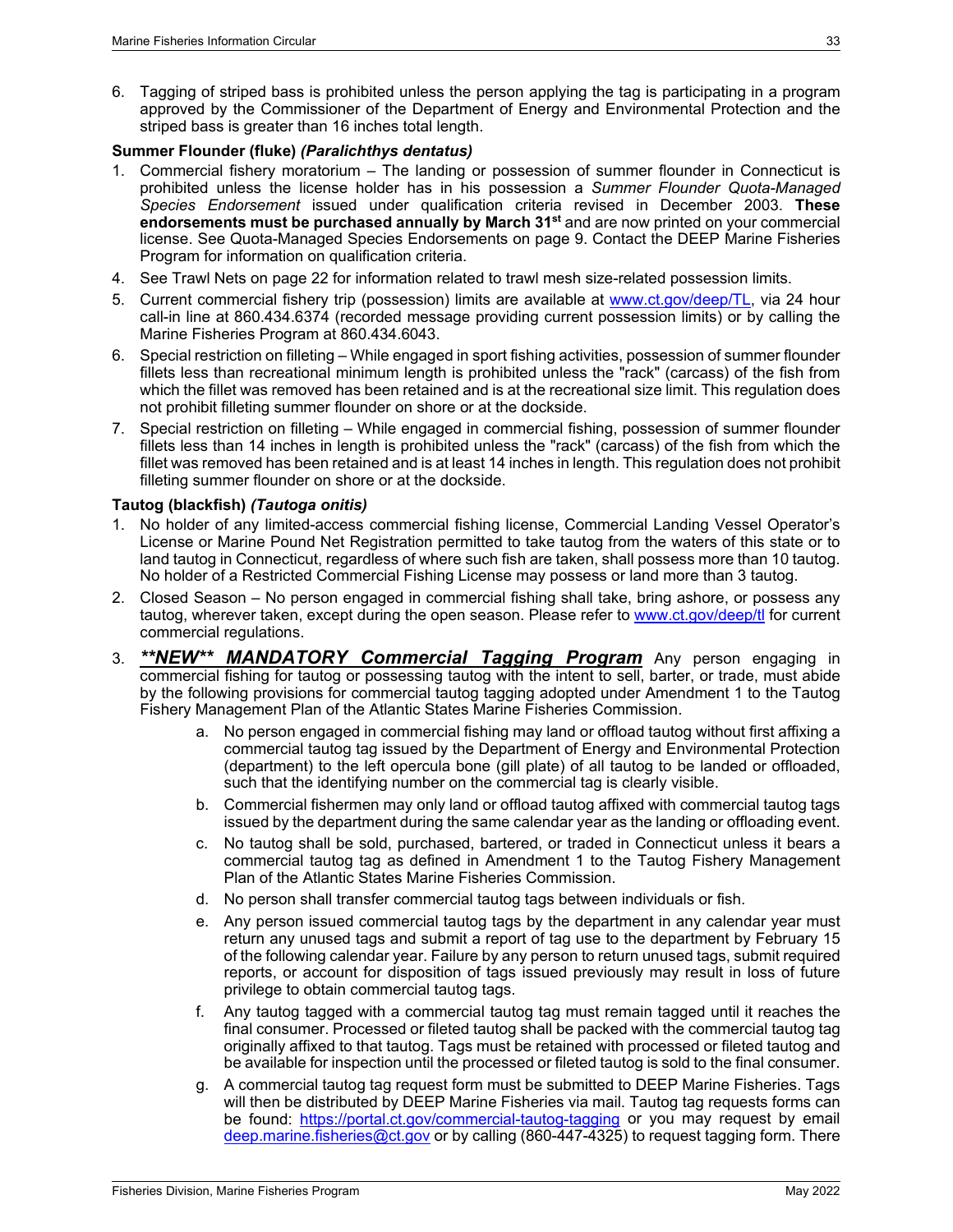6. Tagging of striped bass is prohibited unless the person applying the tag is participating in a program approved by the Commissioner of the Department of Energy and Environmental Protection and the striped bass is greater than 16 inches total length.

**Summer Flounder (fluke) *(Paralichthys dentatus)***

1. Commercial fishery moratorium – The landing or possession of summer flounder in Connecticut is prohibited unless the license holder has in his possession a *Summer Flounder Quota-Managed Species Endorsement* issued under qualification criteria revised in December 2003. **These endorsements must be purchased annually by March 31st** and are now printed on your commercial license. See Quota-Managed Species Endorsements on page 9. Contact the DEEP Marine Fisheries Program for information on qualification criteria.
4. See Trawl Nets on page 22 for information related to trawl mesh size-related possession limits.
5. Current commercial fishery trip (possession) limits are available at www.ct.gov/deep/TL, via 24 hour call-in line at 860.434.6374 (recorded message providing current possession limits) or by calling the Marine Fisheries Program at 860.434.6043.
6. Special restriction on filleting – While engaged in sport fishing activities, possession of summer flounder fillets less than recreational minimum length is prohibited unless the "rack" (carcass) of the fish from which the fillet was removed has been retained and is at the recreational size limit. This regulation does not prohibit filleting summer flounder on shore or at the dockside.
7. Special restriction on filleting – While engaged in commercial fishing, possession of summer flounder fillets less than 14 inches in length is prohibited unless the "rack" (carcass) of the fish from which the fillet was removed has been retained and is at least 14 inches in length. This regulation does not prohibit filleting summer flounder on shore or at the dockside.

**Tautog (blackfish) *(Tautoga onitis)***

1. No holder of any limited-access commercial fishing license, Commercial Landing Vessel Operator's License or Marine Pound Net Registration permitted to take tautog from the waters of this state or to land tautog in Connecticut, regardless of where such fish are taken, shall possess more than 10 tautog. No holder of a Restricted Commercial Fishing License may possess or land more than 3 tautog.
2. Closed Season – No person engaged in commercial fishing shall take, bring ashore, or possess any tautog, wherever taken, except during the open season. Please refer to www.ct.gov/deep/tl for current commercial regulations.
3. ***\*\*NEW\*\* MANDATORY Commercial Tagging Program*** Any person engaging in commercial fishing for tautog or possessing tautog with the intent to sell, barter, or trade, must abide by the following provisions for commercial tautog tagging adopted under Amendment 1 to the Tautog Fishery Management Plan of the Atlantic States Marine Fisheries Commission.
   a. No person engaged in commercial fishing may land or offload tautog without first affixing a commercial tautog tag issued by the Department of Energy and Environmental Protection (department) to the left opercula bone (gill plate) of all tautog to be landed or offloaded, such that the identifying number on the commercial tag is clearly visible.
   b. Commercial fishermen may only land or offload tautog affixed with commercial tautog tags issued by the department during the same calendar year as the landing or offloading event.
   c. No tautog shall be sold, purchased, bartered, or traded in Connecticut unless it bears a commercial tautog tag as defined in Amendment 1 to the Tautog Fishery Management Plan of the Atlantic States Marine Fisheries Commission.
   d. No person shall transfer commercial tautog tags between individuals or fish.
   e. Any person issued commercial tautog tags by the department in any calendar year must return any unused tags and submit a report of tag use to the department by February 15 of the following calendar year. Failure by any person to return unused tags, submit required reports, or account for disposition of tags issued previously may result in loss of future privilege to obtain commercial tautog tags.
   f. Any tautog tagged with a commercial tautog tag must remain tagged until it reaches the final consumer. Processed or fileted tautog shall be packed with the commercial tautog tag originally affixed to that tautog. Tags must be retained with processed or fileted tautog and be available for inspection until the processed or fileted tautog is sold to the final consumer.
   g. A commercial tautog tag request form must be submitted to DEEP Marine Fisheries. Tags will then be distributed by DEEP Marine Fisheries via mail. Tautog tag requests forms can be found: https://portal.ct.gov/commercial-tautog-tagging or you may request by email deep.marine.fisheries@ct.gov or by calling (860-447-4325) to request tagging form. There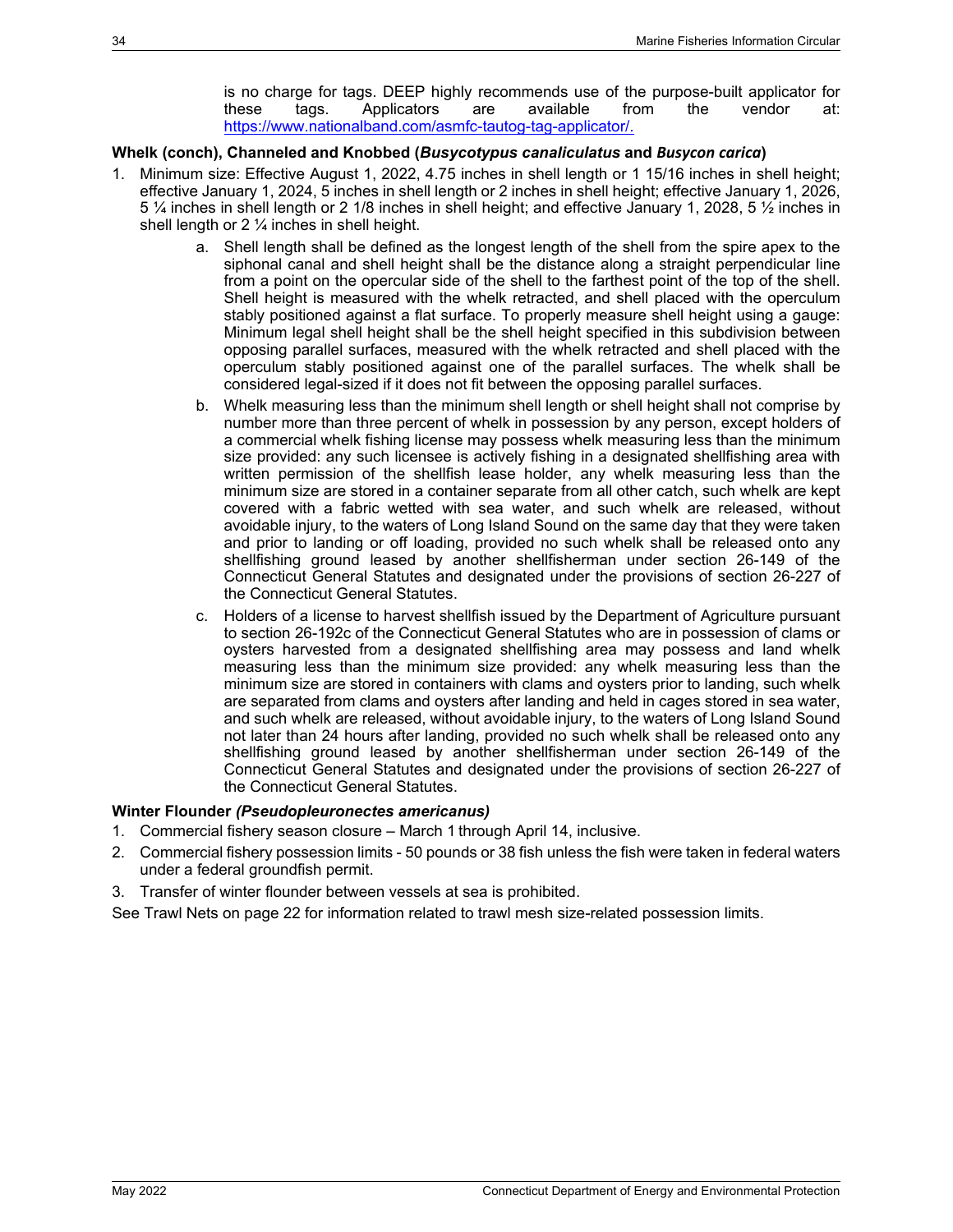is no charge for tags. DEEP highly recommends use of the purpose-built applicator for these tags. Applicators are available from the vendor at: https://www.nationalband.com/asmfc-tautog-tag-applicator/.

**Whelk (conch), Channeled and Knobbed (*Busycotypus canaliculatus* and *Busycon carica*)**

1. Minimum size: Effective August 1, 2022, 4.75 inches in shell length or 1 15/16 inches in shell height; effective January 1, 2024, 5 inches in shell length or 2 inches in shell height; effective January 1, 2026, 5 ¼ inches in shell length or 2 1/8 inches in shell height; and effective January 1, 2028, 5 ½ inches in shell length or 2 ¼ inches in shell height.
   a. Shell length shall be defined as the longest length of the shell from the spire apex to the siphonal canal and shell height shall be the distance along a straight perpendicular line from a point on the opercular side of the shell to the farthest point of the top of the shell. Shell height is measured with the whelk retracted, and shell placed with the operculum stably positioned against a flat surface. To properly measure shell height using a gauge: Minimum legal shell height shall be the shell height specified in this subdivision between opposing parallel surfaces, measured with the whelk retracted and shell placed with the operculum stably positioned against one of the parallel surfaces. The whelk shall be considered legal-sized if it does not fit between the opposing parallel surfaces.
   b. Whelk measuring less than the minimum shell length or shell height shall not comprise by number more than three percent of whelk in possession by any person, except holders of a commercial whelk fishing license may possess whelk measuring less than the minimum size provided: any such licensee is actively fishing in a designated shellfishing area with written permission of the shellfish lease holder, any whelk measuring less than the minimum size are stored in a container separate from all other catch, such whelk are kept covered with a fabric wetted with sea water, and such whelk are released, without avoidable injury, to the waters of Long Island Sound on the same day that they were taken and prior to landing or off loading, provided no such whelk shall be released onto any shellfishing ground leased by another shellfisherman under section 26-149 of the Connecticut General Statutes and designated under the provisions of section 26-227 of the Connecticut General Statutes.
   c. Holders of a license to harvest shellfish issued by the Department of Agriculture pursuant to section 26-192c of the Connecticut General Statutes who are in possession of clams or oysters harvested from a designated shellfishing area may possess and land whelk measuring less than the minimum size provided: any whelk measuring less than the minimum size are stored in containers with clams and oysters prior to landing, such whelk are separated from clams and oysters after landing and held in cages stored in sea water, and such whelk are released, without avoidable injury, to the waters of Long Island Sound not later than 24 hours after landing, provided no such whelk shall be released onto any shellfishing ground leased by another shellfisherman under section 26-149 of the Connecticut General Statutes and designated under the provisions of section 26-227 of the Connecticut General Statutes.

**Winter Flounder *(Pseudopleuronectes americanus)***

1. Commercial fishery season closure – March 1 through April 14, inclusive.
2. Commercial fishery possession limits - 50 pounds or 38 fish unless the fish were taken in federal waters under a federal groundfish permit.
3. Transfer of winter flounder between vessels at sea is prohibited.

See Trawl Nets on page 22 for information related to trawl mesh size-related possession limits.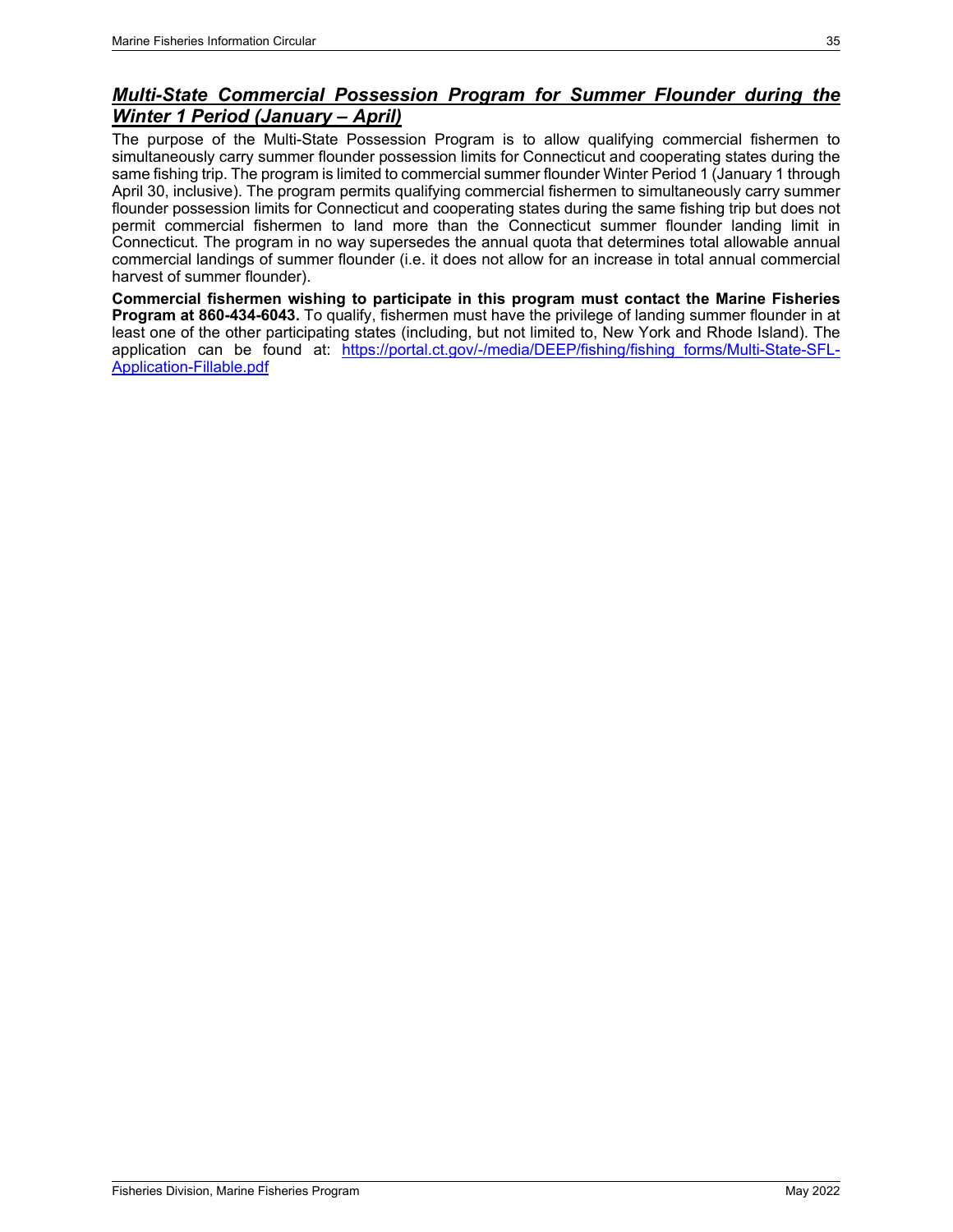## ***Multi-State Commercial Possession Program for Summer Flounder during the Winter 1 Period (January – April)***

The purpose of the Multi-State Possession Program is to allow qualifying commercial fishermen to simultaneously carry summer flounder possession limits for Connecticut and cooperating states during the same fishing trip. The program is limited to commercial summer flounder Winter Period 1 (January 1 through April 30, inclusive). The program permits qualifying commercial fishermen to simultaneously carry summer flounder possession limits for Connecticut and cooperating states during the same fishing trip but does not permit commercial fishermen to land more than the Connecticut summer flounder landing limit in Connecticut. The program in no way supersedes the annual quota that determines total allowable annual commercial landings of summer flounder (i.e. it does not allow for an increase in total annual commercial harvest of summer flounder).

**Commercial fishermen wishing to participate in this program must contact the Marine Fisheries Program at 860-434-6043.** To qualify, fishermen must have the privilege of landing summer flounder in at least one of the other participating states (including, but not limited to, New York and Rhode Island). The application can be found at: [https://portal.ct.gov/-/media/DEEP/fishing/fishing_forms/Multi-State-SFL-Application-Fillable.pdf](https://portal.ct.gov/-/media/DEEP/fishing/fishing_forms/Multi-State-SFL-Application-Fillable.pdf)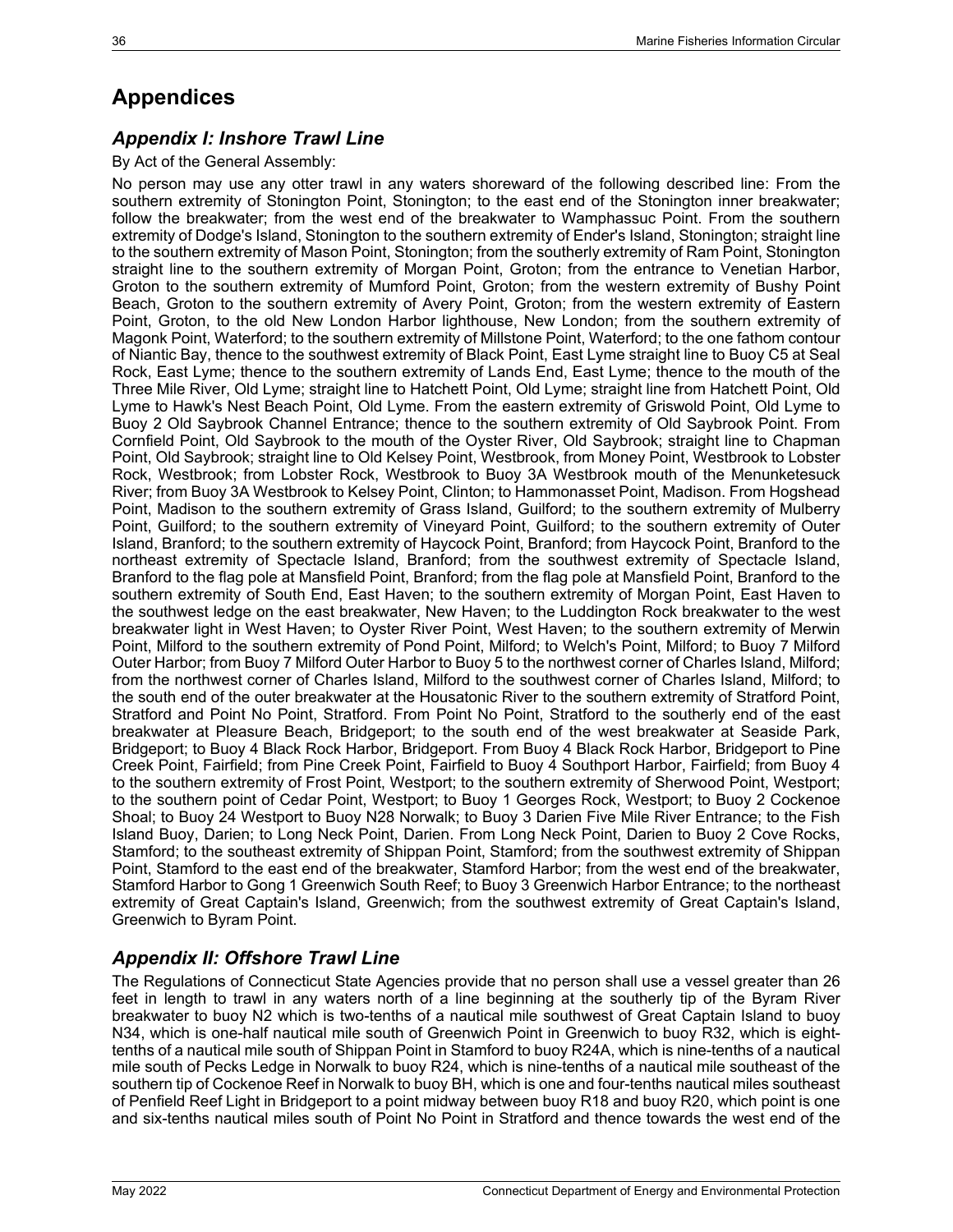# Appendices

## *Appendix I: Inshore Trawl Line*

By Act of the General Assembly:

No person may use any otter trawl in any waters shoreward of the following described line: From the southern extremity of Stonington Point, Stonington; to the east end of the Stonington inner breakwater; follow the breakwater; from the west end of the breakwater to Wamphassuc Point. From the southern extremity of Dodge's Island, Stonington to the southern extremity of Ender's Island, Stonington; straight line to the southern extremity of Mason Point, Stonington; from the southerly extremity of Ram Point, Stonington straight line to the southern extremity of Morgan Point, Groton; from the entrance to Venetian Harbor, Groton to the southern extremity of Mumford Point, Groton; from the western extremity of Bushy Point Beach, Groton to the southern extremity of Avery Point, Groton; from the western extremity of Eastern Point, Groton, to the old New London Harbor lighthouse, New London; from the southern extremity of Magonk Point, Waterford; to the southern extremity of Millstone Point, Waterford; to the one fathom contour of Niantic Bay, thence to the southwest extremity of Black Point, East Lyme straight line to Buoy C5 at Seal Rock, East Lyme; thence to the southern extremity of Lands End, East Lyme; thence to the mouth of the Three Mile River, Old Lyme; straight line to Hatchett Point, Old Lyme; straight line from Hatchett Point, Old Lyme to Hawk's Nest Beach Point, Old Lyme. From the eastern extremity of Griswold Point, Old Lyme to Buoy 2 Old Saybrook Channel Entrance; thence to the southern extremity of Old Saybrook Point. From Cornfield Point, Old Saybrook to the mouth of the Oyster River, Old Saybrook; straight line to Chapman Point, Old Saybrook; straight line to Old Kelsey Point, Westbrook, from Money Point, Westbrook to Lobster Rock, Westbrook; from Lobster Rock, Westbrook to Buoy 3A Westbrook mouth of the Menunketesuck River; from Buoy 3A Westbrook to Kelsey Point, Clinton; to Hammonasset Point, Madison. From Hogshead Point, Madison to the southern extremity of Grass Island, Guilford; to the southern extremity of Mulberry Point, Guilford; to the southern extremity of Vineyard Point, Guilford; to the southern extremity of Outer Island, Branford; to the southern extremity of Haycock Point, Branford; from Haycock Point, Branford to the northeast extremity of Spectacle Island, Branford; from the southwest extremity of Spectacle Island, Branford to the flag pole at Mansfield Point, Branford; from the flag pole at Mansfield Point, Branford to the southern extremity of South End, East Haven; to the southern extremity of Morgan Point, East Haven to the southwest ledge on the east breakwater, New Haven; to the Luddington Rock breakwater to the west breakwater light in West Haven; to Oyster River Point, West Haven; to the southern extremity of Merwin Point, Milford to the southern extremity of Pond Point, Milford; to Welch's Point, Milford; to Buoy 7 Milford Outer Harbor; from Buoy 7 Milford Outer Harbor to Buoy 5 to the northwest corner of Charles Island, Milford; from the northwest corner of Charles Island, Milford to the southwest corner of Charles Island, Milford; to the south end of the outer breakwater at the Housatonic River to the southern extremity of Stratford Point, Stratford and Point No Point, Stratford. From Point No Point, Stratford to the southerly end of the east breakwater at Pleasure Beach, Bridgeport; to the south end of the west breakwater at Seaside Park, Bridgeport; to Buoy 4 Black Rock Harbor, Bridgeport. From Buoy 4 Black Rock Harbor, Bridgeport to Pine Creek Point, Fairfield; from Pine Creek Point, Fairfield to Buoy 4 Southport Harbor, Fairfield; from Buoy 4 to the southern extremity of Frost Point, Westport; to the southern extremity of Sherwood Point, Westport; to the southern point of Cedar Point, Westport; to Buoy 1 Georges Rock, Westport; to Buoy 2 Cockenoe Shoal; to Buoy 24 Westport to Buoy N28 Norwalk; to Buoy 3 Darien Five Mile River Entrance; to the Fish Island Buoy, Darien; to Long Neck Point, Darien. From Long Neck Point, Darien to Buoy 2 Cove Rocks, Stamford; to the southeast extremity of Shippan Point, Stamford; from the southwest extremity of Shippan Point, Stamford to the east end of the breakwater, Stamford Harbor; from the west end of the breakwater, Stamford Harbor to Gong 1 Greenwich South Reef; to Buoy 3 Greenwich Harbor Entrance; to the northeast extremity of Great Captain's Island, Greenwich; from the southwest extremity of Great Captain's Island, Greenwich to Byram Point.

## *Appendix II: Offshore Trawl Line*

The Regulations of Connecticut State Agencies provide that no person shall use a vessel greater than 26 feet in length to trawl in any waters north of a line beginning at the southerly tip of the Byram River breakwater to buoy N2 which is two-tenths of a nautical mile southwest of Great Captain Island to buoy N34, which is one-half nautical mile south of Greenwich Point in Greenwich to buoy R32, which is eight-tenths of a nautical mile south of Shippan Point in Stamford to buoy R24A, which is nine-tenths of a nautical mile south of Pecks Ledge in Norwalk to buoy R24, which is nine-tenths of a nautical mile southeast of the southern tip of Cockenoe Reef in Norwalk to buoy BH, which is one and four-tenths nautical miles southeast of Penfield Reef Light in Bridgeport to a point midway between buoy R18 and buoy R20, which point is one and six-tenths nautical miles south of Point No Point in Stratford and thence towards the west end of the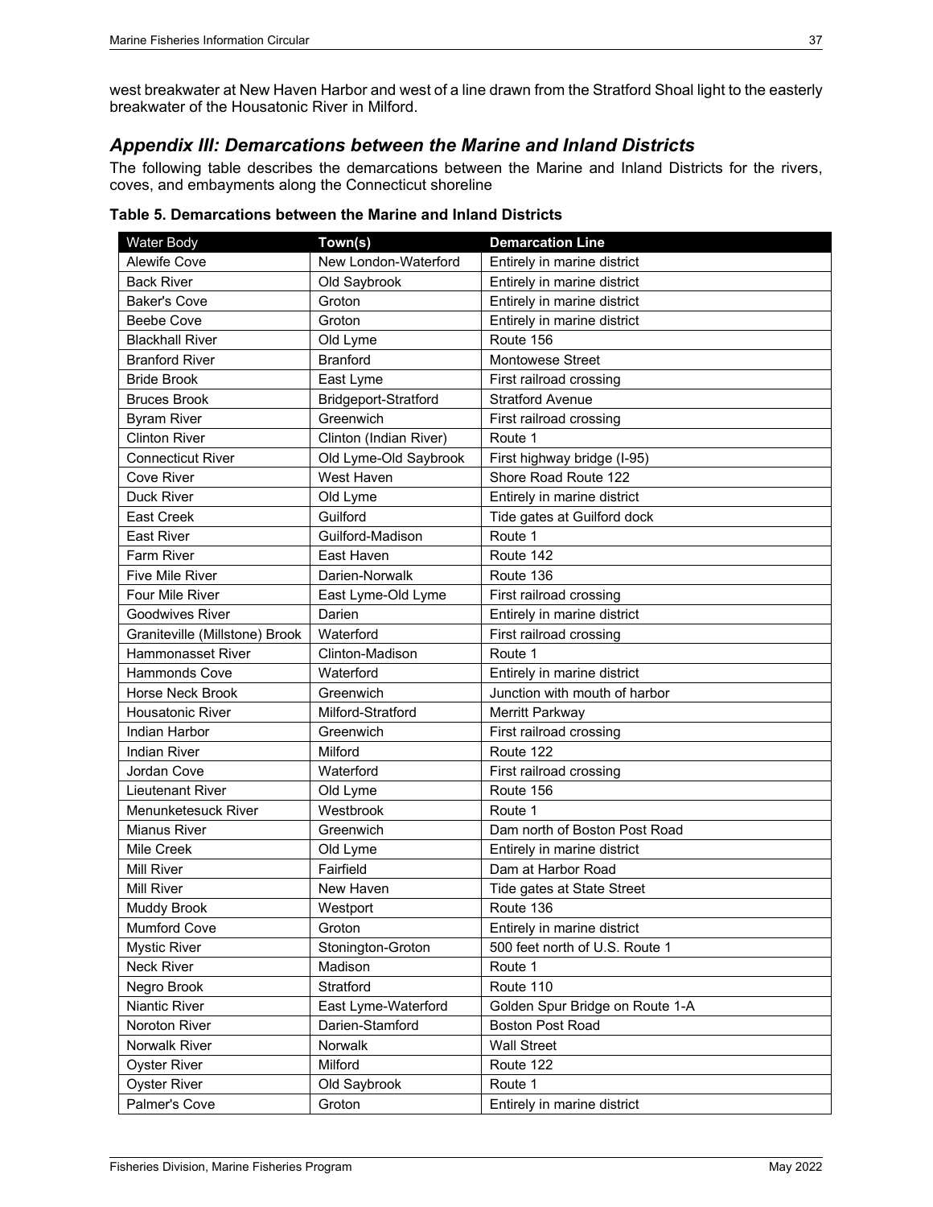west breakwater at New Haven Harbor and west of a line drawn from the Stratford Shoal light to the easterly breakwater of the Housatonic River in Milford.

## *Appendix III: Demarcations between the Marine and Inland Districts*

The following table describes the demarcations between the Marine and Inland Districts for the rivers, coves, and embayments along the Connecticut shoreline

**Table 5. Demarcations between the Marine and Inland Districts**

| Water Body | Town(s) | Demarcation Line |
|---|---|---|
| Alewife Cove | New London-Waterford | Entirely in marine district |
| Back River | Old Saybrook | Entirely in marine district |
| Baker's Cove | Groton | Entirely in marine district |
| Beebe Cove | Groton | Entirely in marine district |
| Blackhall River | Old Lyme | Route 156 |
| Branford River | Branford | Montowese Street |
| Bride Brook | East Lyme | First railroad crossing |
| Bruces Brook | Bridgeport-Stratford | Stratford Avenue |
| Byram River | Greenwich | First railroad crossing |
| Clinton River | Clinton (Indian River) | Route 1 |
| Connecticut River | Old Lyme-Old Saybrook | First highway bridge (I-95) |
| Cove River | West Haven | Shore Road Route 122 |
| Duck River | Old Lyme | Entirely in marine district |
| East Creek | Guilford | Tide gates at Guilford dock |
| East River | Guilford-Madison | Route 1 |
| Farm River | East Haven | Route 142 |
| Five Mile River | Darien-Norwalk | Route 136 |
| Four Mile River | East Lyme-Old Lyme | First railroad crossing |
| Goodwives River | Darien | Entirely in marine district |
| Graniteville (Millstone) Brook | Waterford | First railroad crossing |
| Hammonasset River | Clinton-Madison | Route 1 |
| Hammonds Cove | Waterford | Entirely in marine district |
| Horse Neck Brook | Greenwich | Junction with mouth of harbor |
| Housatonic River | Milford-Stratford | Merritt Parkway |
| Indian Harbor | Greenwich | First railroad crossing |
| Indian River | Milford | Route 122 |
| Jordan Cove | Waterford | First railroad crossing |
| Lieutenant River | Old Lyme | Route 156 |
| Menunketesuck River | Westbrook | Route 1 |
| Mianus River | Greenwich | Dam north of Boston Post Road |
| Mile Creek | Old Lyme | Entirely in marine district |
| Mill River | Fairfield | Dam at Harbor Road |
| Mill River | New Haven | Tide gates at State Street |
| Muddy Brook | Westport | Route 136 |
| Mumford Cove | Groton | Entirely in marine district |
| Mystic River | Stonington-Groton | 500 feet north of U.S. Route 1 |
| Neck River | Madison | Route 1 |
| Negro Brook | Stratford | Route 110 |
| Niantic River | East Lyme-Waterford | Golden Spur Bridge on Route 1-A |
| Noroton River | Darien-Stamford | Boston Post Road |
| Norwalk River | Norwalk | Wall Street |
| Oyster River | Milford | Route 122 |
| Oyster River | Old Saybrook | Route 1 |
| Palmer's Cove | Groton | Entirely in marine district |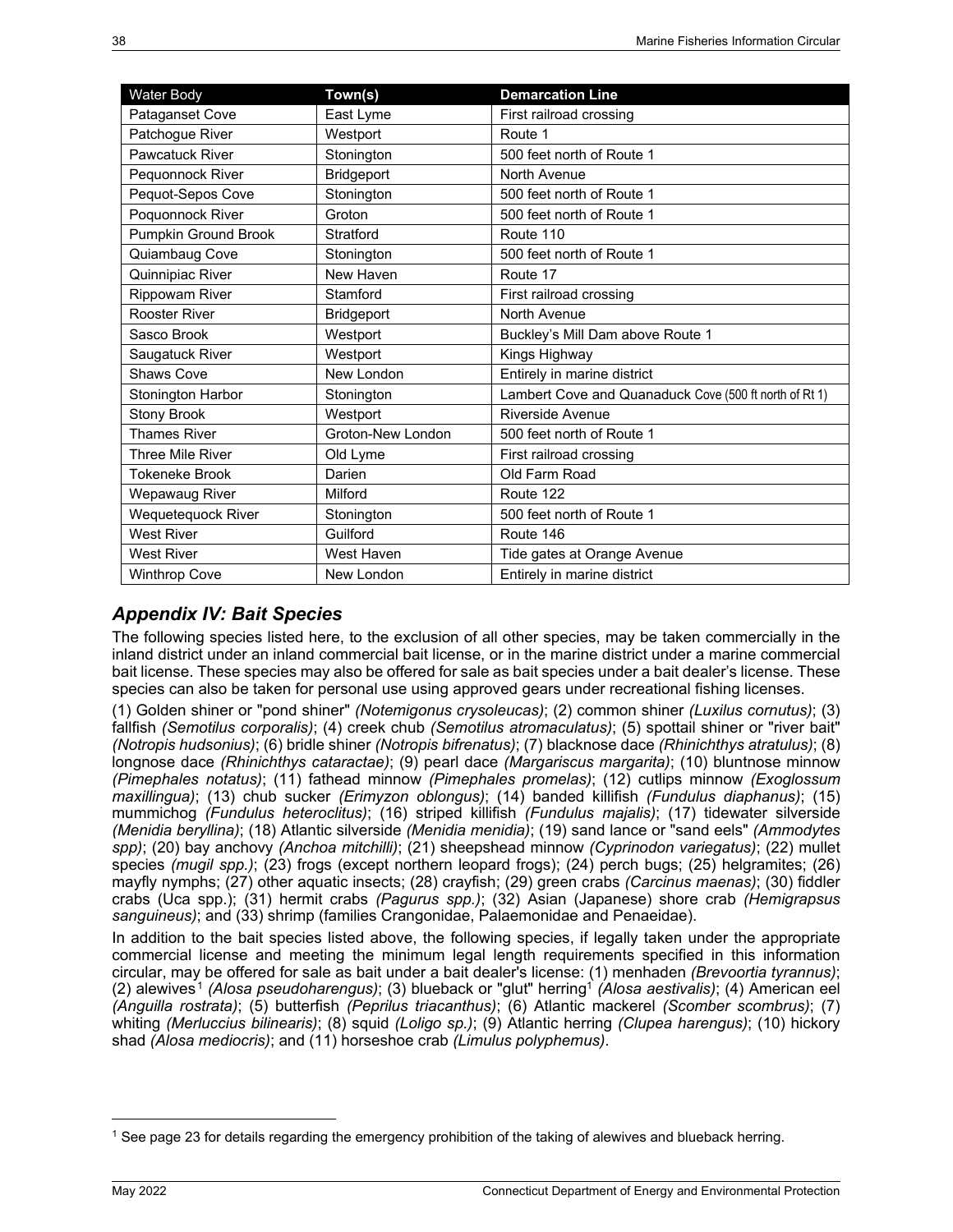| Water Body | Town(s) | Demarcation Line |
|---|---|---|
| Pataganset Cove | East Lyme | First railroad crossing |
| Patchogue River | Westport | Route 1 |
| Pawcatuck River | Stonington | 500 feet north of Route 1 |
| Pequonnock River | Bridgeport | North Avenue |
| Pequot-Sepos Cove | Stonington | 500 feet north of Route 1 |
| Poquonnock River | Groton | 500 feet north of Route 1 |
| Pumpkin Ground Brook | Stratford | Route 110 |
| Quiambaug Cove | Stonington | 500 feet north of Route 1 |
| Quinnipiac River | New Haven | Route 17 |
| Rippowam River | Stamford | First railroad crossing |
| Rooster River | Bridgeport | North Avenue |
| Sasco Brook | Westport | Buckley's Mill Dam above Route 1 |
| Saugatuck River | Westport | Kings Highway |
| Shaws Cove | New London | Entirely in marine district |
| Stonington Harbor | Stonington | Lambert Cove and Quanaduck Cove (500 ft north of Rt 1) |
| Stony Brook | Westport | Riverside Avenue |
| Thames River | Groton-New London | 500 feet north of Route 1 |
| Three Mile River | Old Lyme | First railroad crossing |
| Tokeneke Brook | Darien | Old Farm Road |
| Wepawaug River | Milford | Route 122 |
| Wequetequock River | Stonington | 500 feet north of Route 1 |
| West River | Guilford | Route 146 |
| West River | West Haven | Tide gates at Orange Avenue |
| Winthrop Cove | New London | Entirely in marine district |

## *Appendix IV: Bait Species*

The following species listed here, to the exclusion of all other species, may be taken commercially in the inland district under an inland commercial bait license, or in the marine district under a marine commercial bait license. These species may also be offered for sale as bait species under a bait dealer's license. These species can also be taken for personal use using approved gears under recreational fishing licenses.

(1) Golden shiner or "pond shiner" *(Notemigonus crysoleucas)*; (2) common shiner *(Luxilus cornutus)*; (3) fallfish *(Semotilus corporalis)*; (4) creek chub *(Semotilus atromaculatus)*; (5) spottail shiner or "river bait" *(Notropis hudsonius)*; (6) bridle shiner *(Notropis bifrenatus)*; (7) blacknose dace *(Rhinichthys atratulus)*; (8) longnose dace *(Rhinichthys cataractae)*; (9) pearl dace *(Margariscus margarita)*; (10) bluntnose minnow *(Pimephales notatus)*; (11) fathead minnow *(Pimephales promelas)*; (12) cutlips minnow *(Exoglossum maxillingua)*; (13) chub sucker *(Erimyzon oblongus)*; (14) banded killifish *(Fundulus diaphanus)*; (15) mummichog *(Fundulus heteroclitus)*; (16) striped killifish *(Fundulus majalis)*; (17) tidewater silverside *(Menidia beryllina)*; (18) Atlantic silverside *(Menidia menidia)*; (19) sand lance or "sand eels" *(Ammodytes spp)*; (20) bay anchovy *(Anchoa mitchilli)*; (21) sheepshead minnow *(Cyprinodon variegatus)*; (22) mullet species *(mugil spp.)*; (23) frogs (except northern leopard frogs); (24) perch bugs; (25) helgramites; (26) mayfly nymphs; (27) other aquatic insects; (28) crayfish; (29) green crabs *(Carcinus maenas)*; (30) fiddler crabs (Uca spp.); (31) hermit crabs *(Pagurus spp.)*; (32) Asian (Japanese) shore crab *(Hemigrapsus sanguineus)*; and (33) shrimp (families Crangonidae, Palaemonidae and Penaeidae).

In addition to the bait species listed above, the following species, if legally taken under the appropriate commercial license and meeting the minimum legal length requirements specified in this information circular, may be offered for sale as bait under a bait dealer's license: (1) menhaden *(Brevoortia tyrannus)*; (2) alewives[1] *(Alosa pseudoharengus)*; (3) blueback or "glut" herring[1] *(Alosa aestivalis)*; (4) American eel *(Anguilla rostrata)*; (5) butterfish *(Peprilus triacanthus)*; (6) Atlantic mackerel *(Scomber scombrus)*; (7) whiting *(Merluccius bilinearis)*; (8) squid *(Loligo sp.)*; (9) Atlantic herring *(Clupea harengus)*; (10) hickory shad *(Alosa mediocris)*; and (11) horseshoe crab *(Limulus polyphemus)*.

[1] See page 23 for details regarding the emergency prohibition of the taking of alewives and blueback herring.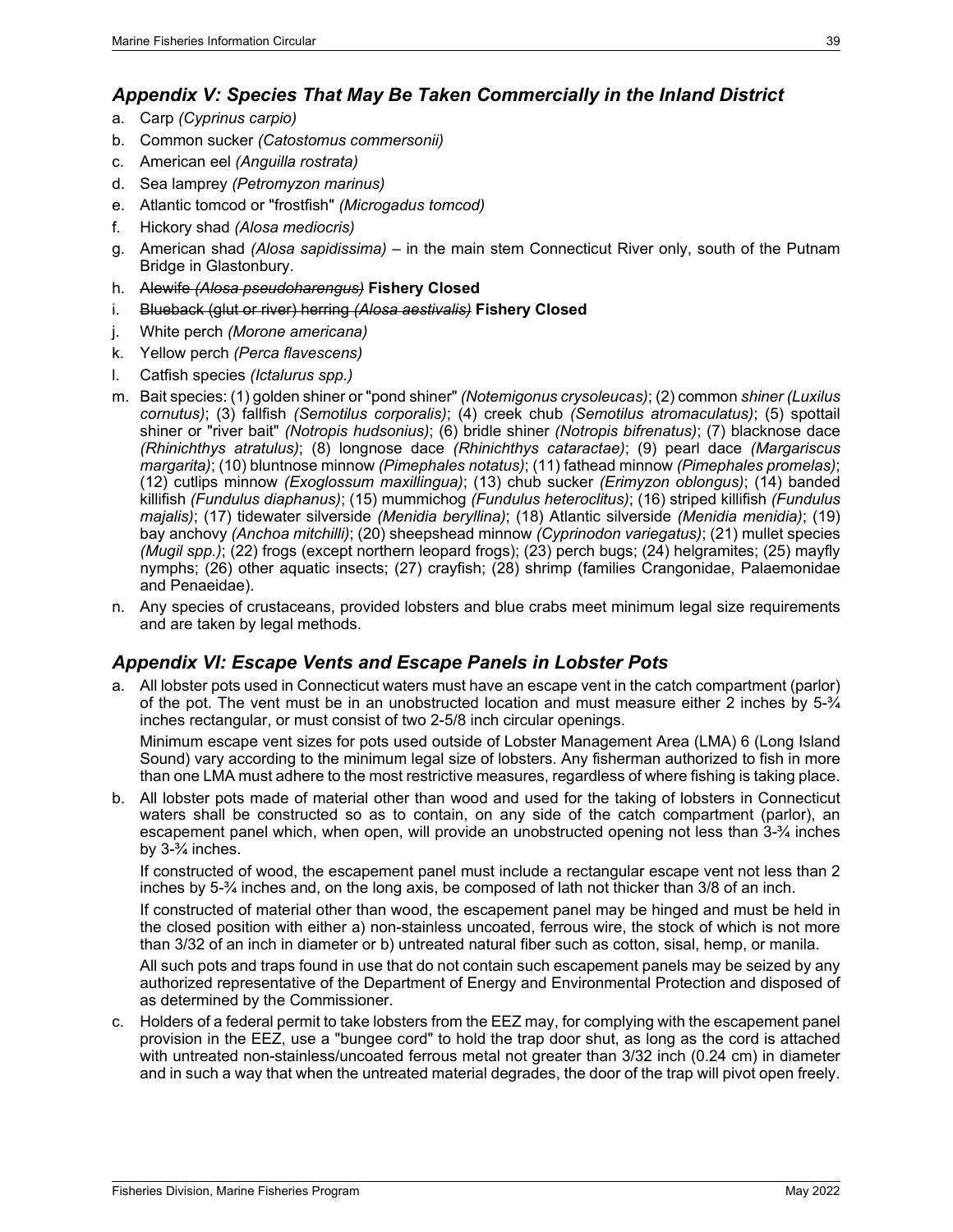## *Appendix V: Species That May Be Taken Commercially in the Inland District*

a. Carp *(Cyprinus carpio)*
b. Common sucker *(Catostomus commersonii)*
c. American eel *(Anguilla rostrata)*
d. Sea lamprey *(Petromyzon marinus)*
e. Atlantic tomcod or "frostfish" *(Microgadus tomcod)*
f. Hickory shad *(Alosa mediocris)*
g. American shad *(Alosa sapidissima)* – in the main stem Connecticut River only, south of the Putnam Bridge in Glastonbury.
h. ~~Alewife *(Alosa pseudoharengus)*~~ **Fishery Closed**
i. ~~Blueback (glut or river) herring *(Alosa aestivalis)*~~ **Fishery Closed**
j. White perch *(Morone americana)*
k. Yellow perch *(Perca flavescens)*
l. Catfish species *(Ictalurus spp.)*
m. Bait species: (1) golden shiner or "pond shiner" *(Notemigonus crysoleucas)*; (2) common *shiner (Luxilus cornutus)*; (3) fallfish *(Semotilus corporalis)*; (4) creek chub *(Semotilus atromaculatus)*; (5) spottail shiner or "river bait" *(Notropis hudsonius)*; (6) bridle shiner *(Notropis bifrenatus)*; (7) blacknose dace *(Rhinichthys atratulus)*; (8) longnose dace *(Rhinichthys cataractae)*; (9) pearl dace *(Margariscus margarita)*; (10) bluntnose minnow *(Pimephales notatus)*; (11) fathead minnow *(Pimephales promelas)*; (12) cutlips minnow *(Exoglossum maxillingua)*; (13) chub sucker *(Erimyzon oblongus)*; (14) banded killifish *(Fundulus diaphanus)*; (15) mummichog *(Fundulus heteroclitus)*; (16) striped killifish *(Fundulus majalis)*; (17) tidewater silverside *(Menidia beryllina)*; (18) Atlantic silverside *(Menidia menidia)*; (19) bay anchovy *(Anchoa mitchilli)*; (20) sheepshead minnow *(Cyprinodon variegatus)*; (21) mullet species *(Mugil spp.)*; (22) frogs (except northern leopard frogs); (23) perch bugs; (24) helgramites; (25) mayfly nymphs; (26) other aquatic insects; (27) crayfish; (28) shrimp (families Crangonidae, Palaemonidae and Penaeidae).
n. Any species of crustaceans, provided lobsters and blue crabs meet minimum legal size requirements and are taken by legal methods.

## *Appendix VI: Escape Vents and Escape Panels in Lobster Pots*

a. All lobster pots used in Connecticut waters must have an escape vent in the catch compartment (parlor) of the pot. The vent must be in an unobstructed location and must measure either 2 inches by 5-¾ inches rectangular, or must consist of two 2-5/8 inch circular openings.

   Minimum escape vent sizes for pots used outside of Lobster Management Area (LMA) 6 (Long Island Sound) vary according to the minimum legal size of lobsters. Any fisherman authorized to fish in more than one LMA must adhere to the most restrictive measures, regardless of where fishing is taking place.

b. All lobster pots made of material other than wood and used for the taking of lobsters in Connecticut waters shall be constructed so as to contain, on any side of the catch compartment (parlor), an escapement panel which, when open, will provide an unobstructed opening not less than 3-¾ inches by 3-¾ inches.

   If constructed of wood, the escapement panel must include a rectangular escape vent not less than 2 inches by 5-¾ inches and, on the long axis, be composed of lath not thicker than 3/8 of an inch.

   If constructed of material other than wood, the escapement panel may be hinged and must be held in the closed position with either a) non-stainless uncoated, ferrous wire, the stock of which is not more than 3/32 of an inch in diameter or b) untreated natural fiber such as cotton, sisal, hemp, or manila.

   All such pots and traps found in use that do not contain such escapement panels may be seized by any authorized representative of the Department of Energy and Environmental Protection and disposed of as determined by the Commissioner.

c. Holders of a federal permit to take lobsters from the EEZ may, for complying with the escapement panel provision in the EEZ, use a "bungee cord" to hold the trap door shut, as long as the cord is attached with untreated non-stainless/uncoated ferrous metal not greater than 3/32 inch (0.24 cm) in diameter and in such a way that when the untreated material degrades, the door of the trap will pivot open freely.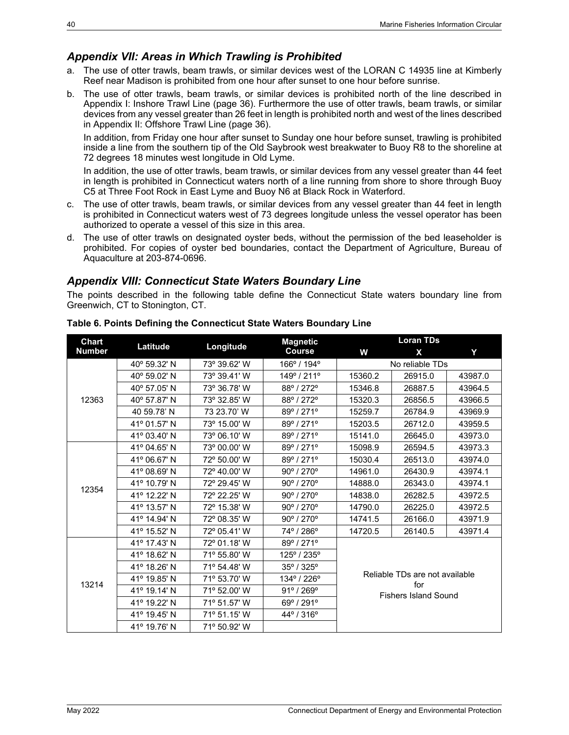## *Appendix VII: Areas in Which Trawling is Prohibited*

a. The use of otter trawls, beam trawls, or similar devices west of the LORAN C 14935 line at Kimberly Reef near Madison is prohibited from one hour after sunset to one hour before sunrise.

b. The use of otter trawls, beam trawls, or similar devices is prohibited north of the line described in Appendix I: Inshore Trawl Line (page 36). Furthermore the use of otter trawls, beam trawls, or similar devices from any vessel greater than 26 feet in length is prohibited north and west of the lines described in Appendix II: Offshore Trawl Line (page 36).

   In addition, from Friday one hour after sunset to Sunday one hour before sunset, trawling is prohibited inside a line from the southern tip of the Old Saybrook west breakwater to Buoy R8 to the shoreline at 72 degrees 18 minutes west longitude in Old Lyme.

   In addition, the use of otter trawls, beam trawls, or similar devices from any vessel greater than 44 feet in length is prohibited in Connecticut waters north of a line running from shore to shore through Buoy C5 at Three Foot Rock in East Lyme and Buoy N6 at Black Rock in Waterford.

c. The use of otter trawls, beam trawls, or similar devices from any vessel greater than 44 feet in length is prohibited in Connecticut waters west of 73 degrees longitude unless the vessel operator has been authorized to operate a vessel of this size in this area.

d. The use of otter trawls on designated oyster beds, without the permission of the bed leaseholder is prohibited. For copies of oyster bed boundaries, contact the Department of Agriculture, Bureau of Aquaculture at 203-874-0696.

## *Appendix VIII: Connecticut State Waters Boundary Line*

The points described in the following table define the Connecticut State waters boundary line from Greenwich, CT to Stonington, CT.

**Table 6. Points Defining the Connecticut State Waters Boundary Line**

| Chart Number | Latitude | Longitude | Magnetic Course | Loran TDs | | |
|---|---|---|---|---|---|---|
| | | | | W | X | Y |
| 12363 | 40º 59.32' N | 73º 39.62' W | 166º / 194º | No reliable TDs | | |
| | 40º 59.02' N | 73º 39.41' W | 149º / 211º | 15360.2 | 26915.0 | 43987.0 |
| | 40º 57.05' N | 73º 36.78' W | 88º / 272º | 15346.8 | 26887.5 | 43964.5 |
| | 40º 57.87' N | 73º 32.85' W | 88º / 272º | 15320.3 | 26856.5 | 43966.5 |
| | 40 59.78' N | 73 23.70' W | 89º / 271º | 15259.7 | 26784.9 | 43969.9 |
| | 41º 01.57' N | 73º 15.00' W | 89º / 271º | 15203.5 | 26712.0 | 43959.5 |
| | 41º 03.40' N | 73º 06.10' W | 89º / 271º | 15141.0 | 26645.0 | 43973.0 |
| 12354 | 41º 04.65' N | 73º 00.00' W | 89º / 271º | 15098.9 | 26594.5 | 43973.3 |
| | 41º 06.67' N | 72º 50.00' W | 89º / 271º | 15030.4 | 26513.0 | 43974.0 |
| | 41º 08.69' N | 72º 40.00' W | 90º / 270º | 14961.0 | 26430.9 | 43974.1 |
| | 41º 10.79' N | 72º 29.45' W | 90º / 270º | 14888.0 | 26343.0 | 43974.1 |
| | 41º 12.22' N | 72º 22.25' W | 90º / 270º | 14838.0 | 26282.5 | 43972.5 |
| | 41º 13.57' N | 72º 15.38' W | 90º / 270º | 14790.0 | 26225.0 | 43972.5 |
| | 41º 14.94' N | 72º 08.35' W | 90º / 270º | 14741.5 | 26166.0 | 43971.9 |
| | 41º 15.52' N | 72º 05.41' W | 74º / 286º | 14720.5 | 26140.5 | 43971.4 |
| 13214 | 41º 17.43' N | 72º 01.18' W | 89º / 271º | Reliable TDs are not available for Fishers Island Sound | | |
| | 41º 18.62' N | 71º 55.80' W | 125º / 235º | | | |
| | 41º 18.26' N | 71º 54.48' W | 35º / 325º | | | |
| | 41º 19.85' N | 71º 53.70' W | 134º / 226º | | | |
| | 41º 19.14' N | 71º 52.00' W | 91º / 269º | | | |
| | 41º 19.22' N | 71º 51.57' W | 69º / 291º | | | |
| | 41º 19.45' N | 71º 51.15' W | 44º / 316º | | | |
| | 41º 19.76' N | 71º 50.92' W | | | | |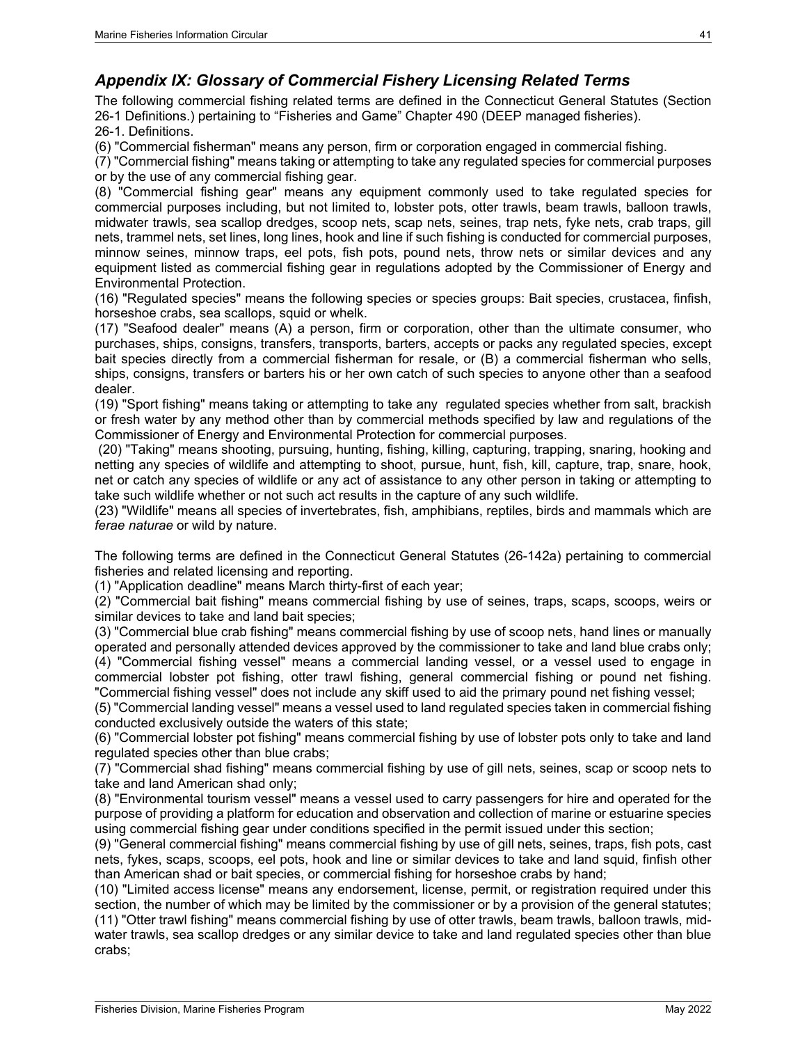## *Appendix IX: Glossary of Commercial Fishery Licensing Related Terms*

The following commercial fishing related terms are defined in the Connecticut General Statutes (Section 26-1 Definitions.) pertaining to "Fisheries and Game" Chapter 490 (DEEP managed fisheries).

26-1. Definitions.

(6) "Commercial fisherman" means any person, firm or corporation engaged in commercial fishing.

(7) "Commercial fishing" means taking or attempting to take any regulated species for commercial purposes or by the use of any commercial fishing gear.

(8) "Commercial fishing gear" means any equipment commonly used to take regulated species for commercial purposes including, but not limited to, lobster pots, otter trawls, beam trawls, balloon trawls, midwater trawls, sea scallop dredges, scoop nets, scap nets, seines, trap nets, fyke nets, crab traps, gill nets, trammel nets, set lines, long lines, hook and line if such fishing is conducted for commercial purposes, minnow seines, minnow traps, eel pots, fish pots, pound nets, throw nets or similar devices and any equipment listed as commercial fishing gear in regulations adopted by the Commissioner of Energy and Environmental Protection.

(16) "Regulated species" means the following species or species groups: Bait species, crustacea, finfish, horseshoe crabs, sea scallops, squid or whelk.

(17) "Seafood dealer" means (A) a person, firm or corporation, other than the ultimate consumer, who purchases, ships, consigns, transfers, transports, barters, accepts or packs any regulated species, except bait species directly from a commercial fisherman for resale, or (B) a commercial fisherman who sells, ships, consigns, transfers or barters his or her own catch of such species to anyone other than a seafood dealer.

(19) "Sport fishing" means taking or attempting to take any regulated species whether from salt, brackish or fresh water by any method other than by commercial methods specified by law and regulations of the Commissioner of Energy and Environmental Protection for commercial purposes.

(20) "Taking" means shooting, pursuing, hunting, fishing, killing, capturing, trapping, snaring, hooking and netting any species of wildlife and attempting to shoot, pursue, hunt, fish, kill, capture, trap, snare, hook, net or catch any species of wildlife or any act of assistance to any other person in taking or attempting to take such wildlife whether or not such act results in the capture of any such wildlife.

(23) "Wildlife" means all species of invertebrates, fish, amphibians, reptiles, birds and mammals which are *ferae naturae* or wild by nature.

The following terms are defined in the Connecticut General Statutes (26-142a) pertaining to commercial fisheries and related licensing and reporting.

(1) "Application deadline" means March thirty-first of each year;

(2) "Commercial bait fishing" means commercial fishing by use of seines, traps, scaps, scoops, weirs or similar devices to take and land bait species;

(3) "Commercial blue crab fishing" means commercial fishing by use of scoop nets, hand lines or manually operated and personally attended devices approved by the commissioner to take and land blue crabs only;

(4) "Commercial fishing vessel" means a commercial landing vessel, or a vessel used to engage in commercial lobster pot fishing, otter trawl fishing, general commercial fishing or pound net fishing. "Commercial fishing vessel" does not include any skiff used to aid the primary pound net fishing vessel;

(5) "Commercial landing vessel" means a vessel used to land regulated species taken in commercial fishing conducted exclusively outside the waters of this state;

(6) "Commercial lobster pot fishing" means commercial fishing by use of lobster pots only to take and land regulated species other than blue crabs;

(7) "Commercial shad fishing" means commercial fishing by use of gill nets, seines, scap or scoop nets to take and land American shad only;

(8) "Environmental tourism vessel" means a vessel used to carry passengers for hire and operated for the purpose of providing a platform for education and observation and collection of marine or estuarine species using commercial fishing gear under conditions specified in the permit issued under this section;

(9) "General commercial fishing" means commercial fishing by use of gill nets, seines, traps, fish pots, cast nets, fykes, scaps, scoops, eel pots, hook and line or similar devices to take and land squid, finfish other than American shad or bait species, or commercial fishing for horseshoe crabs by hand;

(10) "Limited access license" means any endorsement, license, permit, or registration required under this section, the number of which may be limited by the commissioner or by a provision of the general statutes;

(11) "Otter trawl fishing" means commercial fishing by use of otter trawls, beam trawls, balloon trawls, mid-water trawls, sea scallop dredges or any similar device to take and land regulated species other than blue crabs;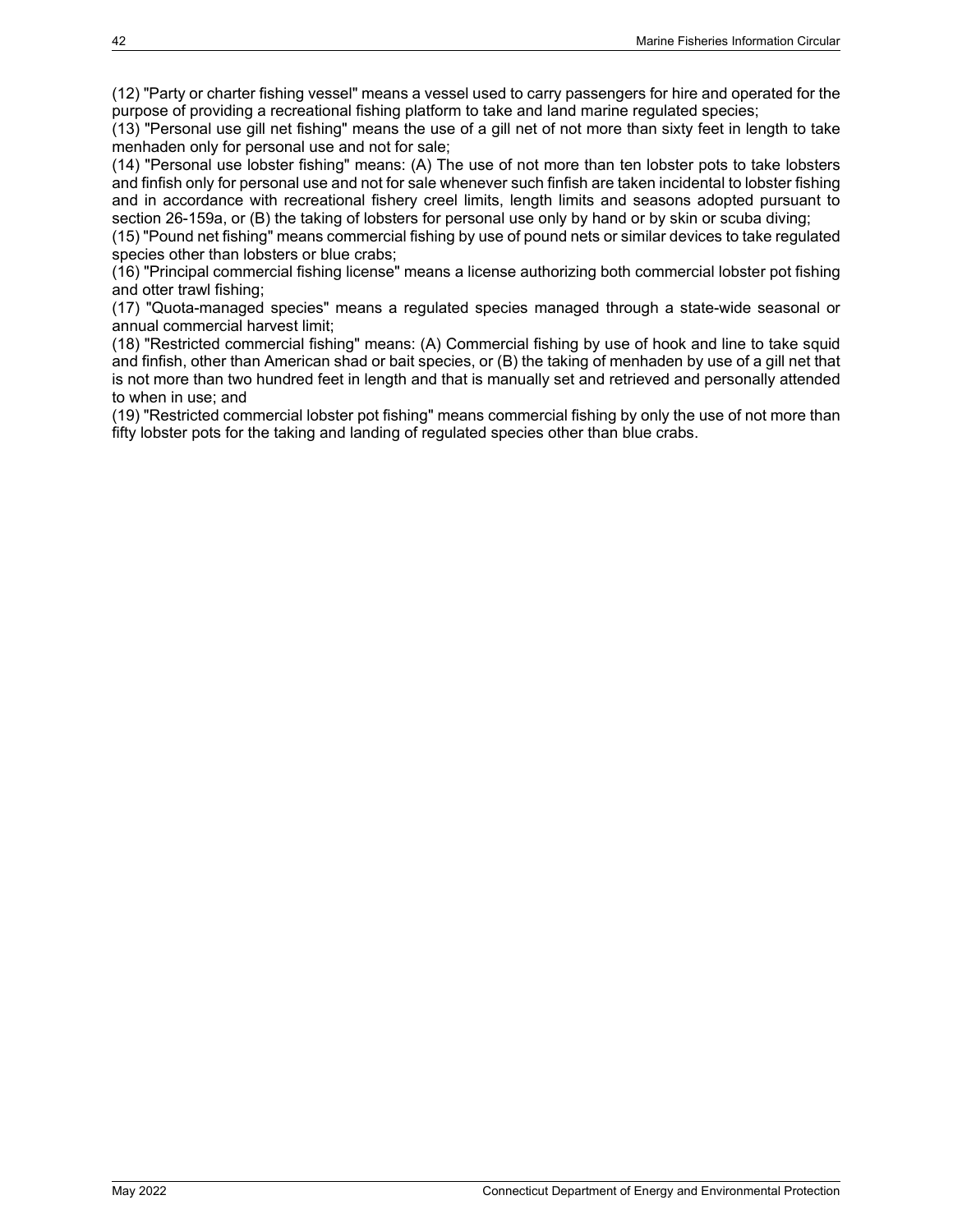(12) "Party or charter fishing vessel" means a vessel used to carry passengers for hire and operated for the purpose of providing a recreational fishing platform to take and land marine regulated species;

(13) "Personal use gill net fishing" means the use of a gill net of not more than sixty feet in length to take menhaden only for personal use and not for sale;

(14) "Personal use lobster fishing" means: (A) The use of not more than ten lobster pots to take lobsters and finfish only for personal use and not for sale whenever such finfish are taken incidental to lobster fishing and in accordance with recreational fishery creel limits, length limits and seasons adopted pursuant to section 26-159a, or (B) the taking of lobsters for personal use only by hand or by skin or scuba diving;

(15) "Pound net fishing" means commercial fishing by use of pound nets or similar devices to take regulated species other than lobsters or blue crabs;

(16) "Principal commercial fishing license" means a license authorizing both commercial lobster pot fishing and otter trawl fishing;

(17) "Quota-managed species" means a regulated species managed through a state-wide seasonal or annual commercial harvest limit;

(18) "Restricted commercial fishing" means: (A) Commercial fishing by use of hook and line to take squid and finfish, other than American shad or bait species, or (B) the taking of menhaden by use of a gill net that is not more than two hundred feet in length and that is manually set and retrieved and personally attended to when in use; and

(19) "Restricted commercial lobster pot fishing" means commercial fishing by only the use of not more than fifty lobster pots for the taking and landing of regulated species other than blue crabs.